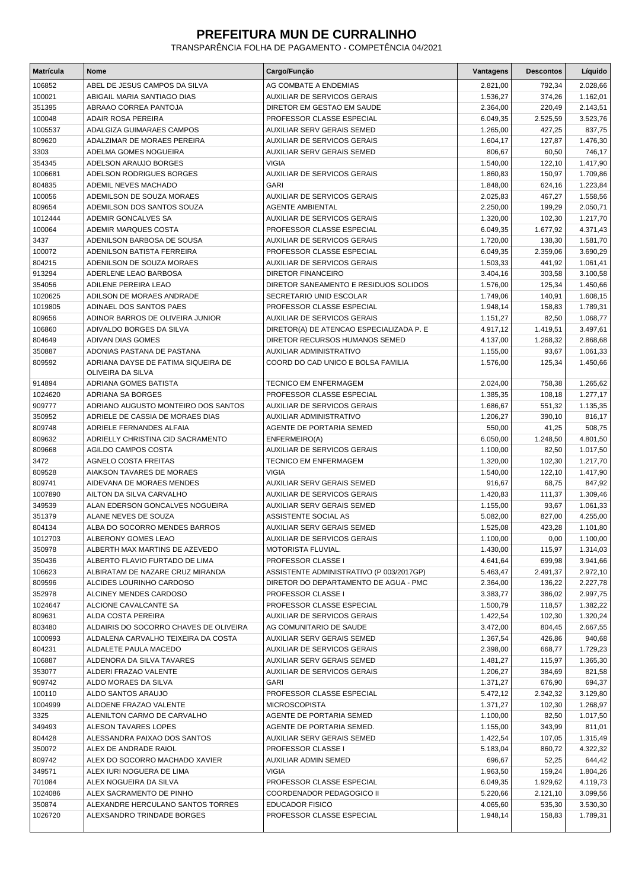# PREFEITURA MUN DE CURRALINHO

TRANSPARÊNCIA FOLHA DE PAGAMENTO - COMPETÊNCIA 04/2021

| Matrícula | Nome | Cargo/Função | Vantagens | Descontos | Líquido |
|---|---|---|---|---|---|
| 106852 | ABEL DE JESUS CAMPOS DA SILVA | AG COMBATE A ENDEMIAS | 2.821,00 | 792,34 | 2.028,66 |
| 100021 | ABIGAIL MARIA SANTIAGO DIAS | AUXILIAR DE SERVICOS GERAIS | 1.536,27 | 374,26 | 1.162,01 |
| 351395 | ABRAAO CORREA PANTOJA | DIRETOR EM GESTAO EM SAUDE | 2.364,00 | 220,49 | 2.143,51 |
| 100048 | ADAIR ROSA PEREIRA | PROFESSOR CLASSE ESPECIAL | 6.049,35 | 2.525,59 | 3.523,76 |
| 1005537 | ADALGIZA GUIMARAES CAMPOS | AUXILIAR SERV GERAIS SEMED | 1.265,00 | 427,25 | 837,75 |
| 809620 | ADALZIMAR DE MORAES PEREIRA | AUXILIAR DE SERVICOS GERAIS | 1.604,17 | 127,87 | 1.476,30 |
| 3303 | ADELMA GOMES NOGUEIRA | AUXILIAR SERV GERAIS SEMED | 806,67 | 60,50 | 746,17 |
| 354345 | ADELSON ARAUJO BORGES | VIGIA | 1.540,00 | 122,10 | 1.417,90 |
| 1006681 | ADELSON RODRIGUES BORGES | AUXILIAR DE SERVICOS GERAIS | 1.860,83 | 150,97 | 1.709,86 |
| 804835 | ADEMIL NEVES MACHADO | GARI | 1.848,00 | 624,16 | 1.223,84 |
| 100056 | ADEMILSON DE SOUZA MORAES | AUXILIAR DE SERVICOS GERAIS | 2.025,83 | 467,27 | 1.558,56 |
| 809654 | ADEMILSON DOS SANTOS SOUZA | AGENTE AMBIENTAL | 2.250,00 | 199,29 | 2.050,71 |
| 1012444 | ADEMIR GONCALVES SA | AUXILIAR DE SERVICOS GERAIS | 1.320,00 | 102,30 | 1.217,70 |
| 100064 | ADEMIR MARQUES COSTA | PROFESSOR CLASSE ESPECIAL | 6.049,35 | 1.677,92 | 4.371,43 |
| 3437 | ADENILSON BARBOSA DE SOUSA | AUXILIAR DE SERVICOS GERAIS | 1.720,00 | 138,30 | 1.581,70 |
| 100072 | ADENILSON BATISTA FERREIRA | PROFESSOR CLASSE ESPECIAL | 6.049,35 | 2.359,06 | 3.690,29 |
| 804215 | ADENILSON DE SOUZA MORAES | AUXILIAR DE SERVICOS GERAIS | 1.503,33 | 441,92 | 1.061,41 |
| 913294 | ADERLENE LEAO BARBOSA | DIRETOR FINANCEIRO | 3.404,16 | 303,58 | 3.100,58 |
| 354056 | ADILENE PEREIRA LEAO | DIRETOR SANEAMENTO E RESIDUOS SOLIDOS | 1.576,00 | 125,34 | 1.450,66 |
| 1020625 | ADILSON DE MORAES ANDRADE | SECRETARIO UNID ESCOLAR | 1.749,06 | 140,91 | 1.608,15 |
| 1019805 | ADINAEL DOS SANTOS PAES | PROFESSOR CLASSE ESPECIAL | 1.948,14 | 158,83 | 1.789,31 |
| 809656 | ADINOR BARROS DE OLIVEIRA JUNIOR | AUXILIAR DE SERVICOS GERAIS | 1.151,27 | 82,50 | 1.068,77 |
| 106860 | ADIVALDO BORGES DA SILVA | DIRETOR(A) DE ATENCAO ESPECIALIZADA P. E | 4.917,12 | 1.419,51 | 3.497,61 |
| 804649 | ADIVAN DIAS GOMES | DIRETOR RECURSOS HUMANOS SEMED | 4.137,00 | 1.268,32 | 2.868,68 |
| 350887 | ADONIAS PASTANA DE PASTANA | AUXILIAR ADMINISTRATIVO | 1.155,00 | 93,67 | 1.061,33 |
| 809592 | ADRIANA DAYSE DE FATIMA SIQUEIRA DE OLIVEIRA DA SILVA | COORD DO CAD UNICO E BOLSA FAMILIA | 1.576,00 | 125,34 | 1.450,66 |
| 914894 | ADRIANA GOMES BATISTA | TECNICO EM ENFERMAGEM | 2.024,00 | 758,38 | 1.265,62 |
| 1024620 | ADRIANA SA BORGES | PROFESSOR CLASSE ESPECIAL | 1.385,35 | 108,18 | 1.277,17 |
| 909777 | ADRIANO AUGUSTO MONTEIRO DOS SANTOS | AUXILIAR DE SERVICOS GERAIS | 1.686,67 | 551,32 | 1.135,35 |
| 350952 | ADRIELE DE CASSIA DE MORAES DIAS | AUXILIAR ADMINISTRATIVO | 1.206,27 | 390,10 | 816,17 |
| 809748 | ADRIELE FERNANDES ALFAIA | AGENTE DE PORTARIA SEMED | 550,00 | 41,25 | 508,75 |
| 809632 | ADRIELLY CHRISTINA CID SACRAMENTO | ENFERMEIRO(A) | 6.050,00 | 1.248,50 | 4.801,50 |
| 809668 | AGILDO CAMPOS COSTA | AUXILIAR DE SERVICOS GERAIS | 1.100,00 | 82,50 | 1.017,50 |
| 3472 | AGNELO COSTA FREITAS | TECNICO EM ENFERMAGEM | 1.320,00 | 102,30 | 1.217,70 |
| 809528 | AIAKSON TAVARES DE MORAES | VIGIA | 1.540,00 | 122,10 | 1.417,90 |
| 809741 | AIDEVANA DE MORAES MENDES | AUXILIAR SERV GERAIS SEMED | 916,67 | 68,75 | 847,92 |
| 1007890 | AILTON DA SILVA CARVALHO | AUXILIAR DE SERVICOS GERAIS | 1.420,83 | 111,37 | 1.309,46 |
| 349539 | ALAN EDERSON GONCALVES NOGUEIRA | AUXILIAR SERV GERAIS SEMED | 1.155,00 | 93,67 | 1.061,33 |
| 351379 | ALANE NEVES DE SOUZA | ASSISTENTE SOCIAL AS | 5.082,00 | 827,00 | 4.255,00 |
| 804134 | ALBA DO SOCORRO MENDES BARROS | AUXILIAR SERV GERAIS SEMED | 1.525,08 | 423,28 | 1.101,80 |
| 1012703 | ALBERONY GOMES LEAO | AUXILIAR DE SERVICOS GERAIS | 1.100,00 | 0,00 | 1.100,00 |
| 350978 | ALBERTH MAX MARTINS DE AZEVEDO | MOTORISTA FLUVIAL. | 1.430,00 | 115,97 | 1.314,03 |
| 350436 | ALBERTO FLAVIO FURTADO DE LIMA | PROFESSOR CLASSE I | 4.641,64 | 699,98 | 3.941,66 |
| 106623 | ALBIRATAM DE NAZARE CRUZ MIRANDA | ASSISTENTE ADMINISTRATIVO (P 003/2017GP) | 5.463,47 | 2.491,37 | 2.972,10 |
| 809596 | ALCIDES LOURINHO CARDOSO | DIRETOR DO DEPARTAMENTO DE AGUA - PMC | 2.364,00 | 136,22 | 2.227,78 |
| 352978 | ALCINEY MENDES CARDOSO | PROFESSOR CLASSE I | 3.383,77 | 386,02 | 2.997,75 |
| 1024647 | ALCIONE CAVALCANTE SA | PROFESSOR CLASSE ESPECIAL | 1.500,79 | 118,57 | 1.382,22 |
| 809631 | ALDA COSTA PEREIRA | AUXILIAR DE SERVICOS GERAIS | 1.422,54 | 102,30 | 1.320,24 |
| 803480 | ALDAIRIS DO SOCORRO CHAVES DE OLIVEIRA | AG COMUNITARIO DE SAUDE | 3.472,00 | 804,45 | 2.667,55 |
| 1000993 | ALDALENA CARVALHO TEIXEIRA DA COSTA | AUXILIAR SERV GERAIS SEMED | 1.367,54 | 426,86 | 940,68 |
| 804231 | ALDALETE PAULA MACEDO | AUXILIAR DE SERVICOS GERAIS | 2.398,00 | 668,77 | 1.729,23 |
| 106887 | ALDENORA DA SILVA TAVARES | AUXILIAR SERV GERAIS SEMED | 1.481,27 | 115,97 | 1.365,30 |
| 353077 | ALDERI FRAZAO VALENTE | AUXILIAR DE SERVICOS GERAIS | 1.206,27 | 384,69 | 821,58 |
| 909742 | ALDO MORAES DA SILVA | GARI | 1.371,27 | 676,90 | 694,37 |
| 100110 | ALDO SANTOS ARAUJO | PROFESSOR CLASSE ESPECIAL | 5.472,12 | 2.342,32 | 3.129,80 |
| 1004999 | ALDOENE FRAZAO VALENTE | MICROSCOPISTA | 1.371,27 | 102,30 | 1.268,97 |
| 3325 | ALENILTON CARMO DE CARVALHO | AGENTE DE PORTARIA SEMED | 1.100,00 | 82,50 | 1.017,50 |
| 349493 | ALESON TAVARES LOPES | AGENTE DE PORTARIA SEMED. | 1.155,00 | 343,99 | 811,01 |
| 804428 | ALESSANDRA PAIXAO DOS SANTOS | AUXILIAR SERV GERAIS SEMED | 1.422,54 | 107,05 | 1.315,49 |
| 350072 | ALEX DE ANDRADE RAIOL | PROFESSOR CLASSE I | 5.183,04 | 860,72 | 4.322,32 |
| 809742 | ALEX DO SOCORRO MACHADO XAVIER | AUXILIAR ADMIN SEMED | 696,67 | 52,25 | 644,42 |
| 349571 | ALEX IURI NOGUERA DE LIMA | VIGIA | 1.963,50 | 159,24 | 1.804,26 |
| 701084 | ALEX NOGUEIRA DA SILVA | PROFESSOR CLASSE ESPECIAL | 6.049,35 | 1.929,62 | 4.119,73 |
| 1024086 | ALEX SACRAMENTO DE PINHO | COORDENADOR PEDAGOGICO II | 5.220,66 | 2.121,10 | 3.099,56 |
| 350874 | ALEXANDRE HERCULANO SANTOS TORRES | EDUCADOR FISICO | 4.065,60 | 535,30 | 3.530,30 |
| 1026720 | ALEXSANDRO TRINDADE BORGES | PROFESSOR CLASSE ESPECIAL | 1.948,14 | 158,83 | 1.789,31 |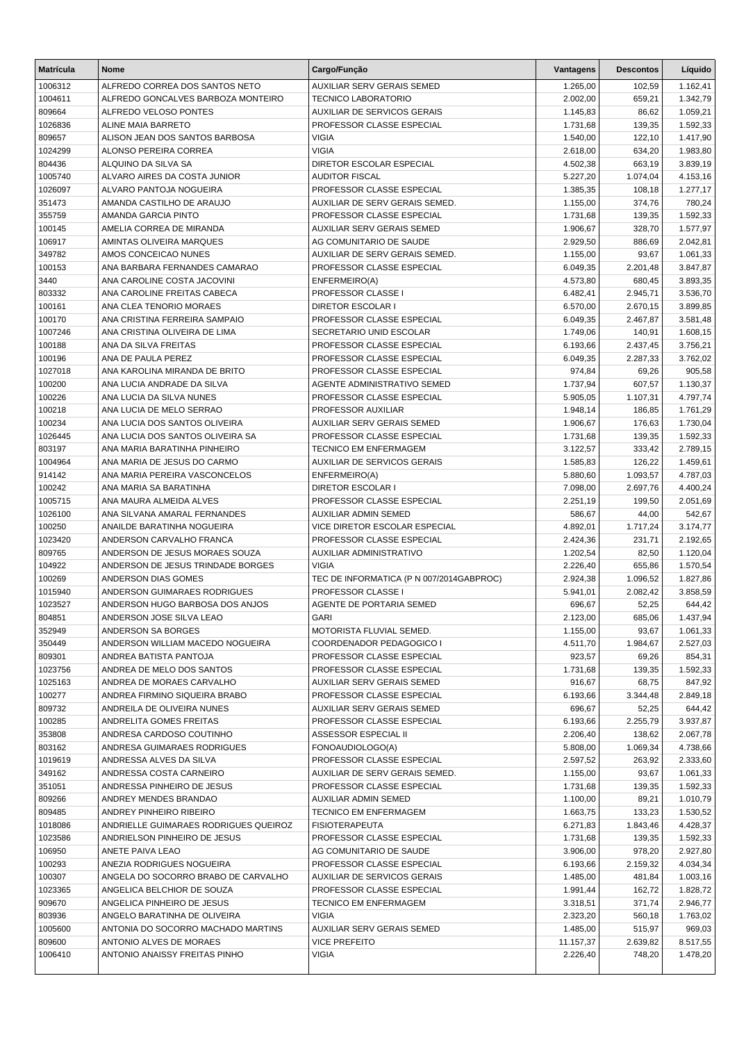| Matrícula | Nome | Cargo/Função | Vantagens | Descontos | Líquido |
|---|---|---|---|---|---|
| 1006312 | ALFREDO CORREA DOS SANTOS NETO | AUXILIAR SERV GERAIS SEMED | 1.265,00 | 102,59 | 1.162,41 |
| 1004611 | ALFREDO GONCALVES BARBOZA MONTEIRO | TECNICO LABORATORIO | 2.002,00 | 659,21 | 1.342,79 |
| 809664 | ALFREDO VELOSO PONTES | AUXILIAR DE SERVICOS GERAIS | 1.145,83 | 86,62 | 1.059,21 |
| 1026836 | ALINE MAIA BARRETO | PROFESSOR CLASSE ESPECIAL | 1.731,68 | 139,35 | 1.592,33 |
| 809657 | ALISON JEAN DOS SANTOS BARBOSA | VIGIA | 1.540,00 | 122,10 | 1.417,90 |
| 1024299 | ALONSO PEREIRA CORREA | VIGIA | 2.618,00 | 634,20 | 1.983,80 |
| 804436 | ALQUINO DA SILVA SA | DIRETOR ESCOLAR ESPECIAL | 4.502,38 | 663,19 | 3.839,19 |
| 1005740 | ALVARO AIRES DA COSTA JUNIOR | AUDITOR FISCAL | 5.227,20 | 1.074,04 | 4.153,16 |
| 1026097 | ALVARO PANTOJA NOGUEIRA | PROFESSOR CLASSE ESPECIAL | 1.385,35 | 108,18 | 1.277,17 |
| 351473 | AMANDA CASTILHO DE ARAUJO | AUXILIAR DE SERV GERAIS SEMED. | 1.155,00 | 374,76 | 780,24 |
| 355759 | AMANDA GARCIA PINTO | PROFESSOR CLASSE ESPECIAL | 1.731,68 | 139,35 | 1.592,33 |
| 100145 | AMELIA CORREA DE MIRANDA | AUXILIAR SERV GERAIS SEMED | 1.906,67 | 328,70 | 1.577,97 |
| 106917 | AMINTAS OLIVEIRA MARQUES | AG COMUNITARIO DE SAUDE | 2.929,50 | 886,69 | 2.042,81 |
| 349782 | AMOS CONCEICAO NUNES | AUXILIAR DE SERV GERAIS SEMED. | 1.155,00 | 93,67 | 1.061,33 |
| 100153 | ANA BARBARA FERNANDES CAMARAO | PROFESSOR CLASSE ESPECIAL | 6.049,35 | 2.201,48 | 3.847,87 |
| 3440 | ANA CAROLINE COSTA JACOVINI | ENFERMEIRO(A) | 4.573,80 | 680,45 | 3.893,35 |
| 803332 | ANA CAROLINE FREITAS CABECA | PROFESSOR CLASSE I | 6.482,41 | 2.945,71 | 3.536,70 |
| 100161 | ANA CLEA TENORIO MORAES | DIRETOR ESCOLAR I | 6.570,00 | 2.670,15 | 3.899,85 |
| 100170 | ANA CRISTINA FERREIRA SAMPAIO | PROFESSOR CLASSE ESPECIAL | 6.049,35 | 2.467,87 | 3.581,48 |
| 1007246 | ANA CRISTINA OLIVEIRA DE LIMA | SECRETARIO UNID ESCOLAR | 1.749,06 | 140,91 | 1.608,15 |
| 100188 | ANA DA SILVA FREITAS | PROFESSOR CLASSE ESPECIAL | 6.193,66 | 2.437,45 | 3.756,21 |
| 100196 | ANA DE PAULA PEREZ | PROFESSOR CLASSE ESPECIAL | 6.049,35 | 2.287,33 | 3.762,02 |
| 1027018 | ANA KAROLINA MIRANDA DE BRITO | PROFESSOR CLASSE ESPECIAL | 974,84 | 69,26 | 905,58 |
| 100200 | ANA LUCIA ANDRADE DA SILVA | AGENTE ADMINISTRATIVO SEMED | 1.737,94 | 607,57 | 1.130,37 |
| 100226 | ANA LUCIA DA SILVA NUNES | PROFESSOR CLASSE ESPECIAL | 5.905,05 | 1.107,31 | 4.797,74 |
| 100218 | ANA LUCIA DE MELO SERRAO | PROFESSOR AUXILIAR | 1.948,14 | 186,85 | 1.761,29 |
| 100234 | ANA LUCIA DOS SANTOS OLIVEIRA | AUXILIAR SERV GERAIS SEMED | 1.906,67 | 176,63 | 1.730,04 |
| 1026445 | ANA LUCIA DOS SANTOS OLIVEIRA SA | PROFESSOR CLASSE ESPECIAL | 1.731,68 | 139,35 | 1.592,33 |
| 803197 | ANA MARIA BARATINHA PINHEIRO | TECNICO EM ENFERMAGEM | 3.122,57 | 333,42 | 2.789,15 |
| 1004964 | ANA MARIA DE JESUS DO CARMO | AUXILIAR DE SERVICOS GERAIS | 1.585,83 | 126,22 | 1.459,61 |
| 914142 | ANA MARIA PEREIRA VASCONCELOS | ENFERMEIRO(A) | 5.880,60 | 1.093,57 | 4.787,03 |
| 100242 | ANA MARIA SA BARATINHA | DIRETOR ESCOLAR I | 7.098,00 | 2.697,76 | 4.400,24 |
| 1005715 | ANA MAURA ALMEIDA ALVES | PROFESSOR CLASSE ESPECIAL | 2.251,19 | 199,50 | 2.051,69 |
| 1026100 | ANA SILVANA AMARAL FERNANDES | AUXILIAR ADMIN SEMED | 586,67 | 44,00 | 542,67 |
| 100250 | ANAILDE BARATINHA NOGUEIRA | VICE DIRETOR ESCOLAR ESPECIAL | 4.892,01 | 1.717,24 | 3.174,77 |
| 1023420 | ANDERSON CARVALHO FRANCA | PROFESSOR CLASSE ESPECIAL | 2.424,36 | 231,71 | 2.192,65 |
| 809765 | ANDERSON DE JESUS MORAES SOUZA | AUXILIAR ADMINISTRATIVO | 1.202,54 | 82,50 | 1.120,04 |
| 104922 | ANDERSON DE JESUS TRINDADE BORGES | VIGIA | 2.226,40 | 655,86 | 1.570,54 |
| 100269 | ANDERSON DIAS GOMES | TEC DE INFORMATICA (P N 007/2014GABPROC) | 2.924,38 | 1.096,52 | 1.827,86 |
| 1015940 | ANDERSON GUIMARAES RODRIGUES | PROFESSOR CLASSE I | 5.941,01 | 2.082,42 | 3.858,59 |
| 1023527 | ANDERSON HUGO BARBOSA DOS ANJOS | AGENTE DE PORTARIA SEMED | 696,67 | 52,25 | 644,42 |
| 804851 | ANDERSON JOSE SILVA LEAO | GARI | 2.123,00 | 685,06 | 1.437,94 |
| 352949 | ANDERSON SA BORGES | MOTORISTA FLUVIAL SEMED. | 1.155,00 | 93,67 | 1.061,33 |
| 350449 | ANDERSON WILLIAM MACEDO NOGUEIRA | COORDENADOR PEDAGOGICO I | 4.511,70 | 1.984,67 | 2.527,03 |
| 809301 | ANDREA BATISTA PANTOJA | PROFESSOR CLASSE ESPECIAL | 923,57 | 69,26 | 854,31 |
| 1023756 | ANDREA DE MELO DOS SANTOS | PROFESSOR CLASSE ESPECIAL | 1.731,68 | 139,35 | 1.592,33 |
| 1025163 | ANDREA DE MORAES CARVALHO | AUXILIAR SERV GERAIS SEMED | 916,67 | 68,75 | 847,92 |
| 100277 | ANDREA FIRMINO SIQUEIRA BRABO | PROFESSOR CLASSE ESPECIAL | 6.193,66 | 3.344,48 | 2.849,18 |
| 809732 | ANDREILA DE OLIVEIRA NUNES | AUXILIAR SERV GERAIS SEMED | 696,67 | 52,25 | 644,42 |
| 100285 | ANDRELITA GOMES FREITAS | PROFESSOR CLASSE ESPECIAL | 6.193,66 | 2.255,79 | 3.937,87 |
| 353808 | ANDRESA CARDOSO COUTINHO | ASSESSOR ESPECIAL II | 2.206,40 | 138,62 | 2.067,78 |
| 803162 | ANDRESSA GUIMARAES RODRIGUES | FONOAUDIOLOGO(A) | 5.808,00 | 1.069,34 | 4.738,66 |
| 1019619 | ANDRESSA ALVES DA SILVA | PROFESSOR CLASSE ESPECIAL | 2.597,52 | 263,92 | 2.333,60 |
| 349162 | ANDRESSA COSTA CARNEIRO | AUXILIAR DE SERV GERAIS SEMED. | 1.155,00 | 93,67 | 1.061,33 |
| 351051 | ANDRESSA PINHEIRO DE JESUS | PROFESSOR CLASSE ESPECIAL | 1.731,68 | 139,35 | 1.592,33 |
| 809266 | ANDREY MENDES BRANDAO | AUXILIAR ADMIN SEMED | 1.100,00 | 89,21 | 1.010,79 |
| 809485 | ANDREY PINHEIRO RIBEIRO | TECNICO EM ENFERMAGEM | 1.663,75 | 133,23 | 1.530,52 |
| 1018086 | ANDRIELLE GUIMARAES RODRIGUES QUEIROZ | FISIOTERAPEUTA | 6.271,83 | 1.843,46 | 4.428,37 |
| 1023586 | ANDRIELSON PINHEIRO DE JESUS | PROFESSOR CLASSE ESPECIAL | 1.731,68 | 139,35 | 1.592,33 |
| 106950 | ANETE PAIVA LEAO | AG COMUNITARIO DE SAUDE | 3.906,00 | 978,20 | 2.927,80 |
| 100293 | ANEZIA RODRIGUES NOGUEIRA | PROFESSOR CLASSE ESPECIAL | 6.193,66 | 2.159,32 | 4.034,34 |
| 100307 | ANGELA DO SOCORRO BRABO DE CARVALHO | AUXILIAR DE SERVICOS GERAIS | 1.485,00 | 481,84 | 1.003,16 |
| 1023365 | ANGELICA BELCHIOR DE SOUZA | PROFESSOR CLASSE ESPECIAL | 1.991,44 | 162,72 | 1.828,72 |
| 909670 | ANGELICA PINHEIRO DE JESUS | TECNICO EM ENFERMAGEM | 3.318,51 | 371,74 | 2.946,77 |
| 803936 | ANGELO BARATINHA DE OLIVEIRA | VIGIA | 2.323,20 | 560,18 | 1.763,02 |
| 1005600 | ANTONIA DO SOCORRO MACHADO MARTINS | AUXILIAR SERV GERAIS SEMED | 1.485,00 | 515,97 | 969,03 |
| 809600 | ANTONIO ALVES DE MORAES | VICE PREFEITO | 11.157,37 | 2.639,82 | 8.517,55 |
| 1006410 | ANTONIO ANAISSY FREITAS PINHO | VIGIA | 2.226,40 | 748,20 | 1.478,20 |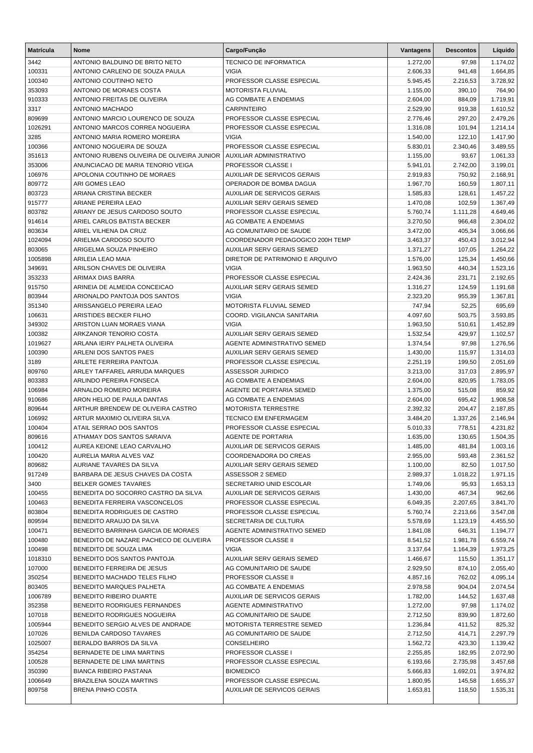| Matrícula | Nome | Cargo/Função | Vantagens | Descontos | Líquido |
|---|---|---|---|---|---|
| 3442 | ANTONIO BALDUINO DE BRITO NETO | TECNICO DE INFORMATICA | 1.272,00 | 97,98 | 1.174,02 |
| 100331 | ANTONIO CARLENO DE SOUZA PAULA | VIGIA | 2.606,33 | 941,48 | 1.664,85 |
| 100340 | ANTONIO COUTINHO NETO | PROFESSOR CLASSE ESPECIAL | 5.945,45 | 2.216,53 | 3.728,92 |
| 353093 | ANTONIO DE MORAES COSTA | MOTORISTA FLUVIAL | 1.155,00 | 390,10 | 764,90 |
| 910333 | ANTONIO FREITAS DE OLIVEIRA | AG COMBATE A ENDEMIAS | 2.604,00 | 884,09 | 1.719,91 |
| 3317 | ANTONIO MACHADO | CARPINTEIRO | 2.529,90 | 919,38 | 1.610,52 |
| 809699 | ANTONIO MARCIO LOURENCO DE SOUZA | PROFESSOR CLASSE ESPECIAL | 2.776,46 | 297,20 | 2.479,26 |
| 1026291 | ANTONIO MARCOS CORREA NOGUEIRA | PROFESSOR CLASSE ESPECIAL | 1.316,08 | 101,94 | 1.214,14 |
| 3285 | ANTONIO MARIA ROMERO MOREIRA | VIGIA | 1.540,00 | 122,10 | 1.417,90 |
| 100366 | ANTONIO NOGUEIRA DE SOUZA | PROFESSOR CLASSE ESPECIAL | 5.830,01 | 2.340,46 | 3.489,55 |
| 351613 | ANTONIO RUBENS OLIVEIRA DE OLIVEIRA JUNIOR | AUXILIAR ADMINISTRATIVO | 1.155,00 | 93,67 | 1.061,33 |
| 353006 | ANUNCIACAO DE MARIA TENORIO VEIGA | PROFESSOR CLASSE I | 5.941,01 | 2.742,00 | 3.199,01 |
| 106976 | APOLONIA COUTINHO DE MORAES | AUXILIAR DE SERVICOS GERAIS | 2.919,83 | 750,92 | 2.168,91 |
| 809772 | ARI GOMES LEAO | OPERADOR DE BOMBA DAGUA | 1.967,70 | 160,59 | 1.807,11 |
| 803723 | ARIANA CRISTINA BECKER | AUXILIAR DE SERVICOS GERAIS | 1.585,83 | 128,61 | 1.457,22 |
| 915777 | ARIANE PEREIRA LEAO | AUXILIAR SERV GERAIS SEMED | 1.470,08 | 102,59 | 1.367,49 |
| 803782 | ARIANY DE JESUS CARDOSO SOUTO | PROFESSOR CLASSE ESPECIAL | 5.760,74 | 1.111,28 | 4.649,46 |
| 914614 | ARIEL CARLOS BATISTA BECKER | AG COMBATE A ENDEMIAS | 3.270,50 | 966,48 | 2.304,02 |
| 803634 | ARIEL VILHENA DA CRUZ | AG COMUNITARIO DE SAUDE | 3.472,00 | 405,34 | 3.066,66 |
| 1024094 | ARIELMA CARDOSO SOUTO | COORDENADOR PEDAGOGICO 200H TEMP | 3.463,37 | 450,43 | 3.012,94 |
| 803065 | ARIGELMA SOUZA PINHEIRO | AUXILIAR SERV GERAIS SEMED | 1.371,27 | 107,05 | 1.264,22 |
| 1005898 | ARILEIA LEAO MAIA | DIRETOR DE PATRIMONIO E ARQUIVO | 1.576,00 | 125,34 | 1.450,66 |
| 349691 | ARILSON CHAVES DE OLIVEIRA | VIGIA | 1.963,50 | 440,34 | 1.523,16 |
| 353233 | ARIMAX DIAS BARRA | PROFESSOR CLASSE ESPECIAL | 2.424,36 | 231,71 | 2.192,65 |
| 915750 | ARINEIA DE ALMEIDA CONCEICAO | AUXILIAR SERV GERAIS SEMED | 1.316,27 | 124,59 | 1.191,68 |
| 803944 | ARIONALDO PANTOJA DOS SANTOS | VIGIA | 2.323,20 | 955,39 | 1.367,81 |
| 351340 | ARISSANGELO PEREIRA LEAO | MOTORISTA FLUVIAL SEMED | 747,94 | 52,25 | 695,69 |
| 106631 | ARISTIDES BECKER FILHO | COORD. VIGILANCIA SANITARIA | 4.097,60 | 503,75 | 3.593,85 |
| 349302 | ARISTON LUAN MORAES VIANA | VIGIA | 1.963,50 | 510,61 | 1.452,89 |
| 100382 | ARKZANOR TENORIO COSTA | AUXILIAR SERV GERAIS SEMED | 1.532,54 | 429,97 | 1.102,57 |
| 1019627 | ARLANA IEIRY PALHETA OLIVEIRA | AGENTE ADMINISTRATIVO SEMED | 1.374,54 | 97,98 | 1.276,56 |
| 100390 | ARLENI DOS SANTOS PAES | AUXILIAR SERV GERAIS SEMED | 1.430,00 | 115,97 | 1.314,03 |
| 3189 | ARLETE FERREIRA PANTOJA | PROFESSOR CLASSE ESPECIAL | 2.251,19 | 199,50 | 2.051,69 |
| 809760 | ARLEY TAFFAREL ARRUDA MARQUES | ASSESSOR JURIDICO | 3.213,00 | 317,03 | 2.895,97 |
| 803383 | ARLINDO PEREIRA FONSECA | AG COMBATE A ENDEMIAS | 2.604,00 | 820,95 | 1.783,05 |
| 106984 | ARNALDO ROMERO MOREIRA | AGENTE DE PORTARIA SEMED | 1.375,00 | 515,08 | 859,92 |
| 910686 | ARON HELIO DE PAULA DANTAS | AG COMBATE A ENDEMIAS | 2.604,00 | 695,42 | 1.908,58 |
| 809644 | ARTHUR BRENDEW DE OLIVEIRA CASTRO | MOTORISTA TERRESTRE | 2.392,32 | 204,47 | 2.187,85 |
| 106992 | ARTUR MAXIMIO OLIVEIRA SILVA | TECNICO EM ENFERMAGEM | 3.484,20 | 1.337,26 | 2.146,94 |
| 100404 | ATAIL SERRAO DOS SANTOS | PROFESSOR CLASSE ESPECIAL | 5.010,33 | 778,51 | 4.231,82 |
| 809616 | ATHAMAY DOS SANTOS SARAIVA | AGENTE DE PORTARIA | 1.635,00 | 130,65 | 1.504,35 |
| 100412 | AUREA KEIONE LEAO CARVALHO | AUXILIAR DE SERVICOS GERAIS | 1.485,00 | 481,84 | 1.003,16 |
| 100420 | AURELIA MARIA ALVES VAZ | COORDENADORA DO CREAS | 2.955,00 | 593,48 | 2.361,52 |
| 809682 | AURIANE TAVARES DA SILVA | AUXILIAR SERV GERAIS SEMED | 1.100,00 | 82,50 | 1.017,50 |
| 917249 | BARBARA DE JESUS CHAVES DA COSTA | ASSESSOR 2 SEMED | 2.989,37 | 1.018,22 | 1.971,15 |
| 3400 | BELKER GOMES TAVARES | SECRETARIO UNID ESCOLAR | 1.749,06 | 95,93 | 1.653,13 |
| 100455 | BENEDITA DO SOCORRO CASTRO DA SILVA | AUXILIAR DE SERVICOS GERAIS | 1.430,00 | 467,34 | 962,66 |
| 100463 | BENEDITA FERREIRA VASCONCELOS | PROFESSOR CLASSE ESPECIAL | 6.049,35 | 2.207,65 | 3.841,70 |
| 803804 | BENEDITA RODRIGUES DE CASTRO | PROFESSOR CLASSE ESPECIAL | 5.760,74 | 2.213,66 | 3.547,08 |
| 809594 | BENEDITO ARAUJO DA SILVA | SECRETARIA DE CULTURA | 5.578,69 | 1.123,19 | 4.455,50 |
| 100471 | BENEDITO BARRINHA GARCIA DE MORAES | AGENTE ADMINISTRATIVO SEMED | 1.841,08 | 646,31 | 1.194,77 |
| 100480 | BENEDITO DE NAZARE PACHECO DE OLIVEIRA | PROFESSOR CLASSE II | 8.541,52 | 1.981,78 | 6.559,74 |
| 100498 | BENEDITO DE SOUZA LIMA | VIGIA | 3.137,64 | 1.164,39 | 1.973,25 |
| 1018310 | BENEDITO DOS SANTOS PANTOJA | AUXILIAR SERV GERAIS SEMED | 1.466,67 | 115,50 | 1.351,17 |
| 107000 | BENEDITO FERREIRA DE JESUS | AG COMUNITARIO DE SAUDE | 2.929,50 | 874,10 | 2.055,40 |
| 350254 | BENEDITO MACHADO TELES FILHO | PROFESSOR CLASSE II | 4.857,16 | 762,02 | 4.095,14 |
| 803405 | BENEDITO MARQUES PALHETA | AG COMBATE A ENDEMIAS | 2.978,58 | 904,04 | 2.074,54 |
| 1006789 | BENEDITO RIBEIRO DUARTE | AUXILIAR DE SERVICOS GERAIS | 1.782,00 | 144,52 | 1.637,48 |
| 352358 | BENEDITO RODRIGUES FERNANDES | AGENTE ADMINISTRATIVO | 1.272,00 | 97,98 | 1.174,02 |
| 107018 | BENEDITO RODRIGUES NOGUEIRA | AG COMUNITARIO DE SAUDE | 2.712,50 | 839,90 | 1.872,60 |
| 1005944 | BENEDITO SERGIO ALVES DE ANDRADE | MOTORISTA TERRESTRE SEMED | 1.236,84 | 411,52 | 825,32 |
| 107026 | BENILDA CARDOSO TAVARES | AG COMUNITARIO DE SAUDE | 2.712,50 | 414,71 | 2.297,79 |
| 1025007 | BERALDO BARROS DA SILVA | CONSELHEIRO | 1.562,72 | 423,30 | 1.139,42 |
| 354254 | BERNADETE DE LIMA MARTINS | PROFESSOR CLASSE I | 2.255,85 | 182,95 | 2.072,90 |
| 100528 | BERNADETE DE LIMA MARTINS | PROFESSOR CLASSE ESPECIAL | 6.193,66 | 2.735,98 | 3.457,68 |
| 350390 | BIANCA RIBEIRO PASTANA | BIOMEDICO | 5.666,83 | 1.692,01 | 3.974,82 |
| 1006649 | BRAZILENA SOUZA MARTINS | PROFESSOR CLASSE ESPECIAL | 1.800,95 | 145,58 | 1.655,37 |
| 809758 | BRENA PINHO COSTA | AUXILIAR DE SERVICOS GERAIS | 1.653,81 | 118,50 | 1.535,31 |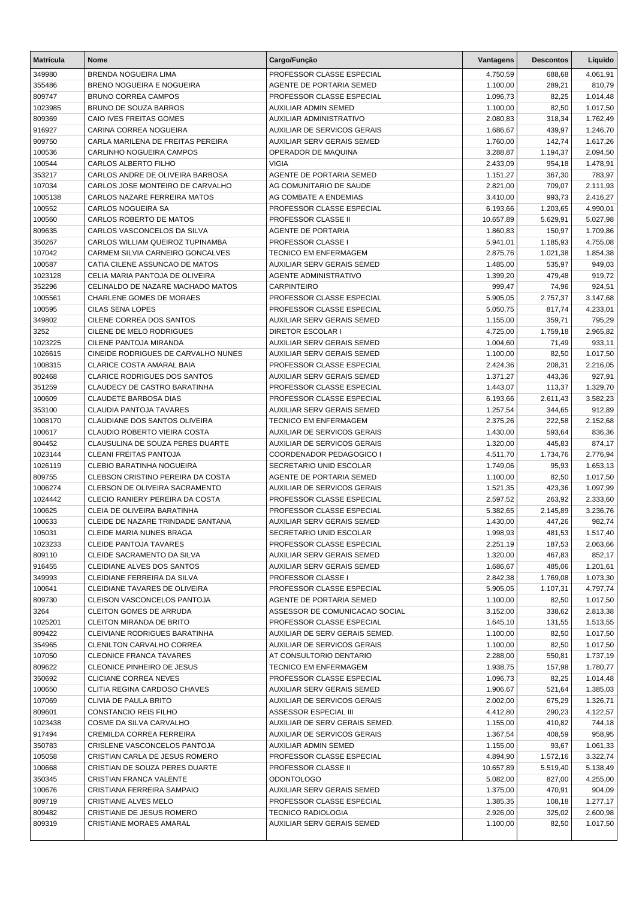| Matrícula | Nome | Cargo/Função | Vantagens | Descontos | Líquido |
|---|---|---|---|---|---|
| 349980 | BRENDA NOGUEIRA LIMA | PROFESSOR CLASSE ESPECIAL | 4.750,59 | 688,68 | 4.061,91 |
| 355486 | BRENO NOGUEIRA E NOGUEIRA | AGENTE DE PORTARIA SEMED | 1.100,00 | 289,21 | 810,79 |
| 809747 | BRUNO CORREA CAMPOS | PROFESSOR CLASSE ESPECIAL | 1.096,73 | 82,25 | 1.014,48 |
| 1023985 | BRUNO DE SOUZA BARROS | AUXILIAR ADMIN SEMED | 1.100,00 | 82,50 | 1.017,50 |
| 809369 | CAIO IVES FREITAS GOMES | AUXILIAR ADMINISTRATIVO | 2.080,83 | 318,34 | 1.762,49 |
| 916927 | CARINA CORREA NOGUEIRA | AUXILIAR DE SERVICOS GERAIS | 1.686,67 | 439,97 | 1.246,70 |
| 909750 | CARLA MARILENA DE FREITAS PEREIRA | AUXILIAR SERV GERAIS SEMED | 1.760,00 | 142,74 | 1.617,26 |
| 100536 | CARLINHO NOGUEIRA CAMPOS | OPERADOR DE MAQUINA | 3.288,87 | 1.194,37 | 2.094,50 |
| 100544 | CARLOS ALBERTO FILHO | VIGIA | 2.433,09 | 954,18 | 1.478,91 |
| 353217 | CARLOS ANDRE DE OLIVEIRA BARBOSA | AGENTE DE PORTARIA SEMED | 1.151,27 | 367,30 | 783,97 |
| 107034 | CARLOS JOSE MONTEIRO DE CARVALHO | AG COMUNITARIO DE SAUDE | 2.821,00 | 709,07 | 2.111,93 |
| 1005138 | CARLOS NAZARE FERREIRA MATOS | AG COMBATE A ENDEMIAS | 3.410,00 | 993,73 | 2.416,27 |
| 100552 | CARLOS NOGUEIRA SA | PROFESSOR CLASSE ESPECIAL | 6.193,66 | 1.203,65 | 4.990,01 |
| 100560 | CARLOS ROBERTO DE MATOS | PROFESSOR CLASSE II | 10.657,89 | 5.629,91 | 5.027,98 |
| 809635 | CARLOS VASCONCELOS DA SILVA | AGENTE DE PORTARIA | 1.860,83 | 150,97 | 1.709,86 |
| 350267 | CARLOS WILLIAM QUEIROZ TUPINAMBA | PROFESSOR CLASSE I | 5.941,01 | 1.185,93 | 4.755,08 |
| 107042 | CARMEM SILVIA CARNEIRO GONCALVES | TECNICO EM ENFERMAGEM | 2.875,76 | 1.021,38 | 1.854,38 |
| 100587 | CATIA CILENE ASSUNCAO DE MATOS | AUXILIAR SERV GERAIS SEMED | 1.485,00 | 535,97 | 949,03 |
| 1023128 | CELIA MARIA PANTOJA DE OLIVEIRA | AGENTE ADMINISTRATIVO | 1.399,20 | 479,48 | 919,72 |
| 352296 | CELINALDO DE NAZARE MACHADO MATOS | CARPINTEIRO | 999,47 | 74,96 | 924,51 |
| 1005561 | CHARLENE GOMES DE MORAES | PROFESSOR CLASSE ESPECIAL | 5.905,05 | 2.757,37 | 3.147,68 |
| 100595 | CILAS SENA LOPES | PROFESSOR CLASSE ESPECIAL | 5.050,75 | 817,74 | 4.233,01 |
| 349802 | CILENE CORREA DOS SANTOS | AUXILIAR SERV GERAIS SEMED | 1.155,00 | 359,71 | 795,29 |
| 3252 | CILENE DE MELO RODRIGUES | DIRETOR ESCOLAR I | 4.725,00 | 1.759,18 | 2.965,82 |
| 1023225 | CILENE PANTOJA MIRANDA | AUXILIAR SERV GERAIS SEMED | 1.004,60 | 71,49 | 933,11 |
| 1026615 | CINEIDE RODRIGUES DE CARVALHO NUNES | AUXILIAR SERV GERAIS SEMED | 1.100,00 | 82,50 | 1.017,50 |
| 1008315 | CLARICE COSTA AMARAL BAIA | PROFESSOR CLASSE ESPECIAL | 2.424,36 | 208,31 | 2.216,05 |
| 802468 | CLARICE RODRIGUES DOS SANTOS | AUXILIAR SERV GERAIS SEMED | 1.371,27 | 443,36 | 927,91 |
| 351259 | CLAUDECY DE CASTRO BARATINHA | PROFESSOR CLASSE ESPECIAL | 1.443,07 | 113,37 | 1.329,70 |
| 100609 | CLAUDETE BARBOSA DIAS | PROFESSOR CLASSE ESPECIAL | 6.193,66 | 2.611,43 | 3.582,23 |
| 353100 | CLAUDIA PANTOJA TAVARES | AUXILIAR SERV GERAIS SEMED | 1.257,54 | 344,65 | 912,89 |
| 1008170 | CLAUDIANE DOS SANTOS OLIVEIRA | TECNICO EM ENFERMAGEM | 2.375,26 | 222,58 | 2.152,68 |
| 100617 | CLAUDIO ROBERTO VIEIRA COSTA | AUXILIAR DE SERVICOS GERAIS | 1.430,00 | 593,64 | 836,36 |
| 804452 | CLAUSULINA DE SOUZA PERES DUARTE | AUXILIAR DE SERVICOS GERAIS | 1.320,00 | 445,83 | 874,17 |
| 1023144 | CLEANI FREITAS PANTOJA | COORDENADOR PEDAGOGICO I | 4.511,70 | 1.734,76 | 2.776,94 |
| 1026119 | CLEBIO BARATINHA NOGUEIRA | SECRETARIO UNID ESCOLAR | 1.749,06 | 95,93 | 1.653,13 |
| 809755 | CLEBSON CRISTINO PEREIRA DA COSTA | AGENTE DE PORTARIA SEMED | 1.100,00 | 82,50 | 1.017,50 |
| 1006274 | CLEBSON DE OLIVEIRA SACRAMENTO | AUXILIAR DE SERVICOS GERAIS | 1.521,35 | 423,36 | 1.097,99 |
| 1024442 | CLECIO RANIERY PEREIRA DA COSTA | PROFESSOR CLASSE ESPECIAL | 2.597,52 | 263,92 | 2.333,60 |
| 100625 | CLEIA DE OLIVEIRA BARATINHA | PROFESSOR CLASSE ESPECIAL | 5.382,65 | 2.145,89 | 3.236,76 |
| 100633 | CLEIDE DE NAZARE TRINDADE SANTANA | AUXILIAR SERV GERAIS SEMED | 1.430,00 | 447,26 | 982,74 |
| 105031 | CLEIDE MARIA NUNES BRAGA | SECRETARIO UNID ESCOLAR | 1.998,93 | 481,53 | 1.517,40 |
| 1023233 | CLEIDE PANTOJA TAVARES | PROFESSOR CLASSE ESPECIAL | 2.251,19 | 187,53 | 2.063,66 |
| 809110 | CLEIDE SACRAMENTO DA SILVA | AUXILIAR SERV GERAIS SEMED | 1.320,00 | 467,83 | 852,17 |
| 916455 | CLEIDIANE ALVES DOS SANTOS | AUXILIAR SERV GERAIS SEMED | 1.686,67 | 485,06 | 1.201,61 |
| 349993 | CLEIDIANE FERREIRA DA SILVA | PROFESSOR CLASSE I | 2.842,38 | 1.769,08 | 1.073,30 |
| 100641 | CLEIDIANE TAVARES DE OLIVEIRA | PROFESSOR CLASSE ESPECIAL | 5.905,05 | 1.107,31 | 4.797,74 |
| 809730 | CLEISON VASCONCELOS PANTOJA | AGENTE DE PORTARIA SEMED | 1.100,00 | 82,50 | 1.017,50 |
| 3264 | CLEITON GOMES DE ARRUDA | ASSESSOR DE COMUNICACAO SOCIAL | 3.152,00 | 338,62 | 2.813,38 |
| 1025201 | CLEITON MIRANDA DE BRITO | PROFESSOR CLASSE ESPECIAL | 1.645,10 | 131,55 | 1.513,55 |
| 809422 | CLEIVIANE RODRIGUES BARATINHA | AUXILIAR DE SERV GERAIS SEMED. | 1.100,00 | 82,50 | 1.017,50 |
| 354965 | CLENILTON CARVALHO CORREA | AUXILIAR DE SERVICOS GERAIS | 1.100,00 | 82,50 | 1.017,50 |
| 107050 | CLEONICE FRANCA TAVARES | AT CONSULTORIO DENTARIO | 2.288,00 | 550,81 | 1.737,19 |
| 809622 | CLEONICE PINHEIRO DE JESUS | TECNICO EM ENFERMAGEM | 1.938,75 | 157,98 | 1.780,77 |
| 350692 | CLICIANE CORREA NEVES | PROFESSOR CLASSE ESPECIAL | 1.096,73 | 82,25 | 1.014,48 |
| 100650 | CLITIA REGINA CARDOSO CHAVES | AUXILIAR SERV GERAIS SEMED | 1.906,67 | 521,64 | 1.385,03 |
| 107069 | CLIVIA DE PAULA BRITO | AUXILIAR DE SERVICOS GERAIS | 2.002,00 | 675,29 | 1.326,71 |
| 809601 | CONSTANCIO REIS FILHO | ASSESSOR ESPECIAL III | 4.412,80 | 290,23 | 4.122,57 |
| 1023438 | COSME DA SILVA CARVALHO | AUXILIAR DE SERV GERAIS SEMED. | 1.155,00 | 410,82 | 744,18 |
| 917494 | CREMILDA CORREA FERREIRA | AUXILIAR DE SERVICOS GERAIS | 1.367,54 | 408,59 | 958,95 |
| 350783 | CRISLENE VASCONCELOS PANTOJA | AUXILIAR ADMIN SEMED | 1.155,00 | 93,67 | 1.061,33 |
| 105058 | CRISTIAN CARLA DE JESUS ROMERO | PROFESSOR CLASSE ESPECIAL | 4.894,90 | 1.572,16 | 3.322,74 |
| 100668 | CRISTIAN DE SOUZA PERES DUARTE | PROFESSOR CLASSE II | 10.657,89 | 5.519,40 | 5.138,49 |
| 350345 | CRISTIAN FRANCA VALENTE | ODONTOLOGO | 5.082,00 | 827,00 | 4.255,00 |
| 100676 | CRISTIANA FERREIRA SAMPAIO | AUXILIAR SERV GERAIS SEMED | 1.375,00 | 470,91 | 904,09 |
| 809719 | CRISTIANE ALVES MELO | PROFESSOR CLASSE ESPECIAL | 1.385,35 | 108,18 | 1.277,17 |
| 809482 | CRISTIANE DE JESUS ROMERO | TECNICO RADIOLOGIA | 2.926,00 | 325,02 | 2.600,98 |
| 809319 | CRISTIANE MORAES AMARAL | AUXILIAR SERV GERAIS SEMED | 1.100,00 | 82,50 | 1.017,50 |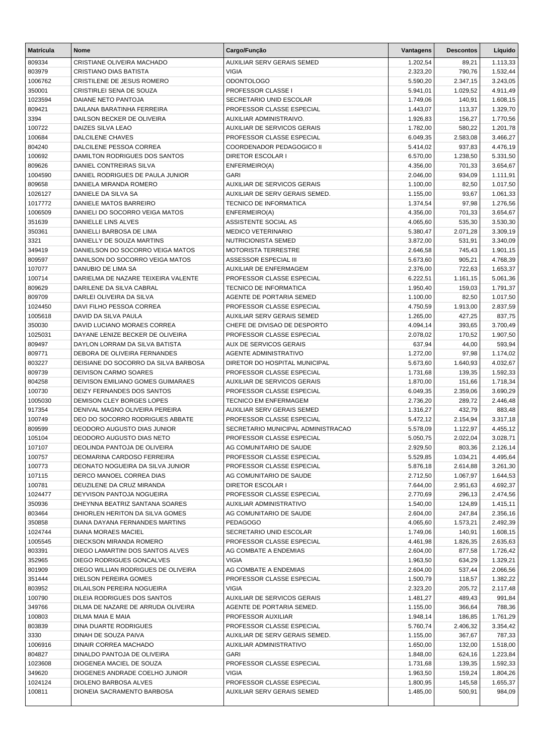| Matrícula | Nome | Cargo/Função | Vantagens | Descontos | Líquido |
|---|---|---|---|---|---|
| 809334 | CRISTIANE OLIVEIRA MACHADO | AUXILIAR SERV GERAIS SEMED | 1.202,54 | 89,21 | 1.113,33 |
| 803979 | CRISTIANO DIAS BATISTA | VIGIA | 2.323,20 | 790,76 | 1.532,44 |
| 1006762 | CRISTILENE DE JESUS ROMERO | ODONTOLOGO | 5.590,20 | 2.347,15 | 3.243,05 |
| 350001 | CRISTIRLEI SENA DE SOUZA | PROFESSOR CLASSE I | 5.941,01 | 1.029,52 | 4.911,49 |
| 1023594 | DAIANE NETO PANTOJA | SECRETARIO UNID ESCOLAR | 1.749,06 | 140,91 | 1.608,15 |
| 809421 | DAILANA BARATINHA FERREIRA | PROFESSOR CLASSE ESPECIAL | 1.443,07 | 113,37 | 1.329,70 |
| 3394 | DAILSON BECKER DE OLIVEIRA | AUXILIAR ADMINISTRAIVO. | 1.926,83 | 156,27 | 1.770,56 |
| 100722 | DAIZES SILVA LEAO | AUXILIAR DE SERVICOS GERAIS | 1.782,00 | 580,22 | 1.201,78 |
| 100684 | DALCILENE CHAVES | PROFESSOR CLASSE ESPECIAL | 6.049,35 | 2.583,08 | 3.466,27 |
| 804240 | DALCILENE PESSOA CORREA | COORDENADOR PEDAGOGICO II | 5.414,02 | 937,83 | 4.476,19 |
| 100692 | DAMILTON RODRIGUES DOS SANTOS | DIRETOR ESCOLAR I | 6.570,00 | 1.238,50 | 5.331,50 |
| 809626 | DANIEL CONTREIRAS SILVA | ENFERMEIRO(A) | 4.356,00 | 701,33 | 3.654,67 |
| 1004590 | DANIEL RODRIGUES DE PAULA JUNIOR | GARI | 2.046,00 | 934,09 | 1.111,91 |
| 809658 | DANIELA MIRANDA ROMERO | AUXILIAR DE SERVICOS GERAIS | 1.100,00 | 82,50 | 1.017,50 |
| 1026127 | DANIELE DA SILVA SA | AUXILIAR DE SERV GERAIS SEMED. | 1.155,00 | 93,67 | 1.061,33 |
| 1017772 | DANIELE MATOS BARREIRO | TECNICO DE INFORMATICA | 1.374,54 | 97,98 | 1.276,56 |
| 1006509 | DANIELI DO SOCORRO VEIGA MATOS | ENFERMEIRO(A) | 4.356,00 | 701,33 | 3.654,67 |
| 351639 | DANIELLE LINS ALVES | ASSISTENTE SOCIAL AS | 4.065,60 | 535,30 | 3.530,30 |
| 350361 | DANIELLI BARBOSA DE LIMA | MEDICO VETERINARIO | 5.380,47 | 2.071,28 | 3.309,19 |
| 3321 | DANIELLY DE SOUZA MARTINS | NUTRICIONISTA SEMED | 3.872,00 | 531,91 | 3.340,09 |
| 349419 | DANIELSON DO SOCORRO VEIGA MATOS | MOTORISTA TERRESTRE | 2.646,58 | 745,43 | 1.901,15 |
| 809597 | DANILSON DO SOCORRO VEIGA MATOS | ASSESSOR ESPECIAL III | 5.673,60 | 905,21 | 4.768,39 |
| 107077 | DANUBIO DE LIMA SA | AUXILIAR DE ENFERMAGEM | 2.376,00 | 722,63 | 1.653,37 |
| 100714 | DARIELMA DE NAZARE TEIXEIRA VALENTE | PROFESSOR CLASSE ESPECIAL | 6.222,51 | 1.161,15 | 5.061,36 |
| 809629 | DARILENE DA SILVA CABRAL | TECNICO DE INFORMATICA | 1.950,40 | 159,03 | 1.791,37 |
| 809709 | DARLEI OLIVEIRA DA SILVA | AGENTE DE PORTARIA SEMED | 1.100,00 | 82,50 | 1.017,50 |
| 1024450 | DAVI FILHO PESSOA CORREA | PROFESSOR CLASSE ESPECIAL | 4.750,59 | 1.913,00 | 2.837,59 |
| 1005618 | DAVID DA SILVA PAULA | AUXILIAR SERV GERAIS SEMED | 1.265,00 | 427,25 | 837,75 |
| 350030 | DAVID LUCIANO MORAES CORREA | CHEFE DE DIVISAO DE DESPORTO | 4.094,14 | 393,65 | 3.700,49 |
| 1025031 | DAYANE LENIZE BECKER DE OLIVEIRA | PROFESSOR CLASSE ESPECIAL | 2.078,02 | 170,52 | 1.907,50 |
| 809497 | DAYLON LORRAM DA SILVA BATISTA | AUX DE SERVICOS GERAIS | 637,94 | 44,00 | 593,94 |
| 809771 | DEBORA DE OLIVEIRA FERNANDES | AGENTE ADMINISTRATIVO | 1.272,00 | 97,98 | 1.174,02 |
| 803227 | DEISIANE DO SOCORRO DA SILVA BARBOSA | DIRETOR DO HOSPITAL MUNICIPAL | 5.673,60 | 1.640,93 | 4.032,67 |
| 809739 | DEIVISON CARMO SOARES | PROFESSOR CLASSE ESPECIAL | 1.731,68 | 139,35 | 1.592,33 |
| 804258 | DEIVISON EMILIANO GOMES GUIMARAES | AUXILIAR DE SERVICOS GERAIS | 1.870,00 | 151,66 | 1.718,34 |
| 100730 | DEIZY FERNANDES DOS SANTOS | PROFESSOR CLASSE ESPECIAL | 6.049,35 | 2.359,06 | 3.690,29 |
| 1005030 | DEMISON CLEY BORGES LOPES | TECNICO EM ENFERMAGEM | 2.736,20 | 289,72 | 2.446,48 |
| 917354 | DENIVAL MAGNO OLIVEIRA PEREIRA | AUXILIAR SERV GERAIS SEMED | 1.316,27 | 432,79 | 883,48 |
| 100749 | DEO DO SOCORRO RODRIGUES ABBATE | PROFESSOR CLASSE ESPECIAL | 5.472,12 | 2.154,94 | 3.317,18 |
| 809599 | DEODORO AUGUSTO DIAS JUNIOR | SECRETARIO MUNICIPAL ADMINISTRACAO | 5.578,09 | 1.122,97 | 4.455,12 |
| 105104 | DEODORO AUGUSTO DIAS NETO | PROFESSOR CLASSE ESPECIAL | 5.050,75 | 2.022,04 | 3.028,71 |
| 107107 | DEOLINDA PANTOJA DE OLIVEIRA | AG COMUNITARIO DE SAUDE | 2.929,50 | 803,36 | 2.126,14 |
| 100757 | DEOMARINA CARDOSO FERREIRA | PROFESSOR CLASSE ESPECIAL | 5.529,85 | 1.034,21 | 4.495,64 |
| 100773 | DEONATO NOGUEIRA DA SILVA JUNIOR | PROFESSOR CLASSE ESPECIAL | 5.876,18 | 2.614,88 | 3.261,30 |
| 107115 | DERCO MANOEL CORREA DIAS | AG COMUNITARIO DE SAUDE | 2.712,50 | 1.067,97 | 1.644,53 |
| 100781 | DEUZILENE DA CRUZ MIRANDA | DIRETOR ESCOLAR I | 7.644,00 | 2.951,63 | 4.692,37 |
| 1024477 | DEYVISON PANTOJA NOGUEIRA | PROFESSOR CLASSE ESPECIAL | 2.770,69 | 296,13 | 2.474,56 |
| 350936 | DHEYNNA BEATRIZ SANTANA SOARES | AUXILIAR ADMINISTRATIVO | 1.540,00 | 124,89 | 1.415,11 |
| 803464 | DHIORLEN HERITON DA SILVA GOMES | AG COMUNITARIO DE SAUDE | 2.604,00 | 247,84 | 2.356,16 |
| 350858 | DIANA DAYANA FERNANDES MARTINS | PEDAGOGO | 4.065,60 | 1.573,21 | 2.492,39 |
| 1024744 | DIANA MORAES MACIEL | SECRETARIO UNID ESCOLAR | 1.749,06 | 140,91 | 1.608,15 |
| 1005545 | DIECKSON MIRANDA ROMERO | PROFESSOR CLASSE ESPECIAL | 4.461,98 | 1.826,35 | 2.635,63 |
| 803391 | DIEGO LAMARTINI DOS SANTOS ALVES | AG COMBATE A ENDEMIAS | 2.604,00 | 877,58 | 1.726,42 |
| 352965 | DIEGO RODRIGUES GONCALVES | VIGIA | 1.963,50 | 634,29 | 1.329,21 |
| 801909 | DIEGO WILLIAN RODRIGUES DE OLIVEIRA | AG COMBATE A ENDEMIAS | 2.604,00 | 537,44 | 2.066,56 |
| 351444 | DIELSON PEREIRA GOMES | PROFESSOR CLASSE ESPECIAL | 1.500,79 | 118,57 | 1.382,22 |
| 803952 | DILAILSON PEREIRA NOGUEIRA | VIGIA | 2.323,20 | 205,72 | 2.117,48 |
| 100790 | DILEIA RODRIGUES DOS SANTOS | AUXILIAR DE SERVICOS GERAIS | 1.481,27 | 489,43 | 991,84 |
| 349766 | DILMA DE NAZARE DE ARRUDA OLIVEIRA | AGENTE DE PORTARIA SEMED. | 1.155,00 | 366,64 | 788,36 |
| 100803 | DILMA MAIA E MAIA | PROFESSOR AUXILIAR | 1.948,14 | 186,85 | 1.761,29 |
| 803839 | DINA DUARTE RODRIGUES | PROFESSOR CLASSE ESPECIAL | 5.760,74 | 2.406,32 | 3.354,42 |
| 3330 | DINAH DE SOUZA PAIVA | AUXILIAR DE SERV GERAIS SEMED. | 1.155,00 | 367,67 | 787,33 |
| 1006916 | DINAIR CORREA MACHADO | AUXILIAR ADMINISTRATIVO | 1.650,00 | 132,00 | 1.518,00 |
| 804827 | DINALDO PANTOJA DE OLIVEIRA | GARI | 1.848,00 | 624,16 | 1.223,84 |
| 1023608 | DIOGENEA MACIEL DE SOUZA | PROFESSOR CLASSE ESPECIAL | 1.731,68 | 139,35 | 1.592,33 |
| 349620 | DIOGENES ANDRADE COELHO JUNIOR | VIGIA | 1.963,50 | 159,24 | 1.804,26 |
| 1024124 | DIOLENO BARBOSA ALVES | PROFESSOR CLASSE ESPECIAL | 1.800,95 | 145,58 | 1.655,37 |
| 100811 | DIONEIA SACRAMENTO BARBOSA | AUXILIAR SERV GERAIS SEMED | 1.485,00 | 500,91 | 984,09 |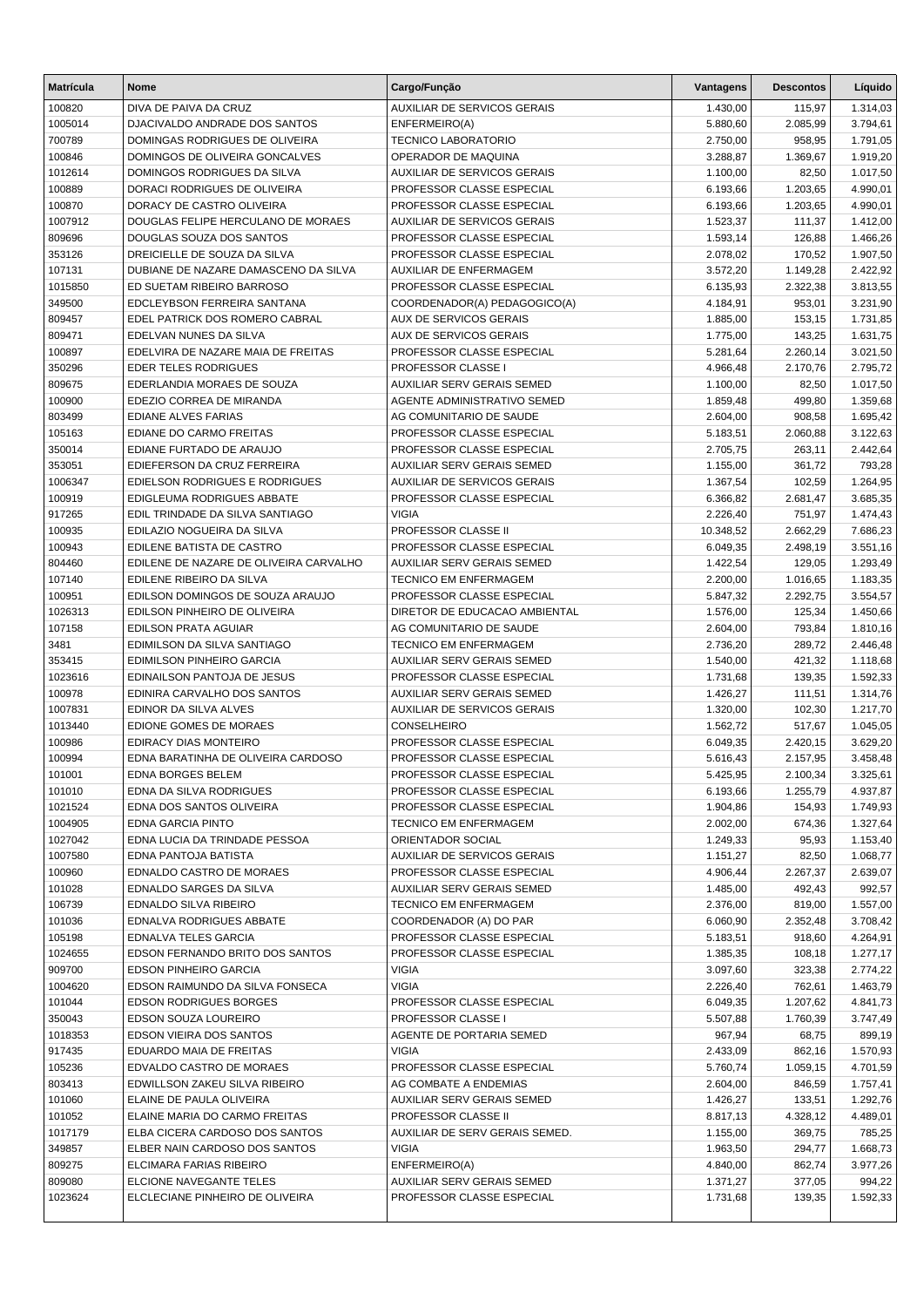| Matrícula | Nome | Cargo/Função | Vantagens | Descontos | Líquido |
|---|---|---|---|---|---|
| 100820 | DIVA DE PAIVA DA CRUZ | AUXILIAR DE SERVICOS GERAIS | 1.430,00 | 115,97 | 1.314,03 |
| 1005014 | DJACIVALDO ANDRADE DOS SANTOS | ENFERMEIRO(A) | 5.880,60 | 2.085,99 | 3.794,61 |
| 700789 | DOMINGAS RODRIGUES DE OLIVEIRA | TECNICO LABORATORIO | 2.750,00 | 958,95 | 1.791,05 |
| 100846 | DOMINGOS DE OLIVEIRA GONCALVES | OPERADOR DE MAQUINA | 3.288,87 | 1.369,67 | 1.919,20 |
| 1012614 | DOMINGOS RODRIGUES DA SILVA | AUXILIAR DE SERVICOS GERAIS | 1.100,00 | 82,50 | 1.017,50 |
| 100889 | DORACI RODRIGUES DE OLIVEIRA | PROFESSOR CLASSE ESPECIAL | 6.193,66 | 1.203,65 | 4.990,01 |
| 100870 | DORACY DE CASTRO OLIVEIRA | PROFESSOR CLASSE ESPECIAL | 6.193,66 | 1.203,65 | 4.990,01 |
| 1007912 | DOUGLAS FELIPE HERCULANO DE MORAES | AUXILIAR DE SERVICOS GERAIS | 1.523,37 | 111,37 | 1.412,00 |
| 809696 | DOUGLAS SOUZA DOS SANTOS | PROFESSOR CLASSE ESPECIAL | 1.593,14 | 126,88 | 1.466,26 |
| 353126 | DREICIELLE DE SOUZA DA SILVA | PROFESSOR CLASSE ESPECIAL | 2.078,02 | 170,52 | 1.907,50 |
| 107131 | DUBIANE DE NAZARE DAMASCENO DA SILVA | AUXILIAR DE ENFERMAGEM | 3.572,20 | 1.149,28 | 2.422,92 |
| 1015850 | ED SUETAM RIBEIRO BARROSO | PROFESSOR CLASSE ESPECIAL | 6.135,93 | 2.322,38 | 3.813,55 |
| 349500 | EDCLEYBSON FERREIRA SANTANA | COORDENADOR(A) PEDAGOGICO(A) | 4.184,91 | 953,01 | 3.231,90 |
| 809457 | EDEL PATRICK DOS ROMERO CABRAL | AUX DE SERVICOS GERAIS | 1.885,00 | 153,15 | 1.731,85 |
| 809471 | EDELVAN NUNES DA SILVA | AUX DE SERVICOS GERAIS | 1.775,00 | 143,25 | 1.631,75 |
| 100897 | EDELVIRA DE NAZARE MAIA DE FREITAS | PROFESSOR CLASSE ESPECIAL | 5.281,64 | 2.260,14 | 3.021,50 |
| 350296 | EDER TELES RODRIGUES | PROFESSOR CLASSE I | 4.966,48 | 2.170,76 | 2.795,72 |
| 809675 | EDERLANDIA MORAES DE SOUZA | AUXILIAR SERV GERAIS SEMED | 1.100,00 | 82,50 | 1.017,50 |
| 100900 | EDEZIO CORREA DE MIRANDA | AGENTE ADMINISTRATIVO SEMED | 1.859,48 | 499,80 | 1.359,68 |
| 803499 | EDIANE ALVES FARIAS | AG COMUNITARIO DE SAUDE | 2.604,00 | 908,58 | 1.695,42 |
| 105163 | EDIANE DO CARMO FREITAS | PROFESSOR CLASSE ESPECIAL | 5.183,51 | 2.060,88 | 3.122,63 |
| 350014 | EDIANE FURTADO DE ARAUJO | PROFESSOR CLASSE ESPECIAL | 2.705,75 | 263,11 | 2.442,64 |
| 353051 | EDIEFERSON DA CRUZ FERREIRA | AUXILIAR SERV GERAIS SEMED | 1.155,00 | 361,72 | 793,28 |
| 1006347 | EDIELSON RODRIGUES E RODRIGUES | AUXILIAR DE SERVICOS GERAIS | 1.367,54 | 102,59 | 1.264,95 |
| 100919 | EDIGLEUMA RODRIGUES ABBATE | PROFESSOR CLASSE ESPECIAL | 6.366,82 | 2.681,47 | 3.685,35 |
| 917265 | EDIL TRINDADE DA SILVA SANTIAGO | VIGIA | 2.226,40 | 751,97 | 1.474,43 |
| 100935 | EDILAZIO NOGUEIRA DA SILVA | PROFESSOR CLASSE II | 10.348,52 | 2.662,29 | 7.686,23 |
| 100943 | EDILENE BATISTA DE CASTRO | PROFESSOR CLASSE ESPECIAL | 6.049,35 | 2.498,19 | 3.551,16 |
| 804460 | EDILENE DE NAZARE DE OLIVEIRA CARVALHO | AUXILIAR SERV GERAIS SEMED | 1.422,54 | 129,05 | 1.293,49 |
| 107140 | EDILENE RIBEIRO DA SILVA | TECNICO EM ENFERMAGEM | 2.200,00 | 1.016,65 | 1.183,35 |
| 100951 | EDILSON DOMINGOS DE SOUZA ARAUJO | PROFESSOR CLASSE ESPECIAL | 5.847,32 | 2.292,75 | 3.554,57 |
| 1026313 | EDILSON PINHEIRO DE OLIVEIRA | DIRETOR DE EDUCACAO AMBIENTAL | 1.576,00 | 125,34 | 1.450,66 |
| 107158 | EDILSON PRATA AGUIAR | AG COMUNITARIO DE SAUDE | 2.604,00 | 793,84 | 1.810,16 |
| 3481 | EDIMILSON DA SILVA SANTIAGO | TECNICO EM ENFERMAGEM | 2.736,20 | 289,72 | 2.446,48 |
| 353415 | EDIMILSON PINHEIRO GARCIA | AUXILIAR SERV GERAIS SEMED | 1.540,00 | 421,32 | 1.118,68 |
| 1023616 | EDINAILSON PANTOJA DE JESUS | PROFESSOR CLASSE ESPECIAL | 1.731,68 | 139,35 | 1.592,33 |
| 100978 | EDINIRA CARVALHO DOS SANTOS | AUXILIAR SERV GERAIS SEMED | 1.426,27 | 111,51 | 1.314,76 |
| 1007831 | EDINOR DA SILVA ALVES | AUXILIAR DE SERVICOS GERAIS | 1.320,00 | 102,30 | 1.217,70 |
| 1013440 | EDIONE GOMES DE MORAES | CONSELHEIRO | 1.562,72 | 517,67 | 1.045,05 |
| 100986 | EDIRACY DIAS MONTEIRO | PROFESSOR CLASSE ESPECIAL | 6.049,35 | 2.420,15 | 3.629,20 |
| 100994 | EDNA BARATINHA DE OLIVEIRA CARDOSO | PROFESSOR CLASSE ESPECIAL | 5.616,43 | 2.157,95 | 3.458,48 |
| 101001 | EDNA BORGES BELEM | PROFESSOR CLASSE ESPECIAL | 5.425,95 | 2.100,34 | 3.325,61 |
| 101010 | EDNA DA SILVA RODRIGUES | PROFESSOR CLASSE ESPECIAL | 6.193,66 | 1.255,79 | 4.937,87 |
| 1021524 | EDNA DOS SANTOS OLIVEIRA | PROFESSOR CLASSE ESPECIAL | 1.904,86 | 154,93 | 1.749,93 |
| 1004905 | EDNA GARCIA PINTO | TECNICO EM ENFERMAGEM | 2.002,00 | 674,36 | 1.327,64 |
| 1027042 | EDNA LUCIA DA TRINDADE PESSOA | ORIENTADOR SOCIAL | 1.249,33 | 95,93 | 1.153,40 |
| 1007580 | EDNA PANTOJA BATISTA | AUXILIAR DE SERVICOS GERAIS | 1.151,27 | 82,50 | 1.068,77 |
| 100960 | EDNALDO CASTRO DE MORAES | PROFESSOR CLASSE ESPECIAL | 4.906,44 | 2.267,37 | 2.639,07 |
| 101028 | EDNALDO SARGES DA SILVA | AUXILIAR SERV GERAIS SEMED | 1.485,00 | 492,43 | 992,57 |
| 106739 | EDNALDO SILVA RIBEIRO | TECNICO EM ENFERMAGEM | 2.376,00 | 819,00 | 1.557,00 |
| 101036 | EDNALVA RODRIGUES ABBATE | COORDENADOR (A) DO PAR | 6.060,90 | 2.352,48 | 3.708,42 |
| 105198 | EDNALVA TELES GARCIA | PROFESSOR CLASSE ESPECIAL | 5.183,51 | 918,60 | 4.264,91 |
| 1024655 | EDSON FERNANDO BRITO DOS SANTOS | PROFESSOR CLASSE ESPECIAL | 1.385,35 | 108,18 | 1.277,17 |
| 909700 | EDSON PINHEIRO GARCIA | VIGIA | 3.097,60 | 323,38 | 2.774,22 |
| 1004620 | EDSON RAIMUNDO DA SILVA FONSECA | VIGIA | 2.226,40 | 762,61 | 1.463,79 |
| 101044 | EDSON RODRIGUES BORGES | PROFESSOR CLASSE ESPECIAL | 6.049,35 | 1.207,62 | 4.841,73 |
| 350043 | EDSON SOUZA LOUREIRO | PROFESSOR CLASSE I | 5.507,88 | 1.760,39 | 3.747,49 |
| 1018353 | EDSON VIEIRA DOS SANTOS | AGENTE DE PORTARIA SEMED | 967,94 | 68,75 | 899,19 |
| 917435 | EDUARDO MAIA DE FREITAS | VIGIA | 2.433,09 | 862,16 | 1.570,93 |
| 105236 | EDVALDO CASTRO DE MORAES | PROFESSOR CLASSE ESPECIAL | 5.760,74 | 1.059,15 | 4.701,59 |
| 803413 | EDWILLSON ZAKEU SILVA RIBEIRO | AG COMBATE A ENDEMIAS | 2.604,00 | 846,59 | 1.757,41 |
| 101060 | ELAINE DE PAULA OLIVEIRA | AUXILIAR SERV GERAIS SEMED | 1.426,27 | 133,51 | 1.292,76 |
| 101052 | ELAINE MARIA DO CARMO FREITAS | PROFESSOR CLASSE II | 8.817,13 | 4.328,12 | 4.489,01 |
| 1017179 | ELBA CICERA CARDOSO DOS SANTOS | AUXILIAR DE SERV GERAIS SEMED. | 1.155,00 | 369,75 | 785,25 |
| 349857 | ELBER NAIN CARDOSO DOS SANTOS | VIGIA | 1.963,50 | 294,77 | 1.668,73 |
| 809275 | ELCIMARA FARIAS RIBEIRO | ENFERMEIRO(A) | 4.840,00 | 862,74 | 3.977,26 |
| 809080 | ELCIONE NAVEGANTE TELES | AUXILIAR SERV GERAIS SEMED | 1.371,27 | 377,05 | 994,22 |
| 1023624 | ELCLECIANE PINHEIRO DE OLIVEIRA | PROFESSOR CLASSE ESPECIAL | 1.731,68 | 139,35 | 1.592,33 |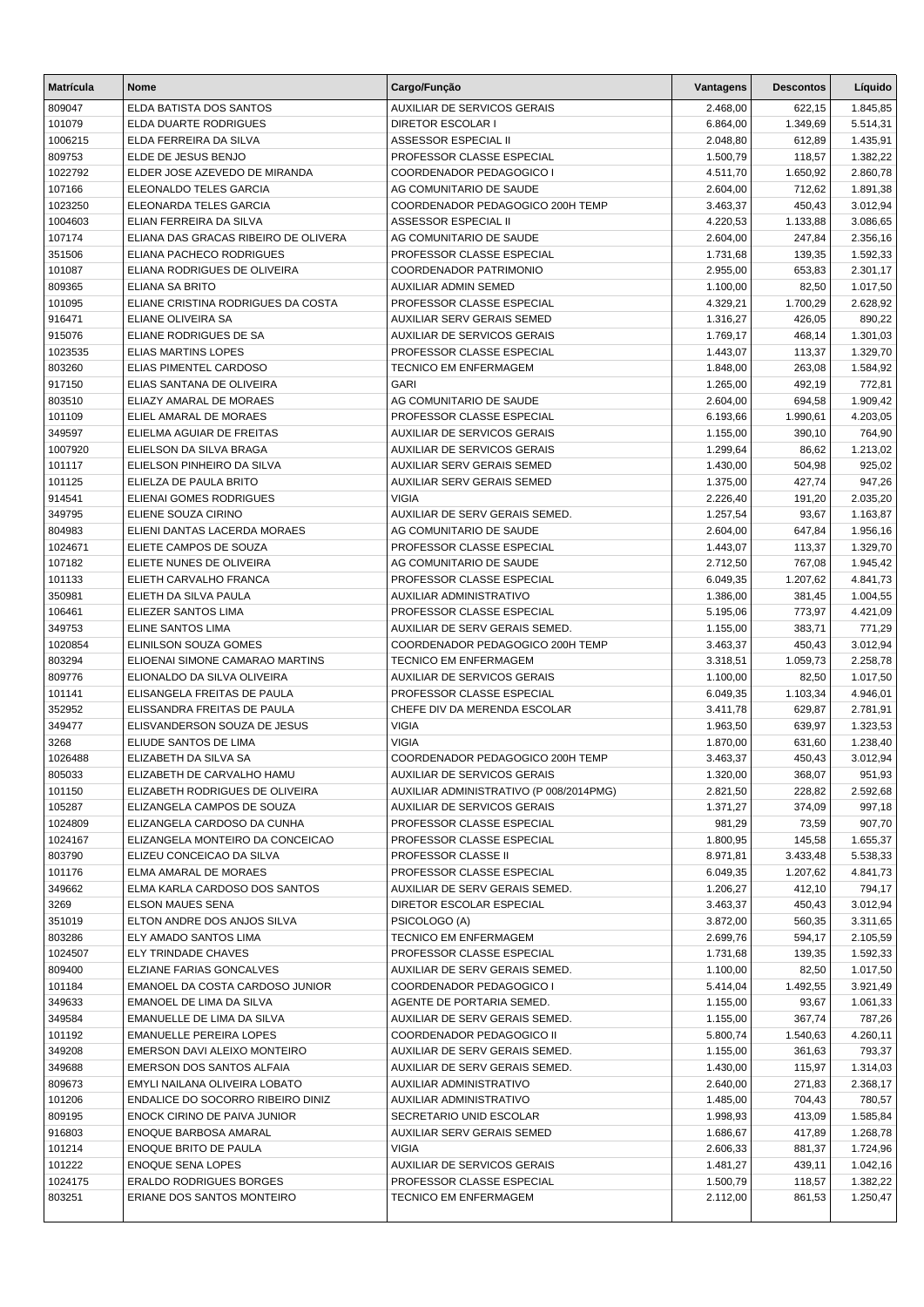| Matrícula | Nome | Cargo/Função | Vantagens | Descontos | Líquido |
|---|---|---|---|---|---|
| 809047 | ELDA BATISTA DOS SANTOS | AUXILIAR DE SERVICOS GERAIS | 2.468,00 | 622,15 | 1.845,85 |
| 101079 | ELDA DUARTE RODRIGUES | DIRETOR ESCOLAR I | 6.864,00 | 1.349,69 | 5.514,31 |
| 1006215 | ELDA FERREIRA DA SILVA | ASSESSOR ESPECIAL II | 2.048,80 | 612,89 | 1.435,91 |
| 809753 | ELDE DE JESUS BENJO | PROFESSOR CLASSE ESPECIAL | 1.500,79 | 118,57 | 1.382,22 |
| 1022792 | ELDER JOSE AZEVEDO DE MIRANDA | COORDENADOR PEDAGOGICO I | 4.511,70 | 1.650,92 | 2.860,78 |
| 107166 | ELEONALDO TELES GARCIA | AG COMUNITARIO DE SAUDE | 2.604,00 | 712,62 | 1.891,38 |
| 1023250 | ELEONARDA TELES GARCIA | COORDENADOR PEDAGOGICO 200H TEMP | 3.463,37 | 450,43 | 3.012,94 |
| 1004603 | ELIAN FERREIRA DA SILVA | ASSESSOR ESPECIAL II | 4.220,53 | 1.133,88 | 3.086,65 |
| 107174 | ELIANA DAS GRACAS RIBEIRO DE OLIVERA | AG COMUNITARIO DE SAUDE | 2.604,00 | 247,84 | 2.356,16 |
| 351506 | ELIANA PACHECO RODRIGUES | PROFESSOR CLASSE ESPECIAL | 1.731,68 | 139,35 | 1.592,33 |
| 101087 | ELIANA RODRIGUES DE OLIVEIRA | COORDENADOR PATRIMONIO | 2.955,00 | 653,83 | 2.301,17 |
| 809365 | ELIANA SA BRITO | AUXILIAR ADMIN SEMED | 1.100,00 | 82,50 | 1.017,50 |
| 101095 | ELIANE CRISTINA RODRIGUES DA COSTA | PROFESSOR CLASSE ESPECIAL | 4.329,21 | 1.700,29 | 2.628,92 |
| 916471 | ELIANE OLIVEIRA SA | AUXILIAR SERV GERAIS SEMED | 1.316,27 | 426,05 | 890,22 |
| 915076 | ELIANE RODRIGUES DE SA | AUXILIAR DE SERVICOS GERAIS | 1.769,17 | 468,14 | 1.301,03 |
| 1023535 | ELIAS MARTINS LOPES | PROFESSOR CLASSE ESPECIAL | 1.443,07 | 113,37 | 1.329,70 |
| 803260 | ELIAS PIMENTEL CARDOSO | TECNICO EM ENFERMAGEM | 1.848,00 | 263,08 | 1.584,92 |
| 917150 | ELIAS SANTANA DE OLIVEIRA | GARI | 1.265,00 | 492,19 | 772,81 |
| 803510 | ELIAZY AMARAL DE MORAES | AG COMUNITARIO DE SAUDE | 2.604,00 | 694,58 | 1.909,42 |
| 101109 | ELIEL AMARAL DE MORAES | PROFESSOR CLASSE ESPECIAL | 6.193,66 | 1.990,61 | 4.203,05 |
| 349597 | ELIELMA AGUIAR DE FREITAS | AUXILIAR DE SERVICOS GERAIS | 1.155,00 | 390,10 | 764,90 |
| 1007920 | ELIELSON DA SILVA BRAGA | AUXILIAR DE SERVICOS GERAIS | 1.299,64 | 86,62 | 1.213,02 |
| 101117 | ELIELSON PINHEIRO DA SILVA | AUXILIAR SERV GERAIS SEMED | 1.430,00 | 504,98 | 925,02 |
| 101125 | ELIELZA DE PAULA BRITO | AUXILIAR SERV GERAIS SEMED | 1.375,00 | 427,74 | 947,26 |
| 914541 | ELIENAI GOMES RODRIGUES | VIGIA | 2.226,40 | 191,20 | 2.035,20 |
| 349795 | ELIENE SOUZA CIRINO | AUXILIAR DE SERV GERAIS SEMED. | 1.257,54 | 93,67 | 1.163,87 |
| 804983 | ELIENI DANTAS LACERDA MORAES | AG COMUNITARIO DE SAUDE | 2.604,00 | 647,84 | 1.956,16 |
| 1024671 | ELIETE CAMPOS DE SOUZA | PROFESSOR CLASSE ESPECIAL | 1.443,07 | 113,37 | 1.329,70 |
| 107182 | ELIETE NUNES DE OLIVEIRA | AG COMUNITARIO DE SAUDE | 2.712,50 | 767,08 | 1.945,42 |
| 101133 | ELIETH CARVALHO FRANCA | PROFESSOR CLASSE ESPECIAL | 6.049,35 | 1.207,62 | 4.841,73 |
| 350981 | ELIETH DA SILVA PAULA | AUXILIAR ADMINISTRATIVO | 1.386,00 | 381,45 | 1.004,55 |
| 106461 | ELIEZER SANTOS LIMA | PROFESSOR CLASSE ESPECIAL | 5.195,06 | 773,97 | 4.421,09 |
| 349753 | ELINE SANTOS LIMA | AUXILIAR DE SERV GERAIS SEMED. | 1.155,00 | 383,71 | 771,29 |
| 1020854 | ELINILSON SOUZA GOMES | COORDENADOR PEDAGOGICO 200H TEMP | 3.463,37 | 450,43 | 3.012,94 |
| 803294 | ELIOENAI SIMONE CAMARAO MARTINS | TECNICO EM ENFERMAGEM | 3.318,51 | 1.059,73 | 2.258,78 |
| 809776 | ELIONALDO DA SILVA OLIVEIRA | AUXILIAR DE SERVICOS GERAIS | 1.100,00 | 82,50 | 1.017,50 |
| 101141 | ELISANGELA FREITAS DE PAULA | PROFESSOR CLASSE ESPECIAL | 6.049,35 | 1.103,34 | 4.946,01 |
| 352952 | ELISSANDRA FREITAS DE PAULA | CHEFE DIV DA MERENDA ESCOLAR | 3.411,78 | 629,87 | 2.781,91 |
| 349477 | ELISVANDERSON SOUZA DE JESUS | VIGIA | 1.963,50 | 639,97 | 1.323,53 |
| 3268 | ELIUDE SANTOS DE LIMA | VIGIA | 1.870,00 | 631,60 | 1.238,40 |
| 1026488 | ELIZABETH DA SILVA SA | COORDENADOR PEDAGOGICO 200H TEMP | 3.463,37 | 450,43 | 3.012,94 |
| 805033 | ELIZABETH DE CARVALHO HAMU | AUXILIAR DE SERVICOS GERAIS | 1.320,00 | 368,07 | 951,93 |
| 101150 | ELIZABETH RODRIGUES DE OLIVEIRA | AUXILIAR ADMINISTRATIVO (P 008/2014PMG) | 2.821,50 | 228,82 | 2.592,68 |
| 105287 | ELIZANGELA CAMPOS DE SOUZA | AUXILIAR DE SERVICOS GERAIS | 1.371,27 | 374,09 | 997,18 |
| 1024809 | ELIZANGELA CARDOSO DA CUNHA | PROFESSOR CLASSE ESPECIAL | 981,29 | 73,59 | 907,70 |
| 1024167 | ELIZANGELA MONTEIRO DA CONCEICAO | PROFESSOR CLASSE ESPECIAL | 1.800,95 | 145,58 | 1.655,37 |
| 803790 | ELIZEU CONCEICAO DA SILVA | PROFESSOR CLASSE II | 8.971,81 | 3.433,48 | 5.538,33 |
| 101176 | ELMA AMARAL DE MORAES | PROFESSOR CLASSE ESPECIAL | 6.049,35 | 1.207,62 | 4.841,73 |
| 349662 | ELMA KARLA CARDOSO DOS SANTOS | AUXILIAR DE SERV GERAIS SEMED. | 1.206,27 | 412,10 | 794,17 |
| 3269 | ELSON MAUES SENA | DIRETOR ESCOLAR ESPECIAL | 3.463,37 | 450,43 | 3.012,94 |
| 351019 | ELTON ANDRE DOS ANJOS SILVA | PSICOLOGO (A) | 3.872,00 | 560,35 | 3.311,65 |
| 803286 | ELY AMADO SANTOS LIMA | TECNICO EM ENFERMAGEM | 2.699,76 | 594,17 | 2.105,59 |
| 1024507 | ELY TRINDADE CHAVES | PROFESSOR CLASSE ESPECIAL | 1.731,68 | 139,35 | 1.592,33 |
| 809400 | ELZIANE FARIAS GONCALVES | AUXILIAR DE SERV GERAIS SEMED. | 1.100,00 | 82,50 | 1.017,50 |
| 101184 | EMANOEL DA COSTA CARDOSO JUNIOR | COORDENADOR PEDAGOGICO I | 5.414,04 | 1.492,55 | 3.921,49 |
| 349633 | EMANOEL DE LIMA DA SILVA | AGENTE DE PORTARIA SEMED. | 1.155,00 | 93,67 | 1.061,33 |
| 349584 | EMANUELLE DE LIMA DA SILVA | AUXILIAR DE SERV GERAIS SEMED. | 1.155,00 | 367,74 | 787,26 |
| 101192 | EMANUELLE PEREIRA LOPES | COORDENADOR PEDAGOGICO II | 5.800,74 | 1.540,63 | 4.260,11 |
| 349208 | EMERSON DAVI ALEIXO MONTEIRO | AUXILIAR DE SERV GERAIS SEMED. | 1.155,00 | 361,63 | 793,37 |
| 349688 | EMERSON DOS SANTOS ALFAIA | AUXILIAR DE SERV GERAIS SEMED. | 1.430,00 | 115,97 | 1.314,03 |
| 809673 | EMYLI NAILANA OLIVEIRA LOBATO | AUXILIAR ADMINISTRATIVO | 2.640,00 | 271,83 | 2.368,17 |
| 101206 | ENDALICE DO SOCORRO RIBEIRO DINIZ | AUXILIAR ADMINISTRATIVO | 1.485,00 | 704,43 | 780,57 |
| 809195 | ENOCK CIRINO DE PAIVA JUNIOR | SECRETARIO UNID ESCOLAR | 1.998,93 | 413,09 | 1.585,84 |
| 916803 | ENOQUE BARBOSA AMARAL | AUXILIAR SERV GERAIS SEMED | 1.686,67 | 417,89 | 1.268,78 |
| 101214 | ENOQUE BRITO DE PAULA | VIGIA | 2.606,33 | 881,37 | 1.724,96 |
| 101222 | ENOQUE SENA LOPES | AUXILIAR DE SERVICOS GERAIS | 1.481,27 | 439,11 | 1.042,16 |
| 1024175 | ERALDO RODRIGUES BORGES | PROFESSOR CLASSE ESPECIAL | 1.500,79 | 118,57 | 1.382,22 |
| 803251 | ERIANE DOS SANTOS MONTEIRO | TECNICO EM ENFERMAGEM | 2.112,00 | 861,53 | 1.250,47 |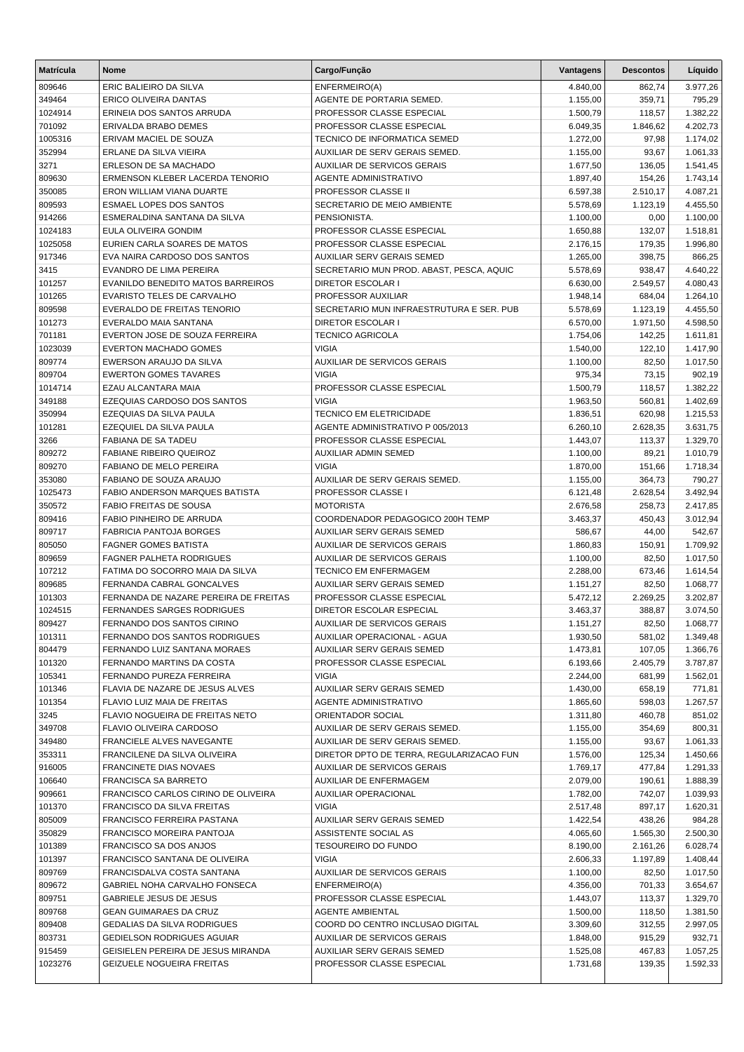| Matrícula | Nome | Cargo/Função | Vantagens | Descontos | Líquido |
|---|---|---|---|---|---|
| 809646 | ERIC BALIEIRO DA SILVA | ENFERMEIRO(A) | 4.840,00 | 862,74 | 3.977,26 |
| 349464 | ERICO OLIVEIRA DANTAS | AGENTE DE PORTARIA SEMED. | 1.155,00 | 359,71 | 795,29 |
| 1024914 | ERINEIA DOS SANTOS ARRUDA | PROFESSOR CLASSE ESPECIAL | 1.500,79 | 118,57 | 1.382,22 |
| 701092 | ERIVALDA BRABO DEMES | PROFESSOR CLASSE ESPECIAL | 6.049,35 | 1.846,62 | 4.202,73 |
| 1005316 | ERIVAM MACIEL DE SOUZA | TECNICO DE INFORMATICA SEMED | 1.272,00 | 97,98 | 1.174,02 |
| 352994 | ERLANE DA SILVA VIEIRA | AUXILIAR DE SERV GERAIS SEMED. | 1.155,00 | 93,67 | 1.061,33 |
| 3271 | ERLESON DE SA MACHADO | AUXILIAR DE SERVICOS GERAIS | 1.677,50 | 136,05 | 1.541,45 |
| 809630 | ERMENSON KLEBER LACERDA TENORIO | AGENTE ADMINISTRATIVO | 1.897,40 | 154,26 | 1.743,14 |
| 350085 | ERON WILLIAM VIANA DUARTE | PROFESSOR CLASSE II | 6.597,38 | 2.510,17 | 4.087,21 |
| 809593 | ESMAEL LOPES DOS SANTOS | SECRETARIO DE MEIO AMBIENTE | 5.578,69 | 1.123,19 | 4.455,50 |
| 914266 | ESMERALDINA SANTANA DA SILVA | PENSIONISTA. | 1.100,00 | 0,00 | 1.100,00 |
| 1024183 | EULA OLIVEIRA GONDIM | PROFESSOR CLASSE ESPECIAL | 1.650,88 | 132,07 | 1.518,81 |
| 1025058 | EURIEN CARLA SOARES DE MATOS | PROFESSOR CLASSE ESPECIAL | 2.176,15 | 179,35 | 1.996,80 |
| 917346 | EVA NAIRA CARDOSO DOS SANTOS | AUXILIAR SERV GERAIS SEMED | 1.265,00 | 398,75 | 866,25 |
| 3415 | EVANDRO DE LIMA PEREIRA | SECRETARIO MUN PROD. ABAST, PESCA, AQUIC | 5.578,69 | 938,47 | 4.640,22 |
| 101257 | EVANILDO BENEDITO MATOS BARREIROS | DIRETOR ESCOLAR I | 6.630,00 | 2.549,57 | 4.080,43 |
| 101265 | EVARISTO TELES DE CARVALHO | PROFESSOR AUXILIAR | 1.948,14 | 684,04 | 1.264,10 |
| 809598 | EVERALDO DE FREITAS TENORIO | SECRETARIO MUN INFRAESTRUTURA E SER. PUB | 5.578,69 | 1.123,19 | 4.455,50 |
| 101273 | EVERALDO MAIA SANTANA | DIRETOR ESCOLAR I | 6.570,00 | 1.971,50 | 4.598,50 |
| 701181 | EVERTON JOSE DE SOUZA FERREIRA | TECNICO AGRICOLA | 1.754,06 | 142,25 | 1.611,81 |
| 1023039 | EVERTON MACHADO GOMES | VIGIA | 1.540,00 | 122,10 | 1.417,90 |
| 809774 | EWERSON ARAUJO DA SILVA | AUXILIAR DE SERVICOS GERAIS | 1.100,00 | 82,50 | 1.017,50 |
| 809704 | EWERTON GOMES TAVARES | VIGIA | 975,34 | 73,15 | 902,19 |
| 1014714 | EZAU ALCANTARA MAIA | PROFESSOR CLASSE ESPECIAL | 1.500,79 | 118,57 | 1.382,22 |
| 349188 | EZEQUIAS CARDOSO DOS SANTOS | VIGIA | 1.963,50 | 560,81 | 1.402,69 |
| 350994 | EZEQUIAS DA SILVA PAULA | TECNICO EM ELETRICIDADE | 1.836,51 | 620,98 | 1.215,53 |
| 101281 | EZEQUIEL DA SILVA PAULA | AGENTE ADMINISTRATIVO P 005/2013 | 6.260,10 | 2.628,35 | 3.631,75 |
| 3266 | FABIANA DE SA TADEU | PROFESSOR CLASSE ESPECIAL | 1.443,07 | 113,37 | 1.329,70 |
| 809272 | FABIANE RIBEIRO QUEIROZ | AUXILIAR ADMIN SEMED | 1.100,00 | 89,21 | 1.010,79 |
| 809270 | FABIANO DE MELO PEREIRA | VIGIA | 1.870,00 | 151,66 | 1.718,34 |
| 353080 | FABIANO DE SOUZA ARAUJO | AUXILIAR DE SERV GERAIS SEMED. | 1.155,00 | 364,73 | 790,27 |
| 1025473 | FABIO ANDERSON MARQUES BATISTA | PROFESSOR CLASSE I | 6.121,48 | 2.628,54 | 3.492,94 |
| 350572 | FABIO FREITAS DE SOUSA | MOTORISTA | 2.676,58 | 258,73 | 2.417,85 |
| 809416 | FABIO PINHEIRO DE ARRUDA | COORDENADOR PEDAGOGICO 200H TEMP | 3.463,37 | 450,43 | 3.012,94 |
| 809717 | FABRICIA PANTOJA BORGES | AUXILIAR SERV GERAIS SEMED | 586,67 | 44,00 | 542,67 |
| 805050 | FAGNER GOMES BATISTA | AUXILIAR DE SERVICOS GERAIS | 1.860,83 | 150,91 | 1.709,92 |
| 809659 | FAGNER PALHETA RODRIGUES | AUXILIAR DE SERVICOS GERAIS | 1.100,00 | 82,50 | 1.017,50 |
| 107212 | FATIMA DO SOCORRO MAIA DA SILVA | TECNICO EM ENFERMAGEM | 2.288,00 | 673,46 | 1.614,54 |
| 809685 | FERNANDA CABRAL GONCALVES | AUXILIAR SERV GERAIS SEMED | 1.151,27 | 82,50 | 1.068,77 |
| 101303 | FERNANDA DE NAZARE PEREIRA DE FREITAS | PROFESSOR CLASSE ESPECIAL | 5.472,12 | 2.269,25 | 3.202,87 |
| 1024515 | FERNANDES SARGES RODRIGUES | DIRETOR ESCOLAR ESPECIAL | 3.463,37 | 388,87 | 3.074,50 |
| 809427 | FERNANDO DOS SANTOS CIRINO | AUXILIAR DE SERVICOS GERAIS | 1.151,27 | 82,50 | 1.068,77 |
| 101311 | FERNANDO DOS SANTOS RODRIGUES | AUXILIAR OPERACIONAL - AGUA | 1.930,50 | 581,02 | 1.349,48 |
| 804479 | FERNANDO LUIZ SANTANA MORAES | AUXILIAR SERV GERAIS SEMED | 1.473,81 | 107,05 | 1.366,76 |
| 101320 | FERNANDO MARTINS DA COSTA | PROFESSOR CLASSE ESPECIAL | 6.193,66 | 2.405,79 | 3.787,87 |
| 105341 | FERNANDO PUREZA FERREIRA | VIGIA | 2.244,00 | 681,99 | 1.562,01 |
| 101346 | FLAVIA DE NAZARE DE JESUS ALVES | AUXILIAR SERV GERAIS SEMED | 1.430,00 | 658,19 | 771,81 |
| 101354 | FLAVIO LUIZ MAIA DE FREITAS | AGENTE ADMINISTRATIVO | 1.865,60 | 598,03 | 1.267,57 |
| 3245 | FLAVIO NOGUEIRA DE FREITAS NETO | ORIENTADOR SOCIAL | 1.311,80 | 460,78 | 851,02 |
| 349708 | FLAVIO OLIVEIRA CARDOSO | AUXILIAR DE SERV GERAIS SEMED. | 1.155,00 | 354,69 | 800,31 |
| 349480 | FRANCIELE ALVES NAVEGANTE | AUXILIAR DE SERV GERAIS SEMED. | 1.155,00 | 93,67 | 1.061,33 |
| 353311 | FRANCILENE DA SILVA OLIVEIRA | DIRETOR DPTO DE TERRA, REGULARIZACAO FUN | 1.576,00 | 125,34 | 1.450,66 |
| 916005 | FRANCINETE DIAS NOVAES | AUXILIAR DE SERVICOS GERAIS | 1.769,17 | 477,84 | 1.291,33 |
| 106640 | FRANCISCA SA BARRETO | AUXILIAR DE ENFERMAGEM | 2.079,00 | 190,61 | 1.888,39 |
| 909661 | FRANCISCO CARLOS CIRINO DE OLIVEIRA | AUXILIAR OPERACIONAL | 1.782,00 | 742,07 | 1.039,93 |
| 101370 | FRANCISCO DA SILVA FREITAS | VIGIA | 2.517,48 | 897,17 | 1.620,31 |
| 805009 | FRANCISCO FERREIRA PASTANA | AUXILIAR SERV GERAIS SEMED | 1.422,54 | 438,26 | 984,28 |
| 350829 | FRANCISCO MOREIRA PANTOJA | ASSISTENTE SOCIAL AS | 4.065,60 | 1.565,30 | 2.500,30 |
| 101389 | FRANCISCO SA DOS ANJOS | TESOUREIRO DO FUNDO | 8.190,00 | 2.161,26 | 6.028,74 |
| 101397 | FRANCISCO SANTANA DE OLIVEIRA | VIGIA | 2.606,33 | 1.197,89 | 1.408,44 |
| 809769 | FRANCISDALVA COSTA SANTANA | AUXILIAR DE SERVICOS GERAIS | 1.100,00 | 82,50 | 1.017,50 |
| 809672 | GABRIEL NOHA CARVALHO FONSECA | ENFERMEIRO(A) | 4.356,00 | 701,33 | 3.654,67 |
| 809751 | GABRIELE JESUS DE JESUS | PROFESSOR CLASSE ESPECIAL | 1.443,07 | 113,37 | 1.329,70 |
| 809768 | GEAN GUIMARAES DA CRUZ | AGENTE AMBIENTAL | 1.500,00 | 118,50 | 1.381,50 |
| 809408 | GEDALIAS DA SILVA RODRIGUES | COORD DO CENTRO INCLUSAO DIGITAL | 3.309,60 | 312,55 | 2.997,05 |
| 803731 | GEDIELSON RODRIGUES AGUIAR | AUXILIAR DE SERVICOS GERAIS | 1.848,00 | 915,29 | 932,71 |
| 915459 | GEISIELEN PEREIRA DE JESUS MIRANDA | AUXILIAR SERV GERAIS SEMED | 1.525,08 | 467,83 | 1.057,25 |
| 1023276 | GEIZUELE NOGUEIRA FREITAS | PROFESSOR CLASSE ESPECIAL | 1.731,68 | 139,35 | 1.592,33 |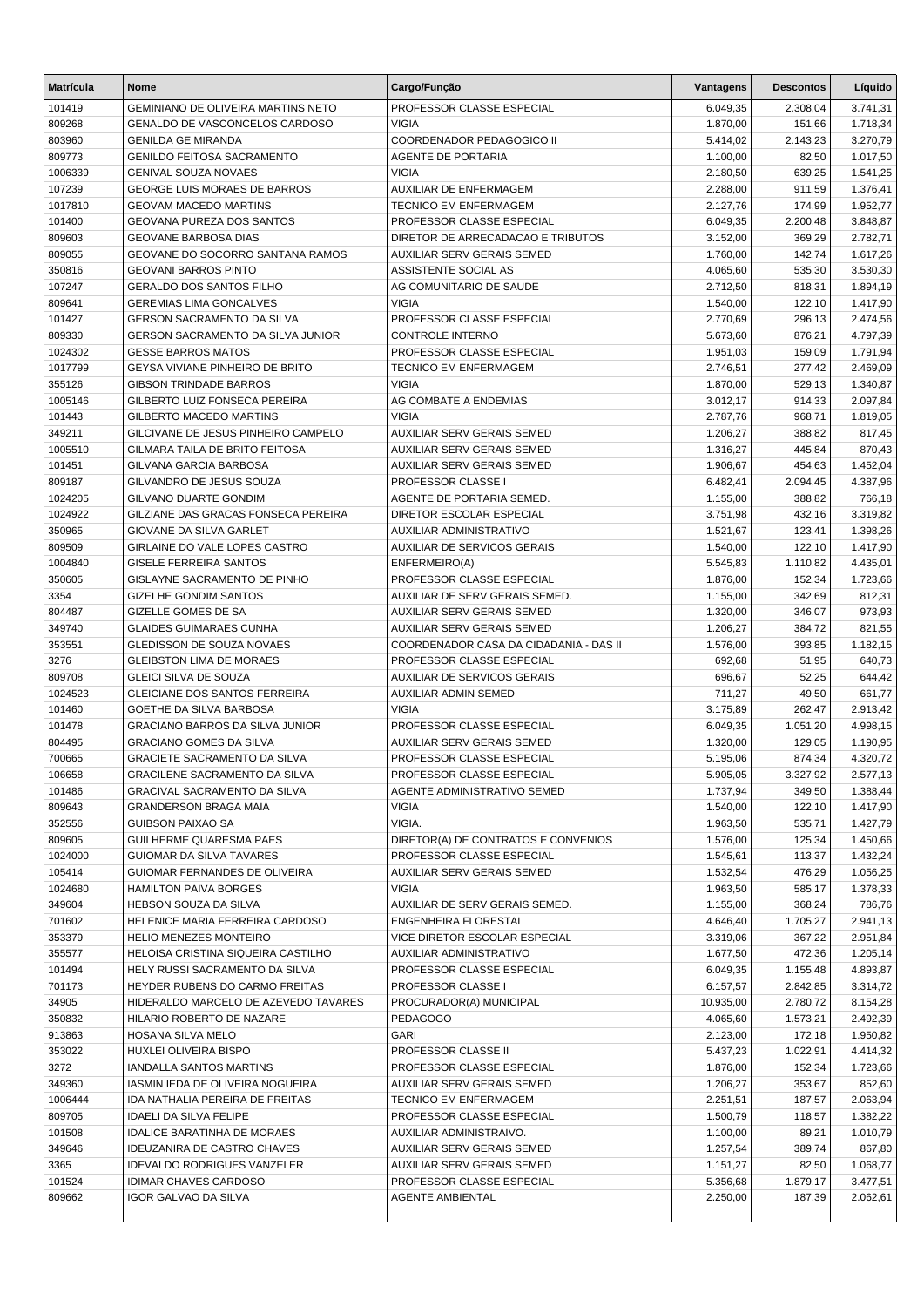| Matrícula | Nome | Cargo/Função | Vantagens | Descontos | Líquido |
|---|---|---|---|---|---|
| 101419 | GEMINIANO DE OLIVEIRA MARTINS NETO | PROFESSOR CLASSE ESPECIAL | 6.049,35 | 2.308,04 | 3.741,31 |
| 809268 | GENALDO DE VASCONCELOS CARDOSO | VIGIA | 1.870,00 | 151,66 | 1.718,34 |
| 803960 | GENILDA GE MIRANDA | COORDENADOR PEDAGOGICO II | 5.414,02 | 2.143,23 | 3.270,79 |
| 809773 | GENILDO FEITOSA SACRAMENTO | AGENTE DE PORTARIA | 1.100,00 | 82,50 | 1.017,50 |
| 1006339 | GENIVAL SOUZA NOVAES | VIGIA | 2.180,50 | 639,25 | 1.541,25 |
| 107239 | GEORGE LUIS MORAES DE BARROS | AUXILIAR DE ENFERMAGEM | 2.288,00 | 911,59 | 1.376,41 |
| 1017810 | GEOVAM MACEDO MARTINS | TECNICO EM ENFERMAGEM | 2.127,76 | 174,99 | 1.952,77 |
| 101400 | GEOVANA PUREZA DOS SANTOS | PROFESSOR CLASSE ESPECIAL | 6.049,35 | 2.200,48 | 3.848,87 |
| 809603 | GEOVANE BARBOSA DIAS | DIRETOR DE ARRECADACAO E TRIBUTOS | 3.152,00 | 369,29 | 2.782,71 |
| 809055 | GEOVANE DO SOCORRO SANTANA RAMOS | AUXILIAR SERV GERAIS SEMED | 1.760,00 | 142,74 | 1.617,26 |
| 350816 | GEOVANI BARROS PINTO | ASSISTENTE SOCIAL AS | 4.065,60 | 535,30 | 3.530,30 |
| 107247 | GERALDO DOS SANTOS FILHO | AG COMUNITARIO DE SAUDE | 2.712,50 | 818,31 | 1.894,19 |
| 809641 | GEREMIAS LIMA GONCALVES | VIGIA | 1.540,00 | 122,10 | 1.417,90 |
| 101427 | GERSON SACRAMENTO DA SILVA | PROFESSOR CLASSE ESPECIAL | 2.770,69 | 296,13 | 2.474,56 |
| 809330 | GERSON SACRAMENTO DA SILVA JUNIOR | CONTROLE INTERNO | 5.673,60 | 876,21 | 4.797,39 |
| 1024302 | GESSE BARROS MATOS | PROFESSOR CLASSE ESPECIAL | 1.951,03 | 159,09 | 1.791,94 |
| 1017799 | GEYSA VIVIANE PINHEIRO DE BRITO | TECNICO EM ENFERMAGEM | 2.746,51 | 277,42 | 2.469,09 |
| 355126 | GIBSON TRINDADE BARROS | VIGIA | 1.870,00 | 529,13 | 1.340,87 |
| 1005146 | GILBERTO LUIZ FONSECA PEREIRA | AG COMBATE A ENDEMIAS | 3.012,17 | 914,33 | 2.097,84 |
| 101443 | GILBERTO MACEDO MARTINS | VIGIA | 2.787,76 | 968,71 | 1.819,05 |
| 349211 | GILCIVANE DE JESUS PINHEIRO CAMPELO | AUXILIAR SERV GERAIS SEMED | 1.206,27 | 388,82 | 817,45 |
| 1005510 | GILMARA TAILA DE BRITO FEITOSA | AUXILIAR SERV GERAIS SEMED | 1.316,27 | 445,84 | 870,43 |
| 101451 | GILVANA GARCIA BARBOSA | AUXILIAR SERV GERAIS SEMED | 1.906,67 | 454,63 | 1.452,04 |
| 809187 | GILVANDRO DE JESUS SOUZA | PROFESSOR CLASSE I | 6.482,41 | 2.094,45 | 4.387,96 |
| 1024205 | GILVANO DUARTE GONDIM | AGENTE DE PORTARIA SEMED. | 1.155,00 | 388,82 | 766,18 |
| 1024922 | GILZIANE DAS GRACAS FONSECA PEREIRA | DIRETOR ESCOLAR ESPECIAL | 3.751,98 | 432,16 | 3.319,82 |
| 350965 | GIOVANE DA SILVA GARLET | AUXILIAR ADMINISTRATIVO | 1.521,67 | 123,41 | 1.398,26 |
| 809509 | GIRLAINE DO VALE LOPES CASTRO | AUXILIAR DE SERVICOS GERAIS | 1.540,00 | 122,10 | 1.417,90 |
| 1004840 | GISELE FERREIRA SANTOS | ENFERMEIRO(A) | 5.545,83 | 1.110,82 | 4.435,01 |
| 350605 | GISLAYNE SACRAMENTO DE PINHO | PROFESSOR CLASSE ESPECIAL | 1.876,00 | 152,34 | 1.723,66 |
| 3354 | GIZELHE GONDIM SANTOS | AUXILIAR DE SERV GERAIS SEMED. | 1.155,00 | 342,69 | 812,31 |
| 804487 | GIZELLE GOMES DE SA | AUXILIAR SERV GERAIS SEMED | 1.320,00 | 346,07 | 973,93 |
| 349740 | GLAIDES GUIMARAES CUNHA | AUXILIAR SERV GERAIS SEMED | 1.206,27 | 384,72 | 821,55 |
| 353551 | GLEDISSON DE SOUZA NOVAES | COORDENADOR CASA DA CIDADANIA - DAS II | 1.576,00 | 393,85 | 1.182,15 |
| 3276 | GLEIBSTON LIMA DE MORAES | PROFESSOR CLASSE ESPECIAL | 692,68 | 51,95 | 640,73 |
| 809708 | GLEICI SILVA DE SOUZA | AUXILIAR DE SERVICOS GERAIS | 696,67 | 52,25 | 644,42 |
| 1024523 | GLEICIANE DOS SANTOS FERREIRA | AUXILIAR ADMIN SEMED | 711,27 | 49,50 | 661,77 |
| 101460 | GOETHE DA SILVA BARBOSA | VIGIA | 3.175,89 | 262,47 | 2.913,42 |
| 101478 | GRACIANO BARROS DA SILVA JUNIOR | PROFESSOR CLASSE ESPECIAL | 6.049,35 | 1.051,20 | 4.998,15 |
| 804495 | GRACIANO GOMES DA SILVA | AUXILIAR SERV GERAIS SEMED | 1.320,00 | 129,05 | 1.190,95 |
| 700665 | GRACIETE SACRAMENTO DA SILVA | PROFESSOR CLASSE ESPECIAL | 5.195,06 | 874,34 | 4.320,72 |
| 106658 | GRACILENE SACRAMENTO DA SILVA | PROFESSOR CLASSE ESPECIAL | 5.905,05 | 3.327,92 | 2.577,13 |
| 101486 | GRACIVAL SACRAMENTO DA SILVA | AGENTE ADMINISTRATIVO SEMED | 1.737,94 | 349,50 | 1.388,44 |
| 809643 | GRANDERSON BRAGA MAIA | VIGIA | 1.540,00 | 122,10 | 1.417,90 |
| 352556 | GUIBSON PAIXAO SA | VIGIA. | 1.963,50 | 535,71 | 1.427,79 |
| 809605 | GUILHERME QUARESMA PAES | DIRETOR(A) DE CONTRATOS E CONVENIOS | 1.576,00 | 125,34 | 1.450,66 |
| 1024000 | GUIOMAR DA SILVA TAVARES | PROFESSOR CLASSE ESPECIAL | 1.545,61 | 113,37 | 1.432,24 |
| 105414 | GUIOMAR FERNANDES DE OLIVEIRA | AUXILIAR SERV GERAIS SEMED | 1.532,54 | 476,29 | 1.056,25 |
| 1024680 | HAMILTON PAIVA BORGES | VIGIA | 1.963,50 | 585,17 | 1.378,33 |
| 349604 | HEBSON SOUZA DA SILVA | AUXILIAR DE SERV GERAIS SEMED. | 1.155,00 | 368,24 | 786,76 |
| 701602 | HELENICE MARIA FERREIRA CARDOSO | ENGENHEIRA FLORESTAL | 4.646,40 | 1.705,27 | 2.941,13 |
| 353379 | HELIO MENEZES MONTEIRO | VICE DIRETOR ESCOLAR ESPECIAL | 3.319,06 | 367,22 | 2.951,84 |
| 355577 | HELOISA CRISTINA SIQUEIRA CASTILHO | AUXILIAR ADMINISTRATIVO | 1.677,50 | 472,36 | 1.205,14 |
| 101494 | HELY RUSSI SACRAMENTO DA SILVA | PROFESSOR CLASSE ESPECIAL | 6.049,35 | 1.155,48 | 4.893,87 |
| 701173 | HEYDER RUBENS DO CARMO FREITAS | PROFESSOR CLASSE I | 6.157,57 | 2.842,85 | 3.314,72 |
| 34905 | HIDERALDO MARCELO DE AZEVEDO TAVARES | PROCURADOR(A) MUNICIPAL | 10.935,00 | 2.780,72 | 8.154,28 |
| 350832 | HILARIO ROBERTO DE NAZARE | PEDAGOGO | 4.065,60 | 1.573,21 | 2.492,39 |
| 913863 | HOSANA SILVA MELO | GARI | 2.123,00 | 172,18 | 1.950,82 |
| 353022 | HUXLEI OLIVEIRA BISPO | PROFESSOR CLASSE II | 5.437,23 | 1.022,91 | 4.414,32 |
| 3272 | IANDALLA SANTOS MARTINS | PROFESSOR CLASSE ESPECIAL | 1.876,00 | 152,34 | 1.723,66 |
| 349360 | IASMIN IEDA DE OLIVEIRA NOGUEIRA | AUXILIAR SERV GERAIS SEMED | 1.206,27 | 353,67 | 852,60 |
| 1006444 | IDA NATHALIA PEREIRA DE FREITAS | TECNICO EM ENFERMAGEM | 2.251,51 | 187,57 | 2.063,94 |
| 809705 | IDAELI DA SILVA FELIPE | PROFESSOR CLASSE ESPECIAL | 1.500,79 | 118,57 | 1.382,22 |
| 101508 | IDALICE BARATINHA DE MORAES | AUXILIAR ADMINISTRAIVO. | 1.100,00 | 89,21 | 1.010,79 |
| 349646 | IDEUZANIRA DE CASTRO CHAVES | AUXILIAR SERV GERAIS SEMED | 1.257,54 | 389,74 | 867,80 |
| 3365 | IDEVALDO RODRIGUES VANZELER | AUXILIAR SERV GERAIS SEMED | 1.151,27 | 82,50 | 1.068,77 |
| 101524 | IDIMAR CHAVES CARDOSO | PROFESSOR CLASSE ESPECIAL | 5.356,68 | 1.879,17 | 3.477,51 |
| 809662 | IGOR GALVAO DA SILVA | AGENTE AMBIENTAL | 2.250,00 | 187,39 | 2.062,61 |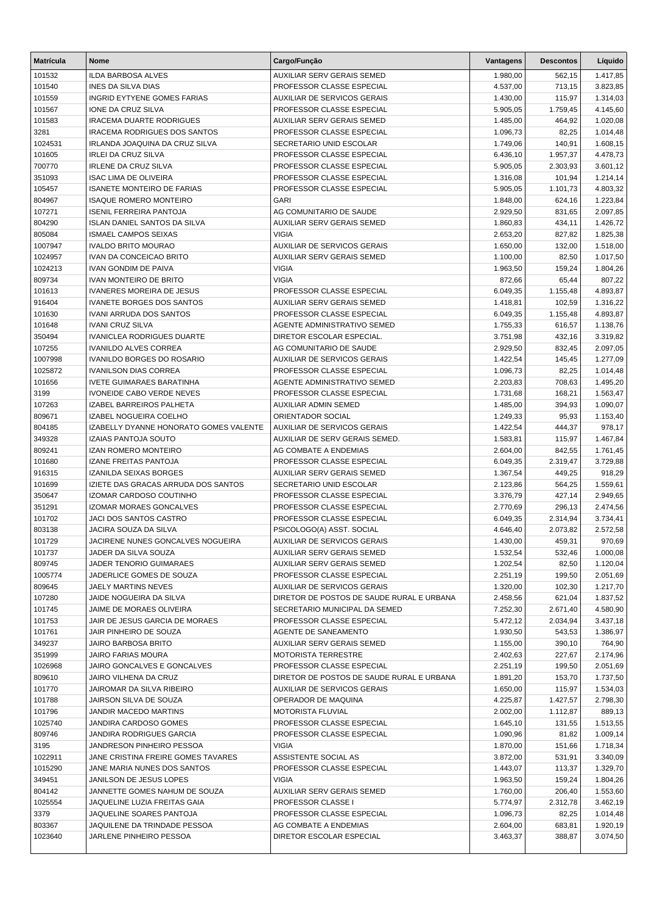| Matrícula | Nome | Cargo/Função | Vantagens | Descontos | Líquido |
|---|---|---|---|---|---|
| 101532 | ILDA BARBOSA ALVES | AUXILIAR SERV GERAIS SEMED | 1.980,00 | 562,15 | 1.417,85 |
| 101540 | INES DA SILVA DIAS | PROFESSOR CLASSE ESPECIAL | 4.537,00 | 713,15 | 3.823,85 |
| 101559 | INGRID EYTYENE GOMES FARIAS | AUXILIAR DE SERVICOS GERAIS | 1.430,00 | 115,97 | 1.314,03 |
| 101567 | IONE DA CRUZ SILVA | PROFESSOR CLASSE ESPECIAL | 5.905,05 | 1.759,45 | 4.145,60 |
| 101583 | IRACEMA DUARTE RODRIGUES | AUXILIAR SERV GERAIS SEMED | 1.485,00 | 464,92 | 1.020,08 |
| 3281 | IRACEMA RODRIGUES DOS SANTOS | PROFESSOR CLASSE ESPECIAL | 1.096,73 | 82,25 | 1.014,48 |
| 1024531 | IRLANDA JOAQUINA DA CRUZ SILVA | SECRETARIO UNID ESCOLAR | 1.749,06 | 140,91 | 1.608,15 |
| 101605 | IRLEI DA CRUZ SILVA | PROFESSOR CLASSE ESPECIAL | 6.436,10 | 1.957,37 | 4.478,73 |
| 700770 | IRLENE DA CRUZ SILVA | PROFESSOR CLASSE ESPECIAL | 5.905,05 | 2.303,93 | 3.601,12 |
| 351093 | ISAC LIMA DE OLIVEIRA | PROFESSOR CLASSE ESPECIAL | 1.316,08 | 101,94 | 1.214,14 |
| 105457 | ISANETE MONTEIRO DE FARIAS | PROFESSOR CLASSE ESPECIAL | 5.905,05 | 1.101,73 | 4.803,32 |
| 804967 | ISAQUE ROMERO MONTEIRO | GARI | 1.848,00 | 624,16 | 1.223,84 |
| 107271 | ISENIL FERREIRA PANTOJA | AG COMUNITARIO DE SAUDE | 2.929,50 | 831,65 | 2.097,85 |
| 804290 | ISLAN DANIEL SANTOS DA SILVA | AUXILIAR SERV GERAIS SEMED | 1.860,83 | 434,11 | 1.426,72 |
| 805084 | ISMAEL CAMPOS SEIXAS | VIGIA | 2.653,20 | 827,82 | 1.825,38 |
| 1007947 | IVALDO BRITO MOURAO | AUXILIAR DE SERVICOS GERAIS | 1.650,00 | 132,00 | 1.518,00 |
| 1024957 | IVAN DA CONCEICAO BRITO | AUXILIAR SERV GERAIS SEMED | 1.100,00 | 82,50 | 1.017,50 |
| 1024213 | IVAN GONDIM DE PAIVA | VIGIA | 1.963,50 | 159,24 | 1.804,26 |
| 809734 | IVAN MONTEIRO DE BRITO | VIGIA | 872,66 | 65,44 | 807,22 |
| 101613 | IVANERES MOREIRA DE JESUS | PROFESSOR CLASSE ESPECIAL | 6.049,35 | 1.155,48 | 4.893,87 |
| 916404 | IVANETE BORGES DOS SANTOS | AUXILIAR SERV GERAIS SEMED | 1.418,81 | 102,59 | 1.316,22 |
| 101630 | IVANI ARRUDA DOS SANTOS | PROFESSOR CLASSE ESPECIAL | 6.049,35 | 1.155,48 | 4.893,87 |
| 101648 | IVANI CRUZ SILVA | AGENTE ADMINISTRATIVO SEMED | 1.755,33 | 616,57 | 1.138,76 |
| 350494 | IVANICLEA RODRIGUES DUARTE | DIRETOR ESCOLAR ESPECIAL. | 3.751,98 | 432,16 | 3.319,82 |
| 107255 | IVANILDO ALVES CORREA | AG COMUNITARIO DE SAUDE | 2.929,50 | 832,45 | 2.097,05 |
| 1007998 | IVANILDO BORGES DO ROSARIO | AUXILIAR DE SERVICOS GERAIS | 1.422,54 | 145,45 | 1.277,09 |
| 1025872 | IVANILSON DIAS CORREA | PROFESSOR CLASSE ESPECIAL | 1.096,73 | 82,25 | 1.014,48 |
| 101656 | IVETE GUIMARAES BARATINHA | AGENTE ADMINISTRATIVO SEMED | 2.203,83 | 708,63 | 1.495,20 |
| 3199 | IVONEIDE CABO VERDE NEVES | PROFESSOR CLASSE ESPECIAL | 1.731,68 | 168,21 | 1.563,47 |
| 107263 | IZABEL BARREIROS PALHETA | AUXILIAR ADMIN SEMED | 1.485,00 | 394,93 | 1.090,07 |
| 809671 | IZABEL NOGUEIRA COELHO | ORIENTADOR SOCIAL | 1.249,33 | 95,93 | 1.153,40 |
| 804185 | IZABELLY DYANNE HONORATO GOMES VALENTE | AUXILIAR DE SERVICOS GERAIS | 1.422,54 | 444,37 | 978,17 |
| 349328 | IZAIAS PANTOJA SOUTO | AUXILIAR DE SERV GERAIS SEMED. | 1.583,81 | 115,97 | 1.467,84 |
| 809241 | IZAN ROMERO MONTEIRO | AG COMBATE A ENDEMIAS | 2.604,00 | 842,55 | 1.761,45 |
| 101680 | IZANE FREITAS PANTOJA | PROFESSOR CLASSE ESPECIAL | 6.049,35 | 2.319,47 | 3.729,88 |
| 916315 | IZANILDA SEIXAS BORGES | AUXILIAR SERV GERAIS SEMED | 1.367,54 | 449,25 | 918,29 |
| 101699 | IZIETE DAS GRACAS ARRUDA DOS SANTOS | SECRETARIO UNID ESCOLAR | 2.123,86 | 564,25 | 1.559,61 |
| 350647 | IZOMAR CARDOSO COUTINHO | PROFESSOR CLASSE ESPECIAL | 3.376,79 | 427,14 | 2.949,65 |
| 351291 | IZOMAR MORAES GONCALVES | PROFESSOR CLASSE ESPECIAL | 2.770,69 | 296,13 | 2.474,56 |
| 101702 | JACI DOS SANTOS CASTRO | PROFESSOR CLASSE ESPECIAL | 6.049,35 | 2.314,94 | 3.734,41 |
| 803138 | JACIRA SOUZA DA SILVA | PSICOLOGO(A) ASST. SOCIAL | 4.646,40 | 2.073,82 | 2.572,58 |
| 101729 | JACIRENE NUNES GONCALVES NOGUEIRA | AUXILIAR DE SERVICOS GERAIS | 1.430,00 | 459,31 | 970,69 |
| 101737 | JADER DA SILVA SOUZA | AUXILIAR SERV GERAIS SEMED | 1.532,54 | 532,46 | 1.000,08 |
| 809745 | JADER TENORIO GUIMARAES | AUXILIAR SERV GERAIS SEMED | 1.202,54 | 82,50 | 1.120,04 |
| 1005774 | JADERLICE GOMES DE SOUZA | PROFESSOR CLASSE ESPECIAL | 2.251,19 | 199,50 | 2.051,69 |
| 809645 | JAELY MARTINS NEVES | AUXILIAR DE SERVICOS GERAIS | 1.320,00 | 102,30 | 1.217,70 |
| 107280 | JAIDE NOGUEIRA DA SILVA | DIRETOR DE POSTOS DE SAUDE RURAL E URBANA | 2.458,56 | 621,04 | 1.837,52 |
| 101745 | JAIME DE MORAES OLIVEIRA | SECRETARIO MUNICIPAL DA SEMED | 7.252,30 | 2.671,40 | 4.580,90 |
| 101753 | JAIR DE JESUS GARCIA DE MORAES | PROFESSOR CLASSE ESPECIAL | 5.472,12 | 2.034,94 | 3.437,18 |
| 101761 | JAIR PINHEIRO DE SOUZA | AGENTE DE SANEAMENTO | 1.930,50 | 543,53 | 1.386,97 |
| 349237 | JAIRO BARBOSA BRITO | AUXILIAR SERV GERAIS SEMED | 1.155,00 | 390,10 | 764,90 |
| 351999 | JAIRO FARIAS MOURA | MOTORISTA TERRESTRE | 2.402,63 | 227,67 | 2.174,96 |
| 1026968 | JAIRO GONCALVES E GONCALVES | PROFESSOR CLASSE ESPECIAL | 2.251,19 | 199,50 | 2.051,69 |
| 809610 | JAIRO VILHENA DA CRUZ | DIRETOR DE POSTOS DE SAUDE RURAL E URBANA | 1.891,20 | 153,70 | 1.737,50 |
| 101770 | JAIROMAR DA SILVA RIBEIRO | AUXILIAR DE SERVICOS GERAIS | 1.650,00 | 115,97 | 1.534,03 |
| 101788 | JAIRSON SILVA DE SOUZA | OPERADOR DE MAQUINA | 4.225,87 | 1.427,57 | 2.798,30 |
| 101796 | JANDIR MACEDO MARTINS | MOTORISTA FLUVIAL | 2.002,00 | 1.112,87 | 889,13 |
| 1025740 | JANDIRA CARDOSO GOMES | PROFESSOR CLASSE ESPECIAL | 1.645,10 | 131,55 | 1.513,55 |
| 809746 | JANDIRA RODRIGUES GARCIA | PROFESSOR CLASSE ESPECIAL | 1.090,96 | 81,82 | 1.009,14 |
| 3195 | JANDRESON PINHEIRO PESSOA | VIGIA | 1.870,00 | 151,66 | 1.718,34 |
| 1022911 | JANE CRISTINA FREIRE GOMES TAVARES | ASSISTENTE SOCIAL AS | 3.872,00 | 531,91 | 3.340,09 |
| 1015290 | JANE MARIA NUNES DOS SANTOS | PROFESSOR CLASSE ESPECIAL | 1.443,07 | 113,37 | 1.329,70 |
| 349451 | JANILSON DE JESUS LOPES | VIGIA | 1.963,50 | 159,24 | 1.804,26 |
| 804142 | JANNETTE GOMES NAHUM DE SOUZA | AUXILIAR SERV GERAIS SEMED | 1.760,00 | 206,40 | 1.553,60 |
| 1025554 | JAQUELINE LUZIA FREITAS GAIA | PROFESSOR CLASSE I | 5.774,97 | 2.312,78 | 3.462,19 |
| 3379 | JAQUELINE SOARES PANTOJA | PROFESSOR CLASSE ESPECIAL | 1.096,73 | 82,25 | 1.014,48 |
| 803367 | JAQUILENE DA TRINDADE PESSOA | AG COMBATE A ENDEMIAS | 2.604,00 | 683,81 | 1.920,19 |
| 1023640 | JARLENE PINHEIRO PESSOA | DIRETOR ESCOLAR ESPECIAL | 3.463,37 | 388,87 | 3.074,50 |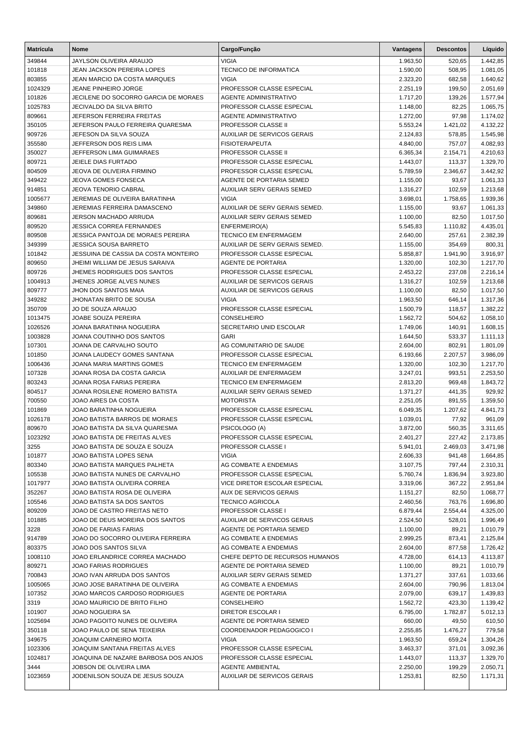| Matrícula | Nome | Cargo/Função | Vantagens | Descontos | Líquido |
|---|---|---|---|---|---|
| 349844 | JAYLSON OLIVEIRA ARAUJO | VIGIA | 1.963,50 | 520,65 | 1.442,85 |
| 101818 | JEAN JACKSON PEREIRA LOPES | TECNICO DE INFORMATICA | 1.590,00 | 508,95 | 1.081,05 |
| 803855 | JEAN MARCIO DA COSTA MARQUES | VIGIA | 2.323,20 | 682,58 | 1.640,62 |
| 1024329 | JEANE PINHEIRO JORGE | PROFESSOR CLASSE ESPECIAL | 2.251,19 | 199,50 | 2.051,69 |
| 101826 | JECILENE DO SOCORRO GARCIA DE MORAES | AGENTE ADMINISTRATIVO | 1.717,20 | 139,26 | 1.577,94 |
| 1025783 | JECIVALDO DA SILVA BRITO | PROFESSOR CLASSE ESPECIAL | 1.148,00 | 82,25 | 1.065,75 |
| 809661 | JEFFERSON FERREIRA FREITAS | AGENTE ADMINISTRATIVO | 1.272,00 | 97,98 | 1.174,02 |
| 350105 | JEFFERSON PAULO FERREIRA QUARESMA | PROFESSOR CLASSE II | 5.553,24 | 1.421,02 | 4.132,22 |
| 909726 | JEFESON DA SILVA SOUZA | AUXILIAR DE SERVICOS GERAIS | 2.124,83 | 578,85 | 1.545,98 |
| 355580 | JEFFERSON DOS REIS LIMA | FISIOTERAPEUTA | 4.840,00 | 757,07 | 4.082,93 |
| 350027 | JEFFERSON LIMA GUIMARAES | PROFESSOR CLASSE II | 6.365,34 | 2.154,71 | 4.210,63 |
| 809721 | JEIELE DIAS FURTADO | PROFESSOR CLASSE ESPECIAL | 1.443,07 | 113,37 | 1.329,70 |
| 804509 | JEOVA DE OLIVEIRA FIRMINO | PROFESSOR CLASSE ESPECIAL | 5.789,59 | 2.346,67 | 3.442,92 |
| 349422 | JEOVA GOMES FONSECA | AGENTE DE PORTARIA SEMED | 1.155,00 | 93,67 | 1.061,33 |
| 914851 | JEOVA TENORIO CABRAL | AUXILIAR SERV GERAIS SEMED | 1.316,27 | 102,59 | 1.213,68 |
| 1005677 | JEREMIAS DE OLIVEIRA BARATINHA | VIGIA | 3.698,01 | 1.758,65 | 1.939,36 |
| 349860 | JEREMIAS FERREIRA DAMASCENO | AUXILIAR DE SERV GERAIS SEMED. | 1.155,00 | 93,67 | 1.061,33 |
| 809681 | JERSON MACHADO ARRUDA | AUXILIAR SERV GERAIS SEMED | 1.100,00 | 82,50 | 1.017,50 |
| 809520 | JESSICA CORREA FERNANDES | ENFERMEIRO(A) | 5.545,83 | 1.110,82 | 4.435,01 |
| 809508 | JESSICA PANTOJA DE MORAES PEREIRA | TECNICO EM ENFERMAGEM | 2.640,00 | 257,61 | 2.382,39 |
| 349399 | JESSICA SOUSA BARRETO | AUXILIAR DE SERV GERAIS SEMED. | 1.155,00 | 354,69 | 800,31 |
| 101842 | JESSUINA DE CASSIA DA COSTA MONTEIRO | PROFESSOR CLASSE ESPECIAL | 5.858,87 | 1.941,90 | 3.916,97 |
| 809650 | JHEIMI WILLIAM DE JESUS SARAIVA | AGENTE DE PORTARIA | 1.320,00 | 102,30 | 1.217,70 |
| 809726 | JHEMES RODRIGUES DOS SANTOS | PROFESSOR CLASSE ESPECIAL | 2.453,22 | 237,08 | 2.216,14 |
| 1004913 | JHENES JORGE ALVES NUNES | AUXILIAR DE SERVICOS GERAIS | 1.316,27 | 102,59 | 1.213,68 |
| 809777 | JHON DOS SANTOS MAIA | AUXILIAR DE SERVICOS GERAIS | 1.100,00 | 82,50 | 1.017,50 |
| 349282 | JHONATAN BRITO DE SOUSA | VIGIA | 1.963,50 | 646,14 | 1.317,36 |
| 350709 | JO DE SOUZA ARAUJO | PROFESSOR CLASSE ESPECIAL | 1.500,79 | 118,57 | 1.382,22 |
| 1013475 | JOABE SOUZA PEREIRA | CONSELHEIRO | 1.562,72 | 504,62 | 1.058,10 |
| 1026526 | JOANA BARATINHA NOGUEIRA | SECRETARIO UNID ESCOLAR | 1.749,06 | 140,91 | 1.608,15 |
| 1003828 | JOANA COUTINHO DOS SANTOS | GARI | 1.644,50 | 533,37 | 1.111,13 |
| 107301 | JOANA DE CARVALHO SOUTO | AG COMUNITARIO DE SAUDE | 2.604,00 | 802,91 | 1.801,09 |
| 101850 | JOANA LAUDECY GOMES SANTANA | PROFESSOR CLASSE ESPECIAL | 6.193,66 | 2.207,57 | 3.986,09 |
| 1006436 | JOANA MARIA MARTINS GOMES | TECNICO EM ENFERMAGEM | 1.320,00 | 102,30 | 1.217,70 |
| 107328 | JOANA ROSA DA COSTA GARCIA | AUXILIAR DE ENFERMAGEM | 3.247,01 | 993,51 | 2.253,50 |
| 803243 | JOANA ROSA FARIAS PEREIRA | TECNICO EM ENFERMAGEM | 2.813,20 | 969,48 | 1.843,72 |
| 804517 | JOANA ROSILENE ROMERO BATISTA | AUXILIAR SERV GERAIS SEMED | 1.371,27 | 441,35 | 929,92 |
| 700550 | JOAO AIRES DA COSTA | MOTORISTA | 2.251,05 | 891,55 | 1.359,50 |
| 101869 | JOAO BARATINHA NOGUEIRA | PROFESSOR CLASSE ESPECIAL | 6.049,35 | 1.207,62 | 4.841,73 |
| 1026178 | JOAO BATISTA BARROS DE MORAES | PROFESSOR CLASSE ESPECIAL | 1.039,01 | 77,92 | 961,09 |
| 809670 | JOAO BATISTA DA SILVA QUARESMA | PSICOLOGO (A) | 3.872,00 | 560,35 | 3.311,65 |
| 1023292 | JOAO BATISTA DE FREITAS ALVES | PROFESSOR CLASSE ESPECIAL | 2.401,27 | 227,42 | 2.173,85 |
| 3255 | JOAO BATISTA DE SOUZA E SOUZA | PROFESSOR CLASSE I | 5.941,01 | 2.469,03 | 3.471,98 |
| 101877 | JOAO BATISTA LOPES SENA | VIGIA | 2.606,33 | 941,48 | 1.664,85 |
| 803340 | JOAO BATISTA MARQUES PALHETA | AG COMBATE A ENDEMIAS | 3.107,75 | 797,44 | 2.310,31 |
| 105538 | JOAO BATISTA NUNES DE CARVALHO | PROFESSOR CLASSE ESPECIAL | 5.760,74 | 1.836,94 | 3.923,80 |
| 1017977 | JOAO BATISTA OLIVEIRA CORREA | VICE DIRETOR ESCOLAR ESPECIAL | 3.319,06 | 367,22 | 2.951,84 |
| 352267 | JOAO BATISTA ROSA DE OLIVEIRA | AUX DE SERVICOS GERAIS | 1.151,27 | 82,50 | 1.068,77 |
| 105546 | JOAO BATISTA SA DOS SANTOS | TECNICO AGRICOLA | 2.460,56 | 763,76 | 1.696,80 |
| 809209 | JOAO DE CASTRO FREITAS NETO | PROFESSOR CLASSE I | 6.879,44 | 2.554,44 | 4.325,00 |
| 101885 | JOAO DE DEUS MOREIRA DOS SANTOS | AUXILIAR DE SERVICOS GERAIS | 2.524,50 | 528,01 | 1.996,49 |
| 3228 | JOAO DE FARIAS FARIAS | AGENTE DE PORTARIA SEMED | 1.100,00 | 89,21 | 1.010,79 |
| 914789 | JOAO DO SOCORRO OLIVEIRA FERREIRA | AG COMBATE A ENDEMIAS | 2.999,25 | 873,41 | 2.125,84 |
| 803375 | JOAO DOS SANTOS SILVA | AG COMBATE A ENDEMIAS | 2.604,00 | 877,58 | 1.726,42 |
| 1008110 | JOAO ERLANDRICE CORREA MACHADO | CHEFE DEPTO DE RECURSOS HUMANOS | 4.728,00 | 614,13 | 4.113,87 |
| 809271 | JOAO FARIAS RODRIGUES | AGENTE DE PORTARIA SEMED | 1.100,00 | 89,21 | 1.010,79 |
| 700843 | JOAO IVAN ARRUDA DOS SANTOS | AUXILIAR SERV GERAIS SEMED | 1.371,27 | 337,61 | 1.033,66 |
| 1005065 | JOAO JOSE BARATINHA DE OLIVEIRA | AG COMBATE A ENDEMIAS | 2.604,00 | 790,96 | 1.813,04 |
| 107352 | JOAO MARCOS CARDOSO RODRIGUES | AGENTE DE PORTARIA | 2.079,00 | 639,17 | 1.439,83 |
| 3319 | JOAO MAURICIO DE BRITO FILHO | CONSELHEIRO | 1.562,72 | 423,30 | 1.139,42 |
| 101907 | JOAO NOGUEIRA SA | DIRETOR ESCOLAR I | 6.795,00 | 1.782,87 | 5.012,13 |
| 1025694 | JOAO PAGOITO NUNES DE OLIVEIRA | AGENTE DE PORTARIA SEMED | 660,00 | 49,50 | 610,50 |
| 350118 | JOAO PAULO DE SENA TEIXEIRA | COORDENADOR PEDAGOGICO I | 2.255,85 | 1.476,27 | 779,58 |
| 349675 | JOAQUIM CARNEIRO MOITA | VIGIA | 1.963,50 | 659,24 | 1.304,26 |
| 1023306 | JOAQUIM SANTANA FREITAS ALVES | PROFESSOR CLASSE ESPECIAL | 3.463,37 | 371,01 | 3.092,36 |
| 1024817 | JOAQUINA DE NAZARE BARBOSA DOS ANJOS | PROFESSOR CLASSE ESPECIAL | 1.443,07 | 113,37 | 1.329,70 |
| 3444 | JOBSON DE OLIVEIRA LIMA | AGENTE AMBIENTAL | 2.250,00 | 199,29 | 2.050,71 |
| 1023659 | JODENILSON SOUZA DE JESUS SOUZA | AUXILIAR DE SERVICOS GERAIS | 1.253,81 | 82,50 | 1.171,31 |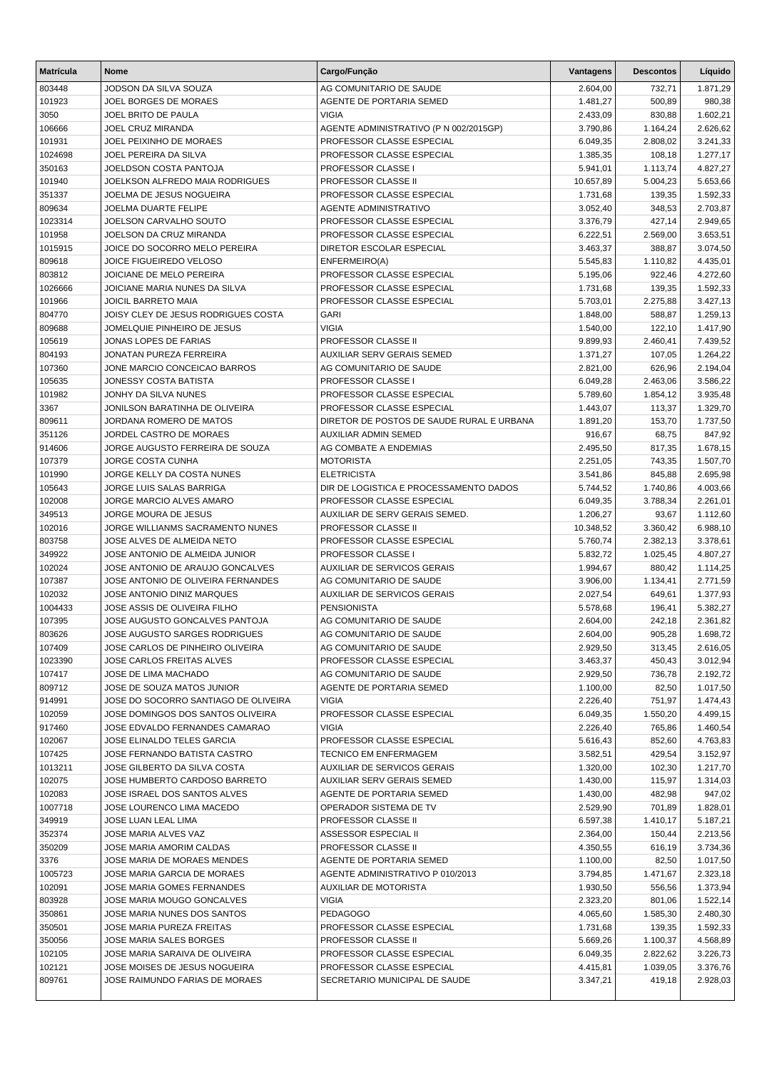| Matrícula | Nome | Cargo/Função | Vantagens | Descontos | Líquido |
|---|---|---|---|---|---|
| 803448 | JODSON DA SILVA SOUZA | AG COMUNITARIO DE SAUDE | 2.604,00 | 732,71 | 1.871,29 |
| 101923 | JOEL BORGES DE MORAES | AGENTE DE PORTARIA SEMED | 1.481,27 | 500,89 | 980,38 |
| 3050 | JOEL BRITO DE PAULA | VIGIA | 2.433,09 | 830,88 | 1.602,21 |
| 106666 | JOEL CRUZ MIRANDA | AGENTE ADMINISTRATIVO (P N 002/2015GP) | 3.790,86 | 1.164,24 | 2.626,62 |
| 101931 | JOEL PEIXINHO DE MORAES | PROFESSOR CLASSE ESPECIAL | 6.049,35 | 2.808,02 | 3.241,33 |
| 1024698 | JOEL PEREIRA DA SILVA | PROFESSOR CLASSE ESPECIAL | 1.385,35 | 108,18 | 1.277,17 |
| 350163 | JOELDSON COSTA PANTOJA | PROFESSOR CLASSE I | 5.941,01 | 1.113,74 | 4.827,27 |
| 101940 | JOELKSON ALFREDO MAIA RODRIGUES | PROFESSOR CLASSE II | 10.657,89 | 5.004,23 | 5.653,66 |
| 351337 | JOELMA DE JESUS NOGUEIRA | PROFESSOR CLASSE ESPECIAL | 1.731,68 | 139,35 | 1.592,33 |
| 809634 | JOELMA DUARTE FELIPE | AGENTE ADMINISTRATIVO | 3.052,40 | 348,53 | 2.703,87 |
| 1023314 | JOELSON CARVALHO SOUTO | PROFESSOR CLASSE ESPECIAL | 3.376,79 | 427,14 | 2.949,65 |
| 101958 | JOELSON DA CRUZ MIRANDA | PROFESSOR CLASSE ESPECIAL | 6.222,51 | 2.569,00 | 3.653,51 |
| 1015915 | JOICE DO SOCORRO MELO PEREIRA | DIRETOR ESCOLAR ESPECIAL | 3.463,37 | 388,87 | 3.074,50 |
| 809618 | JOICE FIGUEIREDO VELOSO | ENFERMEIRO(A) | 5.545,83 | 1.110,82 | 4.435,01 |
| 803812 | JOICIANE DE MELO PEREIRA | PROFESSOR CLASSE ESPECIAL | 5.195,06 | 922,46 | 4.272,60 |
| 1026666 | JOICIANE MARIA NUNES DA SILVA | PROFESSOR CLASSE ESPECIAL | 1.731,68 | 139,35 | 1.592,33 |
| 101966 | JOICIL BARRETO MAIA | PROFESSOR CLASSE ESPECIAL | 5.703,01 | 2.275,88 | 3.427,13 |
| 804770 | JOISY CLEY DE JESUS RODRIGUES COSTA | GARI | 1.848,00 | 588,87 | 1.259,13 |
| 809688 | JOMELQUIE PINHEIRO DE JESUS | VIGIA | 1.540,00 | 122,10 | 1.417,90 |
| 105619 | JONAS LOPES DE FARIAS | PROFESSOR CLASSE II | 9.899,93 | 2.460,41 | 7.439,52 |
| 804193 | JONATAN PUREZA FERREIRA | AUXILIAR SERV GERAIS SEMED | 1.371,27 | 107,05 | 1.264,22 |
| 107360 | JONE MARCIO CONCEICAO BARROS | AG COMUNITARIO DE SAUDE | 2.821,00 | 626,96 | 2.194,04 |
| 105635 | JONESSY COSTA BATISTA | PROFESSOR CLASSE I | 6.049,28 | 2.463,06 | 3.586,22 |
| 101982 | JONHY DA SILVA NUNES | PROFESSOR CLASSE ESPECIAL | 5.789,60 | 1.854,12 | 3.935,48 |
| 3367 | JONILSON BARATINHA DE OLIVEIRA | PROFESSOR CLASSE ESPECIAL | 1.443,07 | 113,37 | 1.329,70 |
| 809611 | JORDANA ROMERO DE MATOS | DIRETOR DE POSTOS DE SAUDE RURAL E URBANA | 1.891,20 | 153,70 | 1.737,50 |
| 351126 | JORDEL CASTRO DE MORAES | AUXILIAR ADMIN SEMED | 916,67 | 68,75 | 847,92 |
| 914606 | JORGE AUGUSTO FERREIRA DE SOUZA | AG COMBATE A ENDEMIAS | 2.495,50 | 817,35 | 1.678,15 |
| 107379 | JORGE COSTA CUNHA | MOTORISTA | 2.251,05 | 743,35 | 1.507,70 |
| 101990 | JORGE KELLY DA COSTA NUNES | ELETRICISTA | 3.541,86 | 845,88 | 2.695,98 |
| 105643 | JORGE LUIS SALAS BARRIGA | DIR DE LOGISTICA E PROCESSAMENTO DADOS | 5.744,52 | 1.740,86 | 4.003,66 |
| 102008 | JORGE MARCIO ALVES AMARO | PROFESSOR CLASSE ESPECIAL | 6.049,35 | 3.788,34 | 2.261,01 |
| 349513 | JORGE MOURA DE JESUS | AUXILIAR DE SERV GERAIS SEMED. | 1.206,27 | 93,67 | 1.112,60 |
| 102016 | JORGE WILLIANMS SACRAMENTO NUNES | PROFESSOR CLASSE II | 10.348,52 | 3.360,42 | 6.988,10 |
| 803758 | JOSE ALVES DE ALMEIDA NETO | PROFESSOR CLASSE ESPECIAL | 5.760,74 | 2.382,13 | 3.378,61 |
| 349922 | JOSE ANTONIO DE ALMEIDA JUNIOR | PROFESSOR CLASSE I | 5.832,72 | 1.025,45 | 4.807,27 |
| 102024 | JOSE ANTONIO DE ARAUJO GONCALVES | AUXILIAR DE SERVICOS GERAIS | 1.994,67 | 880,42 | 1.114,25 |
| 107387 | JOSE ANTONIO DE OLIVEIRA FERNANDES | AG COMUNITARIO DE SAUDE | 3.906,00 | 1.134,41 | 2.771,59 |
| 102032 | JOSE ANTONIO DINIZ MARQUES | AUXILIAR DE SERVICOS GERAIS | 2.027,54 | 649,61 | 1.377,93 |
| 1004433 | JOSE ASSIS DE OLIVEIRA FILHO | PENSIONISTA | 5.578,68 | 196,41 | 5.382,27 |
| 107395 | JOSE AUGUSTO GONCALVES PANTOJA | AG COMUNITARIO DE SAUDE | 2.604,00 | 242,18 | 2.361,82 |
| 803626 | JOSE AUGUSTO SARGES RODRIGUES | AG COMUNITARIO DE SAUDE | 2.604,00 | 905,28 | 1.698,72 |
| 107409 | JOSE CARLOS DE PINHEIRO OLIVEIRA | AG COMUNITARIO DE SAUDE | 2.929,50 | 313,45 | 2.616,05 |
| 1023390 | JOSE CARLOS FREITAS ALVES | PROFESSOR CLASSE ESPECIAL | 3.463,37 | 450,43 | 3.012,94 |
| 107417 | JOSE DE LIMA MACHADO | AG COMUNITARIO DE SAUDE | 2.929,50 | 736,78 | 2.192,72 |
| 809712 | JOSE DE SOUZA MATOS JUNIOR | AGENTE DE PORTARIA SEMED | 1.100,00 | 82,50 | 1.017,50 |
| 914991 | JOSE DO SOCORRO SANTIAGO DE OLIVEIRA | VIGIA | 2.226,40 | 751,97 | 1.474,43 |
| 102059 | JOSE DOMINGOS DOS SANTOS OLIVEIRA | PROFESSOR CLASSE ESPECIAL | 6.049,35 | 1.550,20 | 4.499,15 |
| 917460 | JOSE EDVALDO FERNANDES CAMARAO | VIGIA | 2.226,40 | 765,86 | 1.460,54 |
| 102067 | JOSE ELINALDO TELES GARCIA | PROFESSOR CLASSE ESPECIAL | 5.616,43 | 852,60 | 4.763,83 |
| 107425 | JOSE FERNANDO BATISTA CASTRO | TECNICO EM ENFERMAGEM | 3.582,51 | 429,54 | 3.152,97 |
| 1013211 | JOSE GILBERTO DA SILVA COSTA | AUXILIAR DE SERVICOS GERAIS | 1.320,00 | 102,30 | 1.217,70 |
| 102075 | JOSE HUMBERTO CARDOSO BARRETO | AUXILIAR SERV GERAIS SEMED | 1.430,00 | 115,97 | 1.314,03 |
| 102083 | JOSE ISRAEL DOS SANTOS ALVES | AGENTE DE PORTARIA SEMED | 1.430,00 | 482,98 | 947,02 |
| 1007718 | JOSE LOURENCO LIMA MACEDO | OPERADOR SISTEMA DE TV | 2.529,90 | 701,89 | 1.828,01 |
| 349919 | JOSE LUAN LEAL LIMA | PROFESSOR CLASSE II | 6.597,38 | 1.410,17 | 5.187,21 |
| 352374 | JOSE MARIA ALVES VAZ | ASSESSOR ESPECIAL II | 2.364,00 | 150,44 | 2.213,56 |
| 350209 | JOSE MARIA AMORIM CALDAS | PROFESSOR CLASSE II | 4.350,55 | 616,19 | 3.734,36 |
| 3376 | JOSE MARIA DE MORAES MENDES | AGENTE DE PORTARIA SEMED | 1.100,00 | 82,50 | 1.017,50 |
| 1005723 | JOSE MARIA GARCIA DE MORAES | AGENTE ADMINISTRATIVO P 010/2013 | 3.794,85 | 1.471,67 | 2.323,18 |
| 102091 | JOSE MARIA GOMES FERNANDES | AUXILIAR DE MOTORISTA | 1.930,50 | 556,56 | 1.373,94 |
| 803928 | JOSE MARIA MOUGO GONCALVES | VIGIA | 2.323,20 | 801,06 | 1.522,14 |
| 350861 | JOSE MARIA NUNES DOS SANTOS | PEDAGOGO | 4.065,60 | 1.585,30 | 2.480,30 |
| 350501 | JOSE MARIA PUREZA FREITAS | PROFESSOR CLASSE ESPECIAL | 1.731,68 | 139,35 | 1.592,33 |
| 350056 | JOSE MARIA SALES BORGES | PROFESSOR CLASSE II | 5.669,26 | 1.100,37 | 4.568,89 |
| 102105 | JOSE MARIA SARAIVA DE OLIVEIRA | PROFESSOR CLASSE ESPECIAL | 6.049,35 | 2.822,62 | 3.226,73 |
| 102121 | JOSE MOISES DE JESUS NOGUEIRA | PROFESSOR CLASSE ESPECIAL | 4.415,81 | 1.039,05 | 3.376,76 |
| 809761 | JOSE RAIMUNDO FARIAS DE MORAES | SECRETARIO MUNICIPAL DE SAUDE | 3.347,21 | 419,18 | 2.928,03 |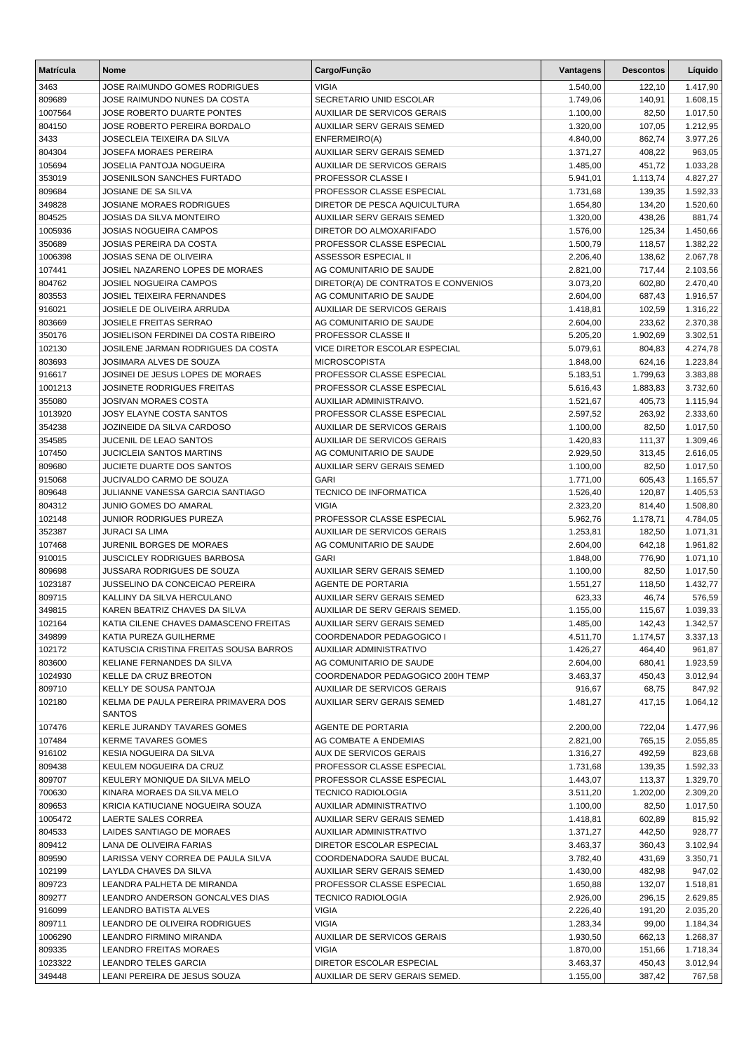| Matrícula | Nome | Cargo/Função | Vantagens | Descontos | Líquido |
|---|---|---|---|---|---|
| 3463 | JOSE RAIMUNDO GOMES RODRIGUES | VIGIA | 1.540,00 | 122,10 | 1.417,90 |
| 809689 | JOSE RAIMUNDO NUNES DA COSTA | SECRETARIO UNID ESCOLAR | 1.749,06 | 140,91 | 1.608,15 |
| 1007564 | JOSE ROBERTO DUARTE PONTES | AUXILIAR DE SERVICOS GERAIS | 1.100,00 | 82,50 | 1.017,50 |
| 804150 | JOSE ROBERTO PEREIRA BORDALO | AUXILIAR SERV GERAIS SEMED | 1.320,00 | 107,05 | 1.212,95 |
| 3433 | JOSECLEIA TEIXEIRA DA SILVA | ENFERMEIRO(A) | 4.840,00 | 862,74 | 3.977,26 |
| 804304 | JOSEFA MORAES PEREIRA | AUXILIAR SERV GERAIS SEMED | 1.371,27 | 408,22 | 963,05 |
| 105694 | JOSELIA PANTOJA NOGUEIRA | AUXILIAR DE SERVICOS GERAIS | 1.485,00 | 451,72 | 1.033,28 |
| 353019 | JOSENILSON SANCHES FURTADO | PROFESSOR CLASSE I | 5.941,01 | 1.113,74 | 4.827,27 |
| 809684 | JOSIANE DE SA SILVA | PROFESSOR CLASSE ESPECIAL | 1.731,68 | 139,35 | 1.592,33 |
| 349828 | JOSIANE MORAES RODRIGUES | DIRETOR DE PESCA AQUICULTURA | 1.654,80 | 134,20 | 1.520,60 |
| 804525 | JOSIAS DA SILVA MONTEIRO | AUXILIAR SERV GERAIS SEMED | 1.320,00 | 438,26 | 881,74 |
| 1005936 | JOSIAS NOGUEIRA CAMPOS | DIRETOR DO ALMOXARIFADO | 1.576,00 | 125,34 | 1.450,66 |
| 350689 | JOSIAS PEREIRA DA COSTA | PROFESSOR CLASSE ESPECIAL | 1.500,79 | 118,57 | 1.382,22 |
| 1006398 | JOSIAS SENA DE OLIVEIRA | ASSESSOR ESPECIAL II | 2.206,40 | 138,62 | 2.067,78 |
| 107441 | JOSIEL NAZARENO LOPES DE MORAES | AG COMUNITARIO DE SAUDE | 2.821,00 | 717,44 | 2.103,56 |
| 804762 | JOSIEL NOGUEIRA CAMPOS | DIRETOR(A) DE CONTRATOS E CONVENIOS | 3.073,20 | 602,80 | 2.470,40 |
| 803553 | JOSIEL TEIXEIRA FERNANDES | AG COMUNITARIO DE SAUDE | 2.604,00 | 687,43 | 1.916,57 |
| 916021 | JOSIELE DE OLIVEIRA ARRUDA | AUXILIAR DE SERVICOS GERAIS | 1.418,81 | 102,59 | 1.316,22 |
| 803669 | JOSIELE FREITAS SERRAO | AG COMUNITARIO DE SAUDE | 2.604,00 | 233,62 | 2.370,38 |
| 350176 | JOSIELISON FERDINEI DA COSTA RIBEIRO | PROFESSOR CLASSE II | 5.205,20 | 1.902,69 | 3.302,51 |
| 102130 | JOSILENE JARMAN RODRIGUES DA COSTA | VICE DIRETOR ESCOLAR ESPECIAL | 5.079,61 | 804,83 | 4.274,78 |
| 803693 | JOSIMARA ALVES DE SOUZA | MICROSCOPISTA | 1.848,00 | 624,16 | 1.223,84 |
| 916617 | JOSINEI DE JESUS LOPES DE MORAES | PROFESSOR CLASSE ESPECIAL | 5.183,51 | 1.799,63 | 3.383,88 |
| 1001213 | JOSINETE RODRIGUES FREITAS | PROFESSOR CLASSE ESPECIAL | 5.616,43 | 1.883,83 | 3.732,60 |
| 355080 | JOSIVAN MORAES COSTA | AUXILIAR ADMINISTRAIVO. | 1.521,67 | 405,73 | 1.115,94 |
| 1013920 | JOSY ELAYNE COSTA SANTOS | PROFESSOR CLASSE ESPECIAL | 2.597,52 | 263,92 | 2.333,60 |
| 354238 | JOZINEIDE DA SILVA CARDOSO | AUXILIAR DE SERVICOS GERAIS | 1.100,00 | 82,50 | 1.017,50 |
| 354585 | JUCENIL DE LEAO SANTOS | AUXILIAR DE SERVICOS GERAIS | 1.420,83 | 111,37 | 1.309,46 |
| 107450 | JUCICLEIA SANTOS MARTINS | AG COMUNITARIO DE SAUDE | 2.929,50 | 313,45 | 2.616,05 |
| 809680 | JUCIETE DUARTE DOS SANTOS | AUXILIAR SERV GERAIS SEMED | 1.100,00 | 82,50 | 1.017,50 |
| 915068 | JUCIVALDO CARMO DE SOUZA | GARI | 1.771,00 | 605,43 | 1.165,57 |
| 809648 | JULIANNE VANESSA GARCIA SANTIAGO | TECNICO DE INFORMATICA | 1.526,40 | 120,87 | 1.405,53 |
| 804312 | JUNIO GOMES DO AMARAL | VIGIA | 2.323,20 | 814,40 | 1.508,80 |
| 102148 | JUNIOR RODRIGUES PUREZA | PROFESSOR CLASSE ESPECIAL | 5.962,76 | 1.178,71 | 4.784,05 |
| 352387 | JURACI SA LIMA | AUXILIAR DE SERVICOS GERAIS | 1.253,81 | 182,50 | 1.071,31 |
| 107468 | JURENIL BORGES DE MORAES | AG COMUNITARIO DE SAUDE | 2.604,00 | 642,18 | 1.961,82 |
| 910015 | JUSCICLEY RODRIGUES BARBOSA | GARI | 1.848,00 | 776,90 | 1.071,10 |
| 809698 | JUSSARA RODRIGUES DE SOUZA | AUXILIAR SERV GERAIS SEMED | 1.100,00 | 82,50 | 1.017,50 |
| 1023187 | JUSSELINO DA CONCEICAO PEREIRA | AGENTE DE PORTARIA | 1.551,27 | 118,50 | 1.432,77 |
| 809715 | KALLINY DA SILVA HERCULANO | AUXILIAR SERV GERAIS SEMED | 623,33 | 46,74 | 576,59 |
| 349815 | KAREN BEATRIZ CHAVES DA SILVA | AUXILIAR DE SERV GERAIS SEMED. | 1.155,00 | 115,67 | 1.039,33 |
| 102164 | KATIA CILENE CHAVES DAMASCENO FREITAS | AUXILIAR SERV GERAIS SEMED | 1.485,00 | 142,43 | 1.342,57 |
| 349899 | KATIA PUREZA GUILHERME | COORDENADOR PEDAGOGICO I | 4.511,70 | 1.174,57 | 3.337,13 |
| 102172 | KATUSCIA CRISTINA FREITAS SOUSA BARROS | AUXILIAR ADMINISTRATIVO | 1.426,27 | 464,40 | 961,87 |
| 803600 | KELIANE FERNANDES DA SILVA | AG COMUNITARIO DE SAUDE | 2.604,00 | 680,41 | 1.923,59 |
| 1024930 | KELLE DA CRUZ BREOTON | COORDENADOR PEDAGOGICO 200H TEMP | 3.463,37 | 450,43 | 3.012,94 |
| 809710 | KELLY DE SOUSA PANTOJA | AUXILIAR DE SERVICOS GERAIS | 916,67 | 68,75 | 847,92 |
| 102180 | KELMA DE PAULA PEREIRA PRIMAVERA DOS SANTOS | AUXILIAR SERV GERAIS SEMED | 1.481,27 | 417,15 | 1.064,12 |
| 107476 | KERLE JURANDY TAVARES GOMES | AGENTE DE PORTARIA | 2.200,00 | 722,04 | 1.477,96 |
| 107484 | KERME TAVARES GOMES | AG COMBATE A ENDEMIAS | 2.821,00 | 765,15 | 2.055,85 |
| 916102 | KESIA NOGUEIRA DA SILVA | AUX DE SERVICOS GERAIS | 1.316,27 | 492,59 | 823,68 |
| 809438 | KEULEM NOGUEIRA DA CRUZ | PROFESSOR CLASSE ESPECIAL | 1.731,68 | 139,35 | 1.592,33 |
| 809707 | KEULERY MONIQUE DA SILVA MELO | PROFESSOR CLASSE ESPECIAL | 1.443,07 | 113,37 | 1.329,70 |
| 700630 | KINARA MORAES DA SILVA MELO | TECNICO RADIOLOGIA | 3.511,20 | 1.202,00 | 2.309,20 |
| 809653 | KRICIA KATIUCIANE NOGUEIRA SOUZA | AUXILIAR ADMINISTRATIVO | 1.100,00 | 82,50 | 1.017,50 |
| 1005472 | LAERTE SALES CORREA | AUXILIAR SERV GERAIS SEMED | 1.418,81 | 602,89 | 815,92 |
| 804533 | LAIDES SANTIAGO DE MORAES | AUXILIAR ADMINISTRATIVO | 1.371,27 | 442,50 | 928,77 |
| 809412 | LANA DE OLIVEIRA FARIAS | DIRETOR ESCOLAR ESPECIAL | 3.463,37 | 360,43 | 3.102,94 |
| 809590 | LARISSA VENY CORREA DE PAULA SILVA | COORDENADORA SAUDE BUCAL | 3.782,40 | 431,69 | 3.350,71 |
| 102199 | LAYLDA CHAVES DA SILVA | AUXILIAR SERV GERAIS SEMED | 1.430,00 | 482,98 | 947,02 |
| 809723 | LEANDRA PALHETA DE MIRANDA | PROFESSOR CLASSE ESPECIAL | 1.650,88 | 132,07 | 1.518,81 |
| 809277 | LEANDRO ANDERSON GONCALVES DIAS | TECNICO RADIOLOGIA | 2.926,00 | 296,15 | 2.629,85 |
| 916099 | LEANDRO BATISTA ALVES | VIGIA | 2.226,40 | 191,20 | 2.035,20 |
| 809711 | LEANDRO DE OLIVEIRA RODRIGUES | VIGIA | 1.283,34 | 99,00 | 1.184,34 |
| 1006290 | LEANDRO FIRMINO MIRANDA | AUXILIAR DE SERVICOS GERAIS | 1.930,50 | 662,13 | 1.268,37 |
| 809335 | LEANDRO FREITAS MORAES | VIGIA | 1.870,00 | 151,66 | 1.718,34 |
| 1023322 | LEANDRO TELES GARCIA | DIRETOR ESCOLAR ESPECIAL | 3.463,37 | 450,43 | 3.012,94 |
| 349448 | LEANI PEREIRA DE JESUS SOUZA | AUXILIAR DE SERV GERAIS SEMED. | 1.155,00 | 387,42 | 767,58 |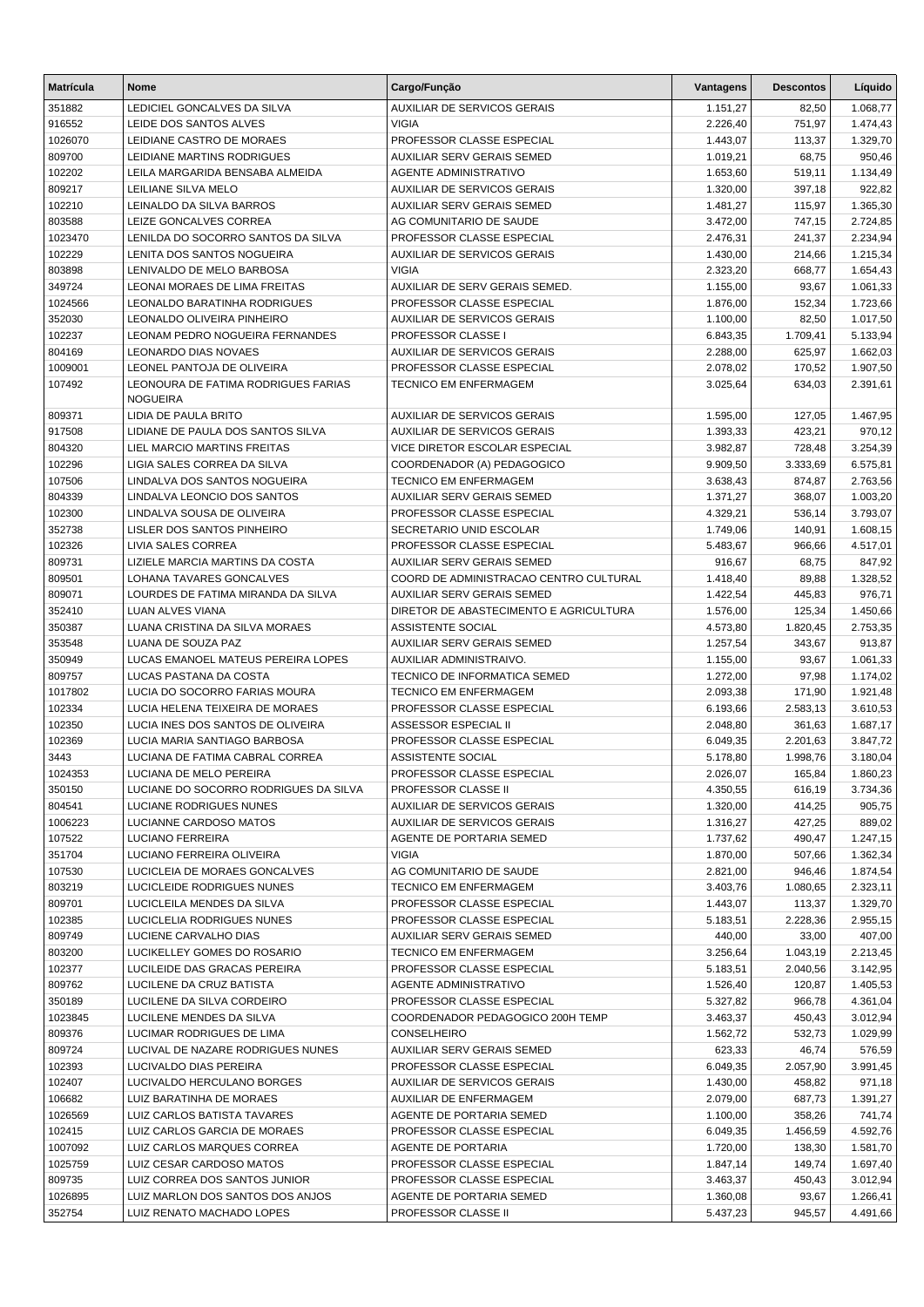| Matrícula | Nome | Cargo/Função | Vantagens | Descontos | Líquido |
|---|---|---|---|---|---|
| 351882 | LEDICIEL GONCALVES DA SILVA | AUXILIAR DE SERVICOS GERAIS | 1.151,27 | 82,50 | 1.068,77 |
| 916552 | LEIDE DOS SANTOS ALVES | VIGIA | 2.226,40 | 751,97 | 1.474,43 |
| 1026070 | LEIDIANE CASTRO DE MORAES | PROFESSOR CLASSE ESPECIAL | 1.443,07 | 113,37 | 1.329,70 |
| 809700 | LEIDIANE MARTINS RODRIGUES | AUXILIAR SERV GERAIS SEMED | 1.019,21 | 68,75 | 950,46 |
| 102202 | LEILA MARGARIDA BENSABA ALMEIDA | AGENTE ADMINISTRATIVO | 1.653,60 | 519,11 | 1.134,49 |
| 809217 | LEILIANE SILVA MELO | AUXILIAR DE SERVICOS GERAIS | 1.320,00 | 397,18 | 922,82 |
| 102210 | LEINALDO DA SILVA BARROS | AUXILIAR SERV GERAIS SEMED | 1.481,27 | 115,97 | 1.365,30 |
| 803588 | LEIZE GONCALVES CORREA | AG COMUNITARIO DE SAUDE | 3.472,00 | 747,15 | 2.724,85 |
| 1023470 | LENILDA DO SOCORRO SANTOS DA SILVA | PROFESSOR CLASSE ESPECIAL | 2.476,31 | 241,37 | 2.234,94 |
| 102229 | LENITA DOS SANTOS NOGUEIRA | AUXILIAR DE SERVICOS GERAIS | 1.430,00 | 214,66 | 1.215,34 |
| 803898 | LENIVALDO DE MELO BARBOSA | VIGIA | 2.323,20 | 668,77 | 1.654,43 |
| 349724 | LEONAI MORAES DE LIMA FREITAS | AUXILIAR DE SERV GERAIS SEMED. | 1.155,00 | 93,67 | 1.061,33 |
| 1024566 | LEONALDO BARATINHA RODRIGUES | PROFESSOR CLASSE ESPECIAL | 1.876,00 | 152,34 | 1.723,66 |
| 352030 | LEONALDO OLIVEIRA PINHEIRO | AUXILIAR DE SERVICOS GERAIS | 1.100,00 | 82,50 | 1.017,50 |
| 102237 | LEONAM PEDRO NOGUEIRA FERNANDES | PROFESSOR CLASSE I | 6.843,35 | 1.709,41 | 5.133,94 |
| 804169 | LEONARDO DIAS NOVAES | AUXILIAR DE SERVICOS GERAIS | 2.288,00 | 625,97 | 1.662,03 |
| 1009001 | LEONEL PANTOJA DE OLIVEIRA | PROFESSOR CLASSE ESPECIAL | 2.078,02 | 170,52 | 1.907,50 |
| 107492 | LEONOURA DE FATIMA RODRIGUES FARIAS NOGUEIRA | TECNICO EM ENFERMAGEM | 3.025,64 | 634,03 | 2.391,61 |
| 809371 | LIDIA DE PAULA BRITO | AUXILIAR DE SERVICOS GERAIS | 1.595,00 | 127,05 | 1.467,95 |
| 917508 | LIDIANE DE PAULA DOS SANTOS SILVA | AUXILIAR DE SERVICOS GERAIS | 1.393,33 | 423,21 | 970,12 |
| 804320 | LIEL MARCIO MARTINS FREITAS | VICE DIRETOR ESCOLAR ESPECIAL | 3.982,87 | 728,48 | 3.254,39 |
| 102296 | LIGIA SALES CORREA DA SILVA | COORDENADOR (A) PEDAGOGICO | 9.909,50 | 3.333,69 | 6.575,81 |
| 107506 | LINDALVA DOS SANTOS NOGUEIRA | TECNICO EM ENFERMAGEM | 3.638,43 | 874,87 | 2.763,56 |
| 804339 | LINDALVA LEONCIO DOS SANTOS | AUXILIAR SERV GERAIS SEMED | 1.371,27 | 368,07 | 1.003,20 |
| 102300 | LINDALVA SOUSA DE OLIVEIRA | PROFESSOR CLASSE ESPECIAL | 4.329,21 | 536,14 | 3.793,07 |
| 352738 | LISLER DOS SANTOS PINHEIRO | SECRETARIO UNID ESCOLAR | 1.749,06 | 140,91 | 1.608,15 |
| 102326 | LIVIA SALES CORREA | PROFESSOR CLASSE ESPECIAL | 5.483,67 | 966,66 | 4.517,01 |
| 809731 | LIZIELE MARCIA MARTINS DA COSTA | AUXILIAR SERV GERAIS SEMED | 916,67 | 68,75 | 847,92 |
| 809501 | LOHANA TAVARES GONCALVES | COORD DE ADMINISTRACAO CENTRO CULTURAL | 1.418,40 | 89,88 | 1.328,52 |
| 809071 | LOURDES DE FATIMA MIRANDA DA SILVA | AUXILIAR SERV GERAIS SEMED | 1.422,54 | 445,83 | 976,71 |
| 352410 | LUAN ALVES VIANA | DIRETOR DE ABASTECIMENTO E AGRICULTURA | 1.576,00 | 125,34 | 1.450,66 |
| 350387 | LUANA CRISTINA DA SILVA MORAES | ASSISTENTE SOCIAL | 4.573,80 | 1.820,45 | 2.753,35 |
| 353548 | LUANA DE SOUZA PAZ | AUXILIAR SERV GERAIS SEMED | 1.257,54 | 343,67 | 913,87 |
| 350949 | LUCAS EMANOEL MATEUS PEREIRA LOPES | AUXILIAR ADMINISTRAIVO. | 1.155,00 | 93,67 | 1.061,33 |
| 809757 | LUCAS PASTANA DA COSTA | TECNICO DE INFORMATICA SEMED | 1.272,00 | 97,98 | 1.174,02 |
| 1017802 | LUCIA DO SOCORRO FARIAS MOURA | TECNICO EM ENFERMAGEM | 2.093,38 | 171,90 | 1.921,48 |
| 102334 | LUCIA HELENA TEIXEIRA DE MORAES | PROFESSOR CLASSE ESPECIAL | 6.193,66 | 2.583,13 | 3.610,53 |
| 102350 | LUCIA INES DOS SANTOS DE OLIVEIRA | ASSESSOR ESPECIAL II | 2.048,80 | 361,63 | 1.687,17 |
| 102369 | LUCIA MARIA SANTIAGO BARBOSA | PROFESSOR CLASSE ESPECIAL | 6.049,35 | 2.201,63 | 3.847,72 |
| 3443 | LUCIANA DE FATIMA CABRAL CORREA | ASSISTENTE SOCIAL | 5.178,80 | 1.998,76 | 3.180,04 |
| 1024353 | LUCIANA DE MELO PEREIRA | PROFESSOR CLASSE ESPECIAL | 2.026,07 | 165,84 | 1.860,23 |
| 350150 | LUCIANE DO SOCORRO RODRIGUES DA SILVA | PROFESSOR CLASSE II | 4.350,55 | 616,19 | 3.734,36 |
| 804541 | LUCIANE RODRIGUES NUNES | AUXILIAR DE SERVICOS GERAIS | 1.320,00 | 414,25 | 905,75 |
| 1006223 | LUCIANNE CARDOSO MATOS | AUXILIAR DE SERVICOS GERAIS | 1.316,27 | 427,25 | 889,02 |
| 107522 | LUCIANO FERREIRA | AGENTE DE PORTARIA SEMED | 1.737,62 | 490,47 | 1.247,15 |
| 351704 | LUCIANO FERREIRA OLIVEIRA | VIGIA | 1.870,00 | 507,66 | 1.362,34 |
| 107530 | LUCICLEIA DE MORAES GONCALVES | AG COMUNITARIO DE SAUDE | 2.821,00 | 946,46 | 1.874,54 |
| 803219 | LUCICLEIDE RODRIGUES NUNES | TECNICO EM ENFERMAGEM | 3.403,76 | 1.080,65 | 2.323,11 |
| 809701 | LUCICLEILA MENDES DA SILVA | PROFESSOR CLASSE ESPECIAL | 1.443,07 | 113,37 | 1.329,70 |
| 102385 | LUCICLELIA RODRIGUES NUNES | PROFESSOR CLASSE ESPECIAL | 5.183,51 | 2.228,36 | 2.955,15 |
| 809749 | LUCIENE CARVALHO DIAS | AUXILIAR SERV GERAIS SEMED | 440,00 | 33,00 | 407,00 |
| 803200 | LUCIKELLEY GOMES DO ROSARIO | TECNICO EM ENFERMAGEM | 3.256,64 | 1.043,19 | 2.213,45 |
| 102377 | LUCILEIDE DAS GRACAS PEREIRA | PROFESSOR CLASSE ESPECIAL | 5.183,51 | 2.040,56 | 3.142,95 |
| 809762 | LUCILENE DA CRUZ BATISTA | AGENTE ADMINISTRATIVO | 1.526,40 | 120,87 | 1.405,53 |
| 350189 | LUCILENE DA SILVA CORDEIRO | PROFESSOR CLASSE ESPECIAL | 5.327,82 | 966,78 | 4.361,04 |
| 1023845 | LUCILENE MENDES DA SILVA | COORDENADOR PEDAGOGICO 200H TEMP | 3.463,37 | 450,43 | 3.012,94 |
| 809376 | LUCIMAR RODRIGUES DE LIMA | CONSELHEIRO | 1.562,72 | 532,73 | 1.029,99 |
| 809724 | LUCIVAL DE NAZARE RODRIGUES NUNES | AUXILIAR SERV GERAIS SEMED | 623,33 | 46,74 | 576,59 |
| 102393 | LUCIVALDO DIAS PEREIRA | PROFESSOR CLASSE ESPECIAL | 6.049,35 | 2.057,90 | 3.991,45 |
| 102407 | LUCIVALDO HERCULANO BORGES | AUXILIAR DE SERVICOS GERAIS | 1.430,00 | 458,82 | 971,18 |
| 106682 | LUIZ BARATINHA DE MORAES | AUXILIAR DE ENFERMAGEM | 2.079,00 | 687,73 | 1.391,27 |
| 1026569 | LUIZ CARLOS BATISTA TAVARES | AGENTE DE PORTARIA SEMED | 1.100,00 | 358,26 | 741,74 |
| 102415 | LUIZ CARLOS GARCIA DE MORAES | PROFESSOR CLASSE ESPECIAL | 6.049,35 | 1.456,59 | 4.592,76 |
| 1007092 | LUIZ CARLOS MARQUES CORREA | AGENTE DE PORTARIA | 1.720,00 | 138,30 | 1.581,70 |
| 1025759 | LUIZ CESAR CARDOSO MATOS | PROFESSOR CLASSE ESPECIAL | 1.847,14 | 149,74 | 1.697,40 |
| 809735 | LUIZ CORREA DOS SANTOS JUNIOR | PROFESSOR CLASSE ESPECIAL | 3.463,37 | 450,43 | 3.012,94 |
| 1026895 | LUIZ MARLON DOS SANTOS DOS ANJOS | AGENTE DE PORTARIA SEMED | 1.360,08 | 93,67 | 1.266,41 |
| 352754 | LUIZ RENATO MACHADO LOPES | PROFESSOR CLASSE II | 5.437,23 | 945,57 | 4.491,66 |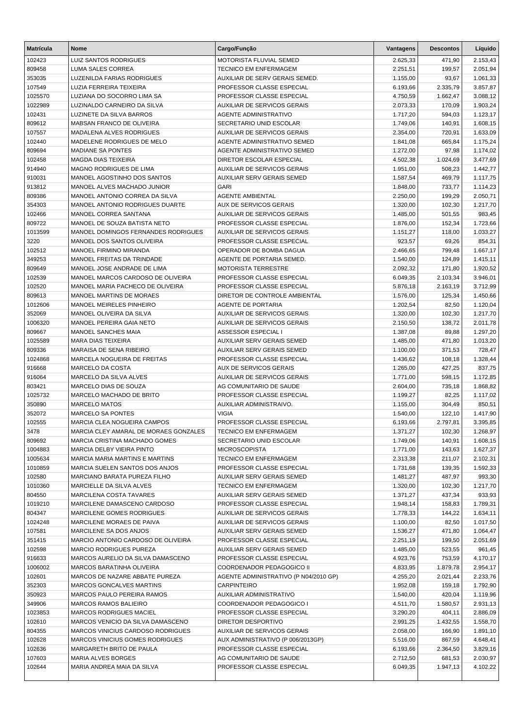| Matrícula | Nome | Cargo/Função | Vantagens | Descontos | Líquido |
|---|---|---|---|---|---|
| 102423 | LUIZ SANTOS RODRIGUES | MOTORISTA FLUVIAL SEMED | 2.625,33 | 471,90 | 2.153,43 |
| 809458 | LUMA SALES CORREA | TECNICO EM ENFERMAGEM | 2.251,51 | 199,57 | 2.051,94 |
| 353035 | LUZENILDA FARIAS RODRIGUES | AUXILIAR DE SERV GERAIS SEMED. | 1.155,00 | 93,67 | 1.061,33 |
| 107549 | LUZIA FERREIRA TEIXEIRA | PROFESSOR CLASSE ESPECIAL | 6.193,66 | 2.335,79 | 3.857,87 |
| 1025570 | LUZIANA DO SOCORRO LIMA SA | PROFESSOR CLASSE ESPECIAL | 4.750,59 | 1.662,47 | 3.088,12 |
| 1022989 | LUZINALDO CARNEIRO DA SILVA | AUXILIAR DE SERVICOS GERAIS | 2.073,33 | 170,09 | 1.903,24 |
| 102431 | LUZINETE DA SILVA BARROS | AGENTE ADMINISTRATIVO | 1.717,20 | 594,03 | 1.123,17 |
| 809612 | MABSAN FRANCO DE OLIVEIRA | SECRETARIO UNID ESCOLAR | 1.749,06 | 140,91 | 1.608,15 |
| 107557 | MADALENA ALVES RODRIGUES | AUXILIAR DE SERVICOS GERAIS | 2.354,00 | 720,91 | 1.633,09 |
| 102440 | MADELENE RODRIGUES DE MELO | AGENTE ADMINISTRATIVO SEMED | 1.841,08 | 665,84 | 1.175,24 |
| 809694 | MADIANE SA PONTES | AGENTE ADMINISTRATIVO SEMED | 1.272,00 | 97,98 | 1.174,02 |
| 102458 | MAGDA DIAS TEIXEIRA | DIRETOR ESCOLAR ESPECIAL | 4.502,38 | 1.024,69 | 3.477,69 |
| 914940 | MAGNO RODRIGUES DE LIMA | AUXILIAR DE SERVICOS GERAIS | 1.951,00 | 508,23 | 1.442,77 |
| 910031 | MANOEL AGOSTINHO DOS SANTOS | AUXILIAR SERV GERAIS SEMED | 1.587,54 | 469,79 | 1.117,75 |
| 913812 | MANOEL ALVES MACHADO JUNIOR | GARI | 1.848,00 | 733,77 | 1.114,23 |
| 809386 | MANOEL ANTONIO CORREA DA SILVA | AGENTE AMBIENTAL | 2.250,00 | 199,29 | 2.050,71 |
| 354303 | MANOEL ANTONIO RODRIGUES DUARTE | AUX DE SERVICOS GERAIS | 1.320,00 | 102,30 | 1.217,70 |
| 102466 | MANOEL CORREA SANTANA | AUXILIAR DE SERVICOS GERAIS | 1.485,00 | 501,55 | 983,45 |
| 809722 | MANOEL DE SOUZA BATISTA NETO | PROFESSOR CLASSE ESPECIAL | 1.876,00 | 152,34 | 1.723,66 |
| 1013599 | MANOEL DOMINGOS FERNANDES RODRIGUES | AUXILIAR DE SERVICOS GERAIS | 1.151,27 | 118,00 | 1.033,27 |
| 3220 | MANOEL DOS SANTOS OLIVEIRA | PROFESSOR CLASSE ESPECIAL | 923,57 | 69,26 | 854,31 |
| 102512 | MANOEL FIRMINO MIRANDA | OPERADOR DE BOMBA DAGUA | 2.466,65 | 799,48 | 1.667,17 |
| 349253 | MANOEL FREITAS DA TRINDADE | AGENTE DE PORTARIA SEMED. | 1.540,00 | 124,89 | 1.415,11 |
| 809649 | MANOEL JOSE ANDRADE DE LIMA | MOTORISTA TERRESTRE | 2.092,32 | 171,80 | 1.920,52 |
| 102539 | MANOEL MARCOS CARDOSO DE OLIVEIRA | PROFESSOR CLASSE ESPECIAL | 6.049,35 | 2.103,34 | 3.946,01 |
| 102520 | MANOEL MARIA PACHECO DE OLIVEIRA | PROFESSOR CLASSE ESPECIAL | 5.876,18 | 2.163,19 | 3.712,99 |
| 809613 | MANOEL MARTINS DE MORAES | DIRETOR DE CONTROLE AMBIENTAL | 1.576,00 | 125,34 | 1.450,66 |
| 1012606 | MANOEL MEIRELES PINHEIRO | AGENTE DE PORTARIA | 1.202,54 | 82,50 | 1.120,04 |
| 352069 | MANOEL OLIVEIRA DA SILVA | AUXILIAR DE SERVICOS GERAIS | 1.320,00 | 102,30 | 1.217,70 |
| 1006320 | MANOEL PEREIRA GAIA NETO | AUXILIAR DE SERVICOS GERAIS | 2.150,50 | 138,72 | 2.011,78 |
| 809667 | MANOEL SANCHES MAIA | ASSESSOR ESPECIAL I | 1.387,08 | 89,88 | 1.297,20 |
| 1025589 | MARA DIAS TEIXEIRA | AUXILIAR SERV GERAIS SEMED | 1.485,00 | 471,80 | 1.013,20 |
| 809336 | MARAISA DE SENA RIBEIRO | AUXILIAR SERV GERAIS SEMED | 1.100,00 | 371,53 | 728,47 |
| 1024868 | MARCELA NOGUEIRA DE FREITAS | PROFESSOR CLASSE ESPECIAL | 1.436,62 | 108,18 | 1.328,44 |
| 916668 | MARCELO DA COSTA | AUX DE SERVICOS GERAIS | 1.265,00 | 427,25 | 837,75 |
| 916064 | MARCELO DA SILVA ALVES | AUXILIAR DE SERVICOS GERAIS | 1.771,00 | 598,15 | 1.172,85 |
| 803421 | MARCELO DIAS DE SOUZA | AG COMUNITARIO DE SAUDE | 2.604,00 | 735,18 | 1.868,82 |
| 1025732 | MARCELO MACHADO DE BRITO | PROFESSOR CLASSE ESPECIAL | 1.199,27 | 82,25 | 1.117,02 |
| 350890 | MARCELO MATOS | AUXILIAR ADMINISTRAIVO. | 1.155,00 | 304,49 | 850,51 |
| 352072 | MARCELO SA PONTES | VIGIA | 1.540,00 | 122,10 | 1.417,90 |
| 102555 | MARCIA CLEA NOGUEIRA CAMPOS | PROFESSOR CLASSE ESPECIAL | 6.193,66 | 2.797,81 | 3.395,85 |
| 3478 | MARCIA CLEY AMARAL DE MORAES GONZALES | TECNICO EM ENFERMAGEM | 1.371,27 | 102,30 | 1.268,97 |
| 809692 | MARCIA CRISTINA MACHADO GOMES | SECRETARIO UNID ESCOLAR | 1.749,06 | 140,91 | 1.608,15 |
| 1004883 | MARCIA DELBY VIEIRA PINTO | MICROSCOPISTA | 1.771,00 | 143,63 | 1.627,37 |
| 1005634 | MARCIA MARIA MARTINS E MARTINS | TECNICO EM ENFERMAGEM | 2.313,38 | 211,07 | 2.102,31 |
| 1010859 | MARCIA SUELEN SANTOS DOS ANJOS | PROFESSOR CLASSE ESPECIAL | 1.731,68 | 139,35 | 1.592,33 |
| 102580 | MARCIANO BARATA PUREZA FILHO | AUXILIAR SERV GERAIS SEMED | 1.481,27 | 487,97 | 993,30 |
| 1010360 | MARCIELLE DA SILVA ALVES | TECNICO EM ENFERMAGEM | 1.320,00 | 102,30 | 1.217,70 |
| 804550 | MARCILENA COSTA TAVARES | AUXILIAR SERV GERAIS SEMED | 1.371,27 | 437,34 | 933,93 |
| 1019210 | MARCILENE DAMASCENO CARDOSO | PROFESSOR CLASSE ESPECIAL | 1.948,14 | 158,83 | 1.789,31 |
| 804347 | MARCILENE GOMES RODRIGUES | AUXILIAR DE SERVICOS GERAIS | 1.778,33 | 144,22 | 1.634,11 |
| 1024248 | MARCILENE MORAES DE PAIVA | AUXILIAR DE SERVICOS GERAIS | 1.100,00 | 82,50 | 1.017,50 |
| 107581 | MARCILENE SA DOS ANJOS | AUXILIAR SERV GERAIS SEMED | 1.536,27 | 471,80 | 1.064,47 |
| 351415 | MARCIO ANTONIO CARDOSO DE OLIVEIRA | PROFESSOR CLASSE ESPECIAL | 2.251,19 | 199,50 | 2.051,69 |
| 102598 | MARCIO RODRIGUES PUREZA | AUXILIAR SERV GERAIS SEMED | 1.485,00 | 523,55 | 961,45 |
| 916633 | MARCOS AURELIO DA SILVA DAMASCENO | PROFESSOR CLASSE ESPECIAL | 4.923,76 | 753,59 | 4.170,17 |
| 1006002 | MARCOS BARATINHA OLIVEIRA | COORDENADOR PEDAGOGICO II | 4.833,95 | 1.879,78 | 2.954,17 |
| 102601 | MARCOS DE NAZARE ABBATE PUREZA | AGENTE ADMINISTRATIVO (P N04/2010 GP) | 4.255,20 | 2.021,44 | 2.233,76 |
| 352303 | MARCOS GONCALVES MARTINS | CARPINTEIRO | 1.952,08 | 159,18 | 1.792,90 |
| 350923 | MARCOS PAULO PEREIRA RAMOS | AUXILIAR ADMINISTRATIVO | 1.540,00 | 420,04 | 1.119,96 |
| 349906 | MARCOS RAMOS BALIEIRO | COORDENADOR PEDAGOGICO I | 4.511,70 | 1.580,57 | 2.931,13 |
| 1023853 | MARCOS RODRIGUES MACIEL | PROFESSOR CLASSE ESPECIAL | 3.290,20 | 404,11 | 2.886,09 |
| 102610 | MARCOS VENICIO DA SILVA DAMASCENO | DIRETOR DESPORTIVO | 2.991,25 | 1.432,55 | 1.558,70 |
| 804355 | MARCOS VINICIUS CARDOSO RODRIGUES | AUXILIAR DE SERVICOS GERAIS | 2.058,00 | 166,90 | 1.891,10 |
| 102628 | MARCOS VINICIUS GOMES RODRIGUES | AUX ADMINISTRATIVO (P 006/2013GP) | 5.516,00 | 867,59 | 4.648,41 |
| 102636 | MARGARETH BRITO DE PAULA | PROFESSOR CLASSE ESPECIAL | 6.193,66 | 2.364,50 | 3.829,16 |
| 107603 | MARIA ALVES BORGES | AG COMUNITARIO DE SAUDE | 2.712,50 | 681,53 | 2.030,97 |
| 102644 | MARIA ANDREA MAIA DA SILVA | PROFESSOR CLASSE ESPECIAL | 6.049,35 | 1.947,13 | 4.102,22 |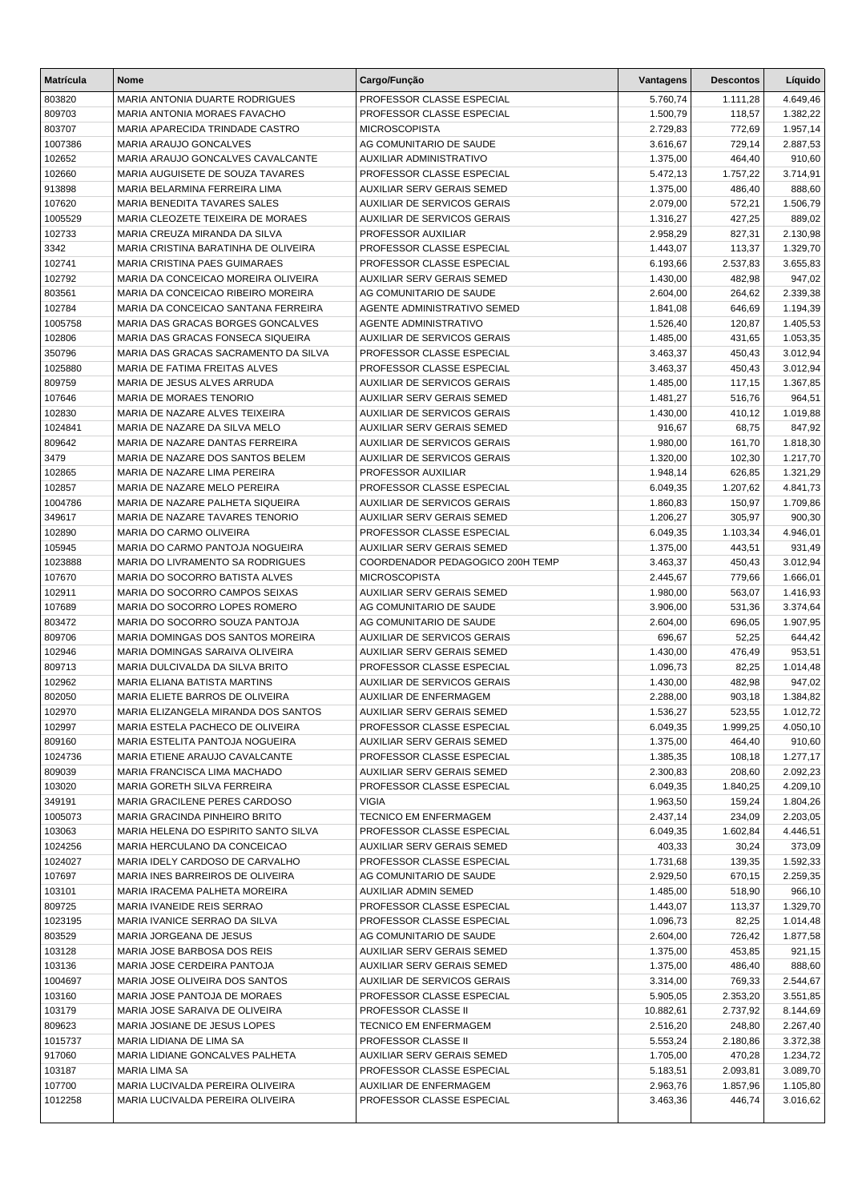| Matrícula | Nome | Cargo/Função | Vantagens | Descontos | Líquido |
|---|---|---|---|---|---|
| 803820 | MARIA ANTONIA DUARTE RODRIGUES | PROFESSOR CLASSE ESPECIAL | 5.760,74 | 1.111,28 | 4.649,46 |
| 809703 | MARIA ANTONIA MORAES FAVACHO | PROFESSOR CLASSE ESPECIAL | 1.500,79 | 118,57 | 1.382,22 |
| 803707 | MARIA APARECIDA TRINDADE CASTRO | MICROSCOPISTA | 2.729,83 | 772,69 | 1.957,14 |
| 1007386 | MARIA ARAUJO GONCALVES | AG COMUNITARIO DE SAUDE | 3.616,67 | 729,14 | 2.887,53 |
| 102652 | MARIA ARAUJO GONCALVES CAVALCANTE | AUXILIAR ADMINISTRATIVO | 1.375,00 | 464,40 | 910,60 |
| 102660 | MARIA AUGUISETE DE SOUZA TAVARES | PROFESSOR CLASSE ESPECIAL | 5.472,13 | 1.757,22 | 3.714,91 |
| 913898 | MARIA BELARMINA FERREIRA LIMA | AUXILIAR SERV GERAIS SEMED | 1.375,00 | 486,40 | 888,60 |
| 107620 | MARIA BENEDITA TAVARES SALES | AUXILIAR DE SERVICOS GERAIS | 2.079,00 | 572,21 | 1.506,79 |
| 1005529 | MARIA CLEOZETE TEIXEIRA DE MORAES | AUXILIAR DE SERVICOS GERAIS | 1.316,27 | 427,25 | 889,02 |
| 102733 | MARIA CREUZA MIRANDA DA SILVA | PROFESSOR AUXILIAR | 2.958,29 | 827,31 | 2.130,98 |
| 3342 | MARIA CRISTINA BARATINHA DE OLIVEIRA | PROFESSOR CLASSE ESPECIAL | 1.443,07 | 113,37 | 1.329,70 |
| 102741 | MARIA CRISTINA PAES GUIMARAES | PROFESSOR CLASSE ESPECIAL | 6.193,66 | 2.537,83 | 3.655,83 |
| 102792 | MARIA DA CONCEICAO MOREIRA OLIVEIRA | AUXILIAR SERV GERAIS SEMED | 1.430,00 | 482,98 | 947,02 |
| 803561 | MARIA DA CONCEICAO RIBEIRO MOREIRA | AG COMUNITARIO DE SAUDE | 2.604,00 | 264,62 | 2.339,38 |
| 102784 | MARIA DA CONCEICAO SANTANA FERREIRA | AGENTE ADMINISTRATIVO SEMED | 1.841,08 | 646,69 | 1.194,39 |
| 1005758 | MARIA DAS GRACAS BORGES GONCALVES | AGENTE ADMINISTRATIVO | 1.526,40 | 120,87 | 1.405,53 |
| 102806 | MARIA DAS GRACAS FONSECA SIQUEIRA | AUXILIAR DE SERVICOS GERAIS | 1.485,00 | 431,65 | 1.053,35 |
| 350796 | MARIA DAS GRACAS SACRAMENTO DA SILVA | PROFESSOR CLASSE ESPECIAL | 3.463,37 | 450,43 | 3.012,94 |
| 1025880 | MARIA DE FATIMA FREITAS ALVES | PROFESSOR CLASSE ESPECIAL | 3.463,37 | 450,43 | 3.012,94 |
| 809759 | MARIA DE JESUS ALVES ARRUDA | AUXILIAR DE SERVICOS GERAIS | 1.485,00 | 117,15 | 1.367,85 |
| 107646 | MARIA DE MORAES TENORIO | AUXILIAR SERV GERAIS SEMED | 1.481,27 | 516,76 | 964,51 |
| 102830 | MARIA DE NAZARE ALVES TEIXEIRA | AUXILIAR DE SERVICOS GERAIS | 1.430,00 | 410,12 | 1.019,88 |
| 1024841 | MARIA DE NAZARE DA SILVA MELO | AUXILIAR SERV GERAIS SEMED | 916,67 | 68,75 | 847,92 |
| 809642 | MARIA DE NAZARE DANTAS FERREIRA | AUXILIAR DE SERVICOS GERAIS | 1.980,00 | 161,70 | 1.818,30 |
| 3479 | MARIA DE NAZARE DOS SANTOS BELEM | AUXILIAR DE SERVICOS GERAIS | 1.320,00 | 102,30 | 1.217,70 |
| 102865 | MARIA DE NAZARE LIMA PEREIRA | PROFESSOR AUXILIAR | 1.948,14 | 626,85 | 1.321,29 |
| 102857 | MARIA DE NAZARE MELO PEREIRA | PROFESSOR CLASSE ESPECIAL | 6.049,35 | 1.207,62 | 4.841,73 |
| 1004786 | MARIA DE NAZARE PALHETA SIQUEIRA | AUXILIAR DE SERVICOS GERAIS | 1.860,83 | 150,97 | 1.709,86 |
| 349617 | MARIA DE NAZARE TAVARES TENORIO | AUXILIAR SERV GERAIS SEMED | 1.206,27 | 305,97 | 900,30 |
| 102890 | MARIA DO CARMO OLIVEIRA | PROFESSOR CLASSE ESPECIAL | 6.049,35 | 1.103,34 | 4.946,01 |
| 105945 | MARIA DO CARMO PANTOJA NOGUEIRA | AUXILIAR SERV GERAIS SEMED | 1.375,00 | 443,51 | 931,49 |
| 1023888 | MARIA DO LIVRAMENTO SA RODRIGUES | COORDENADOR PEDAGOGICO 200H TEMP | 3.463,37 | 450,43 | 3.012,94 |
| 107670 | MARIA DO SOCORRO BATISTA ALVES | MICROSCOPISTA | 2.445,67 | 779,66 | 1.666,01 |
| 102911 | MARIA DO SOCORRO CAMPOS SEIXAS | AUXILIAR SERV GERAIS SEMED | 1.980,00 | 563,07 | 1.416,93 |
| 107689 | MARIA DO SOCORRO LOPES ROMERO | AG COMUNITARIO DE SAUDE | 3.906,00 | 531,36 | 3.374,64 |
| 803472 | MARIA DO SOCORRO SOUZA PANTOJA | AG COMUNITARIO DE SAUDE | 2.604,00 | 696,05 | 1.907,95 |
| 809706 | MARIA DOMINGAS DOS SANTOS MOREIRA | AUXILIAR DE SERVICOS GERAIS | 696,67 | 52,25 | 644,42 |
| 102946 | MARIA DOMINGAS SARAIVA OLIVEIRA | AUXILIAR SERV GERAIS SEMED | 1.430,00 | 476,49 | 953,51 |
| 809713 | MARIA DULCIVALDA DA SILVA BRITO | PROFESSOR CLASSE ESPECIAL | 1.096,73 | 82,25 | 1.014,48 |
| 102962 | MARIA ELIANA BATISTA MARTINS | AUXILIAR DE SERVICOS GERAIS | 1.430,00 | 482,98 | 947,02 |
| 802050 | MARIA ELIETE BARROS DE OLIVEIRA | AUXILIAR DE ENFERMAGEM | 2.288,00 | 903,18 | 1.384,82 |
| 102970 | MARIA ELIZANGELA MIRANDA DOS SANTOS | AUXILIAR SERV GERAIS SEMED | 1.536,27 | 523,55 | 1.012,72 |
| 102997 | MARIA ESTELA PACHECO DE OLIVEIRA | PROFESSOR CLASSE ESPECIAL | 6.049,35 | 1.999,25 | 4.050,10 |
| 809160 | MARIA ESTELITA PANTOJA NOGUEIRA | AUXILIAR SERV GERAIS SEMED | 1.375,00 | 464,40 | 910,60 |
| 1024736 | MARIA ETIENE ARAUJO CAVALCANTE | PROFESSOR CLASSE ESPECIAL | 1.385,35 | 108,18 | 1.277,17 |
| 809039 | MARIA FRANCISCA LIMA MACHADO | AUXILIAR SERV GERAIS SEMED | 2.300,83 | 208,60 | 2.092,23 |
| 103020 | MARIA GORETH SILVA FERREIRA | PROFESSOR CLASSE ESPECIAL | 6.049,35 | 1.840,25 | 4.209,10 |
| 349191 | MARIA GRACILENE PERES CARDOSO | VIGIA | 1.963,50 | 159,24 | 1.804,26 |
| 1005073 | MARIA GRACINDA PINHEIRO BRITO | TECNICO EM ENFERMAGEM | 2.437,14 | 234,09 | 2.203,05 |
| 103063 | MARIA HELENA DO ESPIRITO SANTO SILVA | PROFESSOR CLASSE ESPECIAL | 6.049,35 | 1.602,84 | 4.446,51 |
| 1024256 | MARIA HERCULANO DA CONCEICAO | AUXILIAR SERV GERAIS SEMED | 403,33 | 30,24 | 373,09 |
| 1024027 | MARIA IDELY CARDOSO DE CARVALHO | PROFESSOR CLASSE ESPECIAL | 1.731,68 | 139,35 | 1.592,33 |
| 107697 | MARIA INES BARREIROS DE OLIVEIRA | AG COMUNITARIO DE SAUDE | 2.929,50 | 670,15 | 2.259,35 |
| 103101 | MARIA IRACEMA PALHETA MOREIRA | AUXILIAR ADMIN SEMED | 1.485,00 | 518,90 | 966,10 |
| 809725 | MARIA IVANEIDE REIS SERRAO | PROFESSOR CLASSE ESPECIAL | 1.443,07 | 113,37 | 1.329,70 |
| 1023195 | MARIA IVANICE SERRAO DA SILVA | PROFESSOR CLASSE ESPECIAL | 1.096,73 | 82,25 | 1.014,48 |
| 803529 | MARIA JORGEANA DE JESUS | AG COMUNITARIO DE SAUDE | 2.604,00 | 726,42 | 1.877,58 |
| 103128 | MARIA JOSE BARBOSA DOS REIS | AUXILIAR SERV GERAIS SEMED | 1.375,00 | 453,85 | 921,15 |
| 103136 | MARIA JOSE CERDEIRA PANTOJA | AUXILIAR SERV GERAIS SEMED | 1.375,00 | 486,40 | 888,60 |
| 1004697 | MARIA JOSE OLIVEIRA DOS SANTOS | AUXILIAR DE SERVICOS GERAIS | 3.314,00 | 769,33 | 2.544,67 |
| 103160 | MARIA JOSE PANTOJA DE MORAES | PROFESSOR CLASSE ESPECIAL | 5.905,05 | 2.353,20 | 3.551,85 |
| 103179 | MARIA JOSE SARAIVA DE OLIVEIRA | PROFESSOR CLASSE II | 10.882,61 | 2.737,92 | 8.144,69 |
| 809623 | MARIA JOSIANE DE JESUS LOPES | TECNICO EM ENFERMAGEM | 2.516,20 | 248,80 | 2.267,40 |
| 1015737 | MARIA LIDIANA DE LIMA SA | PROFESSOR CLASSE II | 5.553,24 | 2.180,86 | 3.372,38 |
| 917060 | MARIA LIDIANE GONCALVES PALHETA | AUXILIAR SERV GERAIS SEMED | 1.705,00 | 470,28 | 1.234,72 |
| 103187 | MARIA LIMA SA | PROFESSOR CLASSE ESPECIAL | 5.183,51 | 2.093,81 | 3.089,70 |
| 107700 | MARIA LUCIVALDA PEREIRA OLIVEIRA | AUXILIAR DE ENFERMAGEM | 2.963,76 | 1.857,96 | 1.105,80 |
| 1012258 | MARIA LUCIVALDA PEREIRA OLIVEIRA | PROFESSOR CLASSE ESPECIAL | 3.463,36 | 446,74 | 3.016,62 |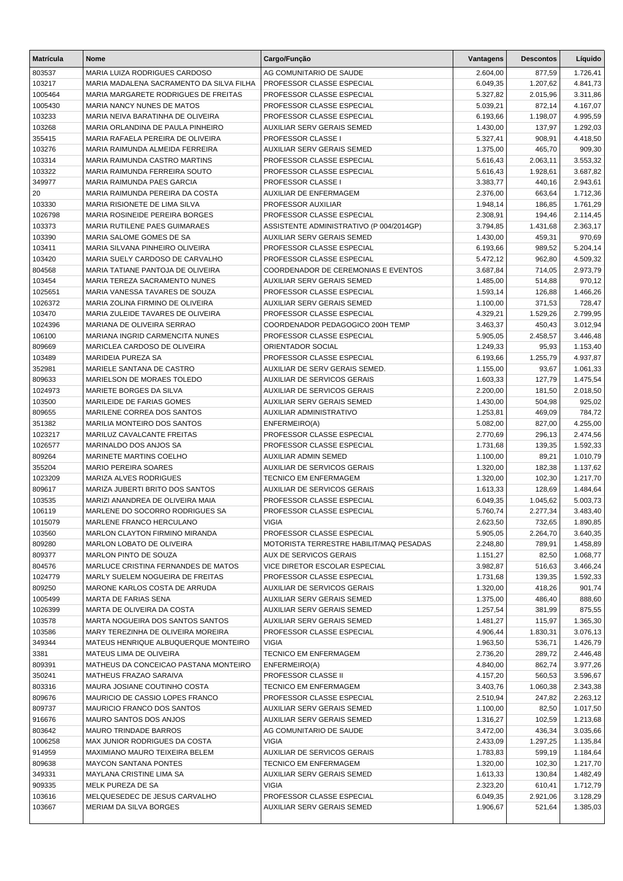| Matrícula | Nome | Cargo/Função | Vantagens | Descontos | Líquido |
|---|---|---|---|---|---|
| 803537 | MARIA LUIZA RODRIGUES CARDOSO | AG COMUNITARIO DE SAUDE | 2.604,00 | 877,59 | 1.726,41 |
| 103217 | MARIA MADALENA SACRAMENTO DA SILVA FILHA | PROFESSOR CLASSE ESPECIAL | 6.049,35 | 1.207,62 | 4.841,73 |
| 1005464 | MARIA MARGARETE RODRIGUES DE FREITAS | PROFESSOR CLASSE ESPECIAL | 5.327,82 | 2.015,96 | 3.311,86 |
| 1005430 | MARIA NANCY NUNES DE MATOS | PROFESSOR CLASSE ESPECIAL | 5.039,21 | 872,14 | 4.167,07 |
| 103233 | MARIA NEIVA BARATINHA DE OLIVEIRA | PROFESSOR CLASSE ESPECIAL | 6.193,66 | 1.198,07 | 4.995,59 |
| 103268 | MARIA ORLANDINA DE PAULA PINHEIRO | AUXILIAR SERV GERAIS SEMED | 1.430,00 | 137,97 | 1.292,03 |
| 355415 | MARIA RAFAELA PEREIRA DE OLIVEIRA | PROFESSOR CLASSE I | 5.327,41 | 908,91 | 4.418,50 |
| 103276 | MARIA RAIMUNDA ALMEIDA FERREIRA | AUXILIAR SERV GERAIS SEMED | 1.375,00 | 465,70 | 909,30 |
| 103314 | MARIA RAIMUNDA CASTRO MARTINS | PROFESSOR CLASSE ESPECIAL | 5.616,43 | 2.063,11 | 3.553,32 |
| 103322 | MARIA RAIMUNDA FERREIRA SOUTO | PROFESSOR CLASSE ESPECIAL | 5.616,43 | 1.928,61 | 3.687,82 |
| 349977 | MARIA RAIMUNDA PAES GARCIA | PROFESSOR CLASSE I | 3.383,77 | 440,16 | 2.943,61 |
| 20 | MARIA RAIMUNDA PEREIRA DA COSTA | AUXILIAR DE ENFERMAGEM | 2.376,00 | 663,64 | 1.712,36 |
| 103330 | MARIA RISIONETE DE LIMA SILVA | PROFESSOR AUXILIAR | 1.948,14 | 186,85 | 1.761,29 |
| 1026798 | MARIA ROSINEIDE PEREIRA BORGES | PROFESSOR CLASSE ESPECIAL | 2.308,91 | 194,46 | 2.114,45 |
| 103373 | MARIA RUTILENE PAES GUIMARAES | ASSISTENTE ADMINISTRATIVO (P 004/2014GP) | 3.794,85 | 1.431,68 | 2.363,17 |
| 103390 | MARIA SALOME GOMES DE SA | AUXILIAR SERV GERAIS SEMED | 1.430,00 | 459,31 | 970,69 |
| 103411 | MARIA SILVANA PINHEIRO OLIVEIRA | PROFESSOR CLASSE ESPECIAL | 6.193,66 | 989,52 | 5.204,14 |
| 103420 | MARIA SUELY CARDOSO DE CARVALHO | PROFESSOR CLASSE ESPECIAL | 5.472,12 | 962,80 | 4.509,32 |
| 804568 | MARIA TATIANE PANTOJA DE OLIVEIRA | COORDENADOR DE CEREMONIAS E EVENTOS | 3.687,84 | 714,05 | 2.973,79 |
| 103454 | MARIA TEREZA SACRAMENTO NUNES | AUXILIAR SERV GERAIS SEMED | 1.485,00 | 514,88 | 970,12 |
| 1025651 | MARIA VANESSA TAVARES DE SOUZA | PROFESSOR CLASSE ESPECIAL | 1.593,14 | 126,88 | 1.466,26 |
| 1026372 | MARIA ZOLINA FIRMINO DE OLIVEIRA | AUXILIAR SERV GERAIS SEMED | 1.100,00 | 371,53 | 728,47 |
| 103470 | MARIA ZULEIDE TAVARES DE OLIVEIRA | PROFESSOR CLASSE ESPECIAL | 4.329,21 | 1.529,26 | 2.799,95 |
| 1024396 | MARIANA DE OLIVEIRA SERRAO | COORDENADOR PEDAGOGICO 200H TEMP | 3.463,37 | 450,43 | 3.012,94 |
| 106100 | MARIANA INGRID CARMENCITA NUNES | PROFESSOR CLASSE ESPECIAL | 5.905,05 | 2.458,57 | 3.446,48 |
| 809669 | MARICLEA CARDOSO DE OLIVEIRA | ORIENTADOR SOCIAL | 1.249,33 | 95,93 | 1.153,40 |
| 103489 | MARIDEIA PUREZA SA | PROFESSOR CLASSE ESPECIAL | 6.193,66 | 1.255,79 | 4.937,87 |
| 352981 | MARIELE SANTANA DE CASTRO | AUXILIAR DE SERV GERAIS SEMED. | 1.155,00 | 93,67 | 1.061,33 |
| 809633 | MARIELSON DE MORAES TOLEDO | AUXILIAR DE SERVICOS GERAIS | 1.603,33 | 127,79 | 1.475,54 |
| 1024973 | MARIETE BORGES DA SILVA | AUXILIAR DE SERVICOS GERAIS | 2.200,00 | 181,50 | 2.018,50 |
| 103500 | MARILEIDE DE FARIAS GOMES | AUXILIAR SERV GERAIS SEMED | 1.430,00 | 504,98 | 925,02 |
| 809655 | MARILENE CORREA DOS SANTOS | AUXILIAR ADMINISTRATIVO | 1.253,81 | 469,09 | 784,72 |
| 351382 | MARILIA MONTEIRO DOS SANTOS | ENFERMEIRO(A) | 5.082,00 | 827,00 | 4.255,00 |
| 1023217 | MARILUZ CAVALCANTE FREITAS | PROFESSOR CLASSE ESPECIAL | 2.770,69 | 296,13 | 2.474,56 |
| 1026577 | MARINALDO DOS ANJOS SA | PROFESSOR CLASSE ESPECIAL | 1.731,68 | 139,35 | 1.592,33 |
| 809264 | MARINETE MARTINS COELHO | AUXILIAR ADMIN SEMED | 1.100,00 | 89,21 | 1.010,79 |
| 355204 | MARIO PEREIRA SOARES | AUXILIAR DE SERVICOS GERAIS | 1.320,00 | 182,38 | 1.137,62 |
| 1023209 | MARIZA ALVES RODRIGUES | TECNICO EM ENFERMAGEM | 1.320,00 | 102,30 | 1.217,70 |
| 809617 | MARIZA JUBERTI BRITO DOS SANTOS | AUXILIAR DE SERVICOS GERAIS | 1.613,33 | 128,69 | 1.484,64 |
| 103535 | MARIZI ANANDREA DE OLIVEIRA MAIA | PROFESSOR CLASSE ESPECIAL | 6.049,35 | 1.045,62 | 5.003,73 |
| 106119 | MARLENE DO SOCORRO RODRIGUES SA | PROFESSOR CLASSE ESPECIAL | 5.760,74 | 2.277,34 | 3.483,40 |
| 1015079 | MARLENE FRANCO HERCULANO | VIGIA | 2.623,50 | 732,65 | 1.890,85 |
| 103560 | MARLON CLAYTON FIRMINO MIRANDA | PROFESSOR CLASSE ESPECIAL | 5.905,05 | 2.264,70 | 3.640,35 |
| 809280 | MARLON LOBATO DE OLIVEIRA | MOTORISTA TERRESTRE HABILIT/MAQ PESADAS | 2.248,80 | 789,91 | 1.458,89 |
| 809377 | MARLON PINTO DE SOUZA | AUX DE SERVICOS GERAIS | 1.151,27 | 82,50 | 1.068,77 |
| 804576 | MARLUCE CRISTINA FERNANDES DE MATOS | VICE DIRETOR ESCOLAR ESPECIAL | 3.982,87 | 516,63 | 3.466,24 |
| 1024779 | MARLY SUELEM NOGUEIRA DE FREITAS | PROFESSOR CLASSE ESPECIAL | 1.731,68 | 139,35 | 1.592,33 |
| 809250 | MARONE KARLOS COSTA DE ARRUDA | AUXILIAR DE SERVICOS GERAIS | 1.320,00 | 418,26 | 901,74 |
| 1005499 | MARTA DE FARIAS SENA | AUXILIAR SERV GERAIS SEMED | 1.375,00 | 486,40 | 888,60 |
| 1026399 | MARTA DE OLIVEIRA DA COSTA | AUXILIAR SERV GERAIS SEMED | 1.257,54 | 381,99 | 875,55 |
| 103578 | MARTA NOGUEIRA DOS SANTOS SANTOS | AUXILIAR SERV GERAIS SEMED | 1.481,27 | 115,97 | 1.365,30 |
| 103586 | MARY TEREZINHA DE OLIVEIRA MOREIRA | PROFESSOR CLASSE ESPECIAL | 4.906,44 | 1.830,31 | 3.076,13 |
| 349344 | MATEUS HENRIQUE ALBUQUERQUE MONTEIRO | VIGIA | 1.963,50 | 536,71 | 1.426,79 |
| 3381 | MATEUS LIMA DE OLIVEIRA | TECNICO EM ENFERMAGEM | 2.736,20 | 289,72 | 2.446,48 |
| 809391 | MATHEUS DA CONCEICAO PASTANA MONTEIRO | ENFERMEIRO(A) | 4.840,00 | 862,74 | 3.977,26 |
| 350241 | MATHEUS FRAZAO SARAIVA | PROFESSOR CLASSE II | 4.157,20 | 560,53 | 3.596,67 |
| 803316 | MAURA JOSIANE COUTINHO COSTA | TECNICO EM ENFERMAGEM | 3.403,76 | 1.060,38 | 2.343,38 |
| 809676 | MAURICIO DE CASSIO LOPES FRANCO | PROFESSOR CLASSE ESPECIAL | 2.510,94 | 247,82 | 2.263,12 |
| 809737 | MAURICIO FRANCO DOS SANTOS | AUXILIAR SERV GERAIS SEMED | 1.100,00 | 82,50 | 1.017,50 |
| 916676 | MAURO SANTOS DOS ANJOS | AUXILIAR SERV GERAIS SEMED | 1.316,27 | 102,59 | 1.213,68 |
| 803642 | MAURO TRINDADE BARROS | AG COMUNITARIO DE SAUDE | 3.472,00 | 436,34 | 3.035,66 |
| 1006258 | MAX JUNIOR RODRIGUES DA COSTA | VIGIA | 2.433,09 | 1.297,25 | 1.135,84 |
| 914959 | MAXIMIANO MAURO TEIXEIRA BELEM | AUXILIAR DE SERVICOS GERAIS | 1.783,83 | 599,19 | 1.184,64 |
| 809638 | MAYCON SANTANA PONTES | TECNICO EM ENFERMAGEM | 1.320,00 | 102,30 | 1.217,70 |
| 349331 | MAYLANA CRISTINE LIMA SA | AUXILIAR SERV GERAIS SEMED | 1.613,33 | 130,84 | 1.482,49 |
| 909335 | MELK PUREZA DE SA | VIGIA | 2.323,20 | 610,41 | 1.712,79 |
| 103616 | MELQUESEDEC DE JESUS CARVALHO | PROFESSOR CLASSE ESPECIAL | 6.049,35 | 2.921,06 | 3.128,29 |
| 103667 | MERIAM DA SILVA BORGES | AUXILIAR SERV GERAIS SEMED | 1.906,67 | 521,64 | 1.385,03 |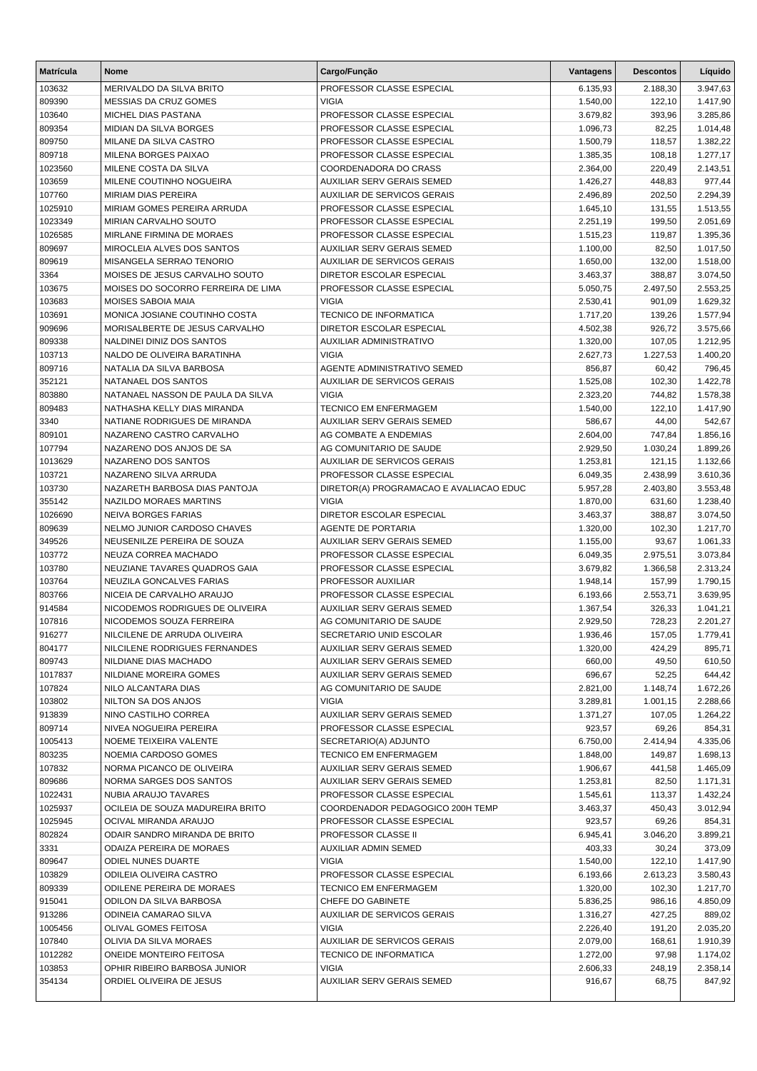| Matrícula | Nome | Cargo/Função | Vantagens | Descontos | Líquido |
|---|---|---|---|---|---|
| 103632 | MERIVALDO DA SILVA BRITO | PROFESSOR CLASSE ESPECIAL | 6.135,93 | 2.188,30 | 3.947,63 |
| 809390 | MESSIAS DA CRUZ GOMES | VIGIA | 1.540,00 | 122,10 | 1.417,90 |
| 103640 | MICHEL DIAS PASTANA | PROFESSOR CLASSE ESPECIAL | 3.679,82 | 393,96 | 3.285,86 |
| 809354 | MIDIAN DA SILVA BORGES | PROFESSOR CLASSE ESPECIAL | 1.096,73 | 82,25 | 1.014,48 |
| 809750 | MILANE DA SILVA CASTRO | PROFESSOR CLASSE ESPECIAL | 1.500,79 | 118,57 | 1.382,22 |
| 809718 | MILENA BORGES PAIXAO | PROFESSOR CLASSE ESPECIAL | 1.385,35 | 108,18 | 1.277,17 |
| 1023560 | MILENE COSTA DA SILVA | COORDENADORA DO CRASS | 2.364,00 | 220,49 | 2.143,51 |
| 103659 | MILENE COUTINHO NOGUEIRA | AUXILIAR SERV GERAIS SEMED | 1.426,27 | 448,83 | 977,44 |
| 107760 | MIRIAM DIAS PEREIRA | AUXILIAR DE SERVICOS GERAIS | 2.496,89 | 202,50 | 2.294,39 |
| 1025910 | MIRIAM GOMES PEREIRA ARRUDA | PROFESSOR CLASSE ESPECIAL | 1.645,10 | 131,55 | 1.513,55 |
| 1023349 | MIRIAN CARVALHO SOUTO | PROFESSOR CLASSE ESPECIAL | 2.251,19 | 199,50 | 2.051,69 |
| 1026585 | MIRLANE FIRMINA DE MORAES | PROFESSOR CLASSE ESPECIAL | 1.515,23 | 119,87 | 1.395,36 |
| 809697 | MIROCLEIA ALVES DOS SANTOS | AUXILIAR SERV GERAIS SEMED | 1.100,00 | 82,50 | 1.017,50 |
| 809619 | MISANGELA SERRAO TENORIO | AUXILIAR DE SERVICOS GERAIS | 1.650,00 | 132,00 | 1.518,00 |
| 3364 | MOISES DE JESUS CARVALHO SOUTO | DIRETOR ESCOLAR ESPECIAL | 3.463,37 | 388,87 | 3.074,50 |
| 103675 | MOISES DO SOCORRO FERREIRA DE LIMA | PROFESSOR CLASSE ESPECIAL | 5.050,75 | 2.497,50 | 2.553,25 |
| 103683 | MOISES SABOIA MAIA | VIGIA | 2.530,41 | 901,09 | 1.629,32 |
| 103691 | MONICA JOSIANE COUTINHO COSTA | TECNICO DE INFORMATICA | 1.717,20 | 139,26 | 1.577,94 |
| 909696 | MORISALBERTE DE JESUS CARVALHO | DIRETOR ESCOLAR ESPECIAL | 4.502,38 | 926,72 | 3.575,66 |
| 809338 | NALDINEI DINIZ DOS SANTOS | AUXILIAR ADMINISTRATIVO | 1.320,00 | 107,05 | 1.212,95 |
| 103713 | NALDO DE OLIVEIRA BARATINHA | VIGIA | 2.627,73 | 1.227,53 | 1.400,20 |
| 809716 | NATALIA DA SILVA BARBOSA | AGENTE ADMINISTRATIVO SEMED | 856,87 | 60,42 | 796,45 |
| 352121 | NATANAEL DOS SANTOS | AUXILIAR DE SERVICOS GERAIS | 1.525,08 | 102,30 | 1.422,78 |
| 803880 | NATANAEL NASSON DE PAULA DA SILVA | VIGIA | 2.323,20 | 744,82 | 1.578,38 |
| 809483 | NATHASHA KELLY DIAS MIRANDA | TECNICO EM ENFERMAGEM | 1.540,00 | 122,10 | 1.417,90 |
| 3340 | NATIANE RODRIGUES DE MIRANDA | AUXILIAR SERV GERAIS SEMED | 586,67 | 44,00 | 542,67 |
| 809101 | NAZARENO CASTRO CARVALHO | AG COMBATE A ENDEMIAS | 2.604,00 | 747,84 | 1.856,16 |
| 107794 | NAZARENO DOS ANJOS DE SA | AG COMUNITARIO DE SAUDE | 2.929,50 | 1.030,24 | 1.899,26 |
| 1013629 | NAZARENO DOS SANTOS | AUXILIAR DE SERVICOS GERAIS | 1.253,81 | 121,15 | 1.132,66 |
| 103721 | NAZARENO SILVA ARRUDA | PROFESSOR CLASSE ESPECIAL | 6.049,35 | 2.438,99 | 3.610,36 |
| 103730 | NAZARETH BARBOSA DIAS PANTOJA | DIRETOR(A) PROGRAMACAO E AVALIACAO EDUC | 5.957,28 | 2.403,80 | 3.553,48 |
| 355142 | NAZILDO MORAES MARTINS | VIGIA | 1.870,00 | 631,60 | 1.238,40 |
| 1026690 | NEIVA BORGES FARIAS | DIRETOR ESCOLAR ESPECIAL | 3.463,37 | 388,87 | 3.074,50 |
| 809639 | NELMO JUNIOR CARDOSO CHAVES | AGENTE DE PORTARIA | 1.320,00 | 102,30 | 1.217,70 |
| 349526 | NEUSENILZE PEREIRA DE SOUZA | AUXILIAR SERV GERAIS SEMED | 1.155,00 | 93,67 | 1.061,33 |
| 103772 | NEUZA CORREA MACHADO | PROFESSOR CLASSE ESPECIAL | 6.049,35 | 2.975,51 | 3.073,84 |
| 103780 | NEUZIANE TAVARES QUADROS GAIA | PROFESSOR CLASSE ESPECIAL | 3.679,82 | 1.366,58 | 2.313,24 |
| 103764 | NEUZILA GONCALVES FARIAS | PROFESSOR AUXILIAR | 1.948,14 | 157,99 | 1.790,15 |
| 803766 | NICEIA DE CARVALHO ARAUJO | PROFESSOR CLASSE ESPECIAL | 6.193,66 | 2.553,71 | 3.639,95 |
| 914584 | NICODEMOS RODRIGUES DE OLIVEIRA | AUXILIAR SERV GERAIS SEMED | 1.367,54 | 326,33 | 1.041,21 |
| 107816 | NICODEMOS SOUZA FERREIRA | AG COMUNITARIO DE SAUDE | 2.929,50 | 728,23 | 2.201,27 |
| 916277 | NILCILENE DE ARRUDA OLIVEIRA | SECRETARIO UNID ESCOLAR | 1.936,46 | 157,05 | 1.779,41 |
| 804177 | NILCILENE RODRIGUES FERNANDES | AUXILIAR SERV GERAIS SEMED | 1.320,00 | 424,29 | 895,71 |
| 809743 | NILDIANE DIAS MACHADO | AUXILIAR SERV GERAIS SEMED | 660,00 | 49,50 | 610,50 |
| 1017837 | NILDIANE MOREIRA GOMES | AUXILIAR SERV GERAIS SEMED | 696,67 | 52,25 | 644,42 |
| 107824 | NILO ALCANTARA DIAS | AG COMUNITARIO DE SAUDE | 2.821,00 | 1.148,74 | 1.672,26 |
| 103802 | NILTON SA DOS ANJOS | VIGIA | 3.289,81 | 1.001,15 | 2.288,66 |
| 913839 | NINO CASTILHO CORREA | AUXILIAR SERV GERAIS SEMED | 1.371,27 | 107,05 | 1.264,22 |
| 809714 | NIVEA NOGUEIRA PEREIRA | PROFESSOR CLASSE ESPECIAL | 923,57 | 69,26 | 854,31 |
| 1005413 | NOEME TEIXEIRA VALENTE | SECRETARIO(A) ADJUNTO | 6.750,00 | 2.414,94 | 4.335,06 |
| 803235 | NOEMIA CARDOSO GOMES | TECNICO EM ENFERMAGEM | 1.848,00 | 149,87 | 1.698,13 |
| 107832 | NORMA PICANCO DE OLIVEIRA | AUXILIAR SERV GERAIS SEMED | 1.906,67 | 441,58 | 1.465,09 |
| 809686 | NORMA SARGES DOS SANTOS | AUXILIAR SERV GERAIS SEMED | 1.253,81 | 82,50 | 1.171,31 |
| 1022431 | NUBIA ARAUJO TAVARES | PROFESSOR CLASSE ESPECIAL | 1.545,61 | 113,37 | 1.432,24 |
| 1025937 | OCILEIA DE SOUZA MADUREIRA BRITO | COORDENADOR PEDAGOGICO 200H TEMP | 3.463,37 | 450,43 | 3.012,94 |
| 1025945 | OCIVAL MIRANDA ARAUJO | PROFESSOR CLASSE ESPECIAL | 923,57 | 69,26 | 854,31 |
| 802824 | ODAIR SANDRO MIRANDA DE BRITO | PROFESSOR CLASSE II | 6.945,41 | 3.046,20 | 3.899,21 |
| 3331 | ODAIZA PEREIRA DE MORAES | AUXILIAR ADMIN SEMED | 403,33 | 30,24 | 373,09 |
| 809647 | ODIEL NUNES DUARTE | VIGIA | 1.540,00 | 122,10 | 1.417,90 |
| 103829 | ODILEIA OLIVEIRA CASTRO | PROFESSOR CLASSE ESPECIAL | 6.193,66 | 2.613,23 | 3.580,43 |
| 809339 | ODILENE PEREIRA DE MORAES | TECNICO EM ENFERMAGEM | 1.320,00 | 102,30 | 1.217,70 |
| 915041 | ODILON DA SILVA BARBOSA | CHEFE DO GABINETE | 5.836,25 | 986,16 | 4.850,09 |
| 913286 | ODINEIA CAMARAO SILVA | AUXILIAR DE SERVICOS GERAIS | 1.316,27 | 427,25 | 889,02 |
| 1005456 | OLIVAL GOMES FEITOSA | VIGIA | 2.226,40 | 191,20 | 2.035,20 |
| 107840 | OLIVIA DA SILVA MORAES | AUXILIAR DE SERVICOS GERAIS | 2.079,00 | 168,61 | 1.910,39 |
| 1012282 | ONEIDE MONTEIRO FEITOSA | TECNICO DE INFORMATICA | 1.272,00 | 97,98 | 1.174,02 |
| 103853 | OPHIR RIBEIRO BARBOSA JUNIOR | VIGIA | 2.606,33 | 248,19 | 2.358,14 |
| 354134 | ORDIEL OLIVEIRA DE JESUS | AUXILIAR SERV GERAIS SEMED | 916,67 | 68,75 | 847,92 |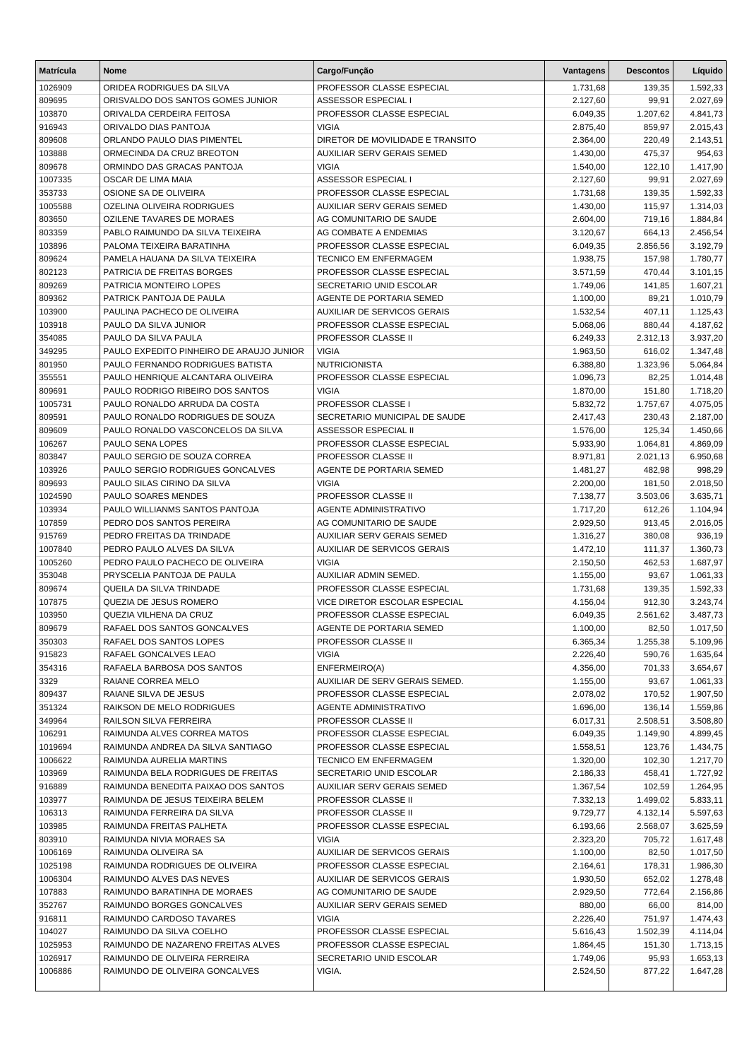| Matrícula | Nome | Cargo/Função | Vantagens | Descontos | Líquido |
|---|---|---|---|---|---|
| 1026909 | ORIDEA RODRIGUES DA SILVA | PROFESSOR CLASSE ESPECIAL | 1.731,68 | 139,35 | 1.592,33 |
| 809695 | ORISVALDO DOS SANTOS GOMES JUNIOR | ASSESSOR ESPECIAL I | 2.127,60 | 99,91 | 2.027,69 |
| 103870 | ORIVALDA CERDEIRA FEITOSA | PROFESSOR CLASSE ESPECIAL | 6.049,35 | 1.207,62 | 4.841,73 |
| 916943 | ORIVALDO DIAS PANTOJA | VIGIA | 2.875,40 | 859,97 | 2.015,43 |
| 809608 | ORLANDO PAULO DIAS PIMENTEL | DIRETOR DE MOVILIDADE E TRANSITO | 2.364,00 | 220,49 | 2.143,51 |
| 103888 | ORMECINDA DA CRUZ BREOTON | AUXILIAR SERV GERAIS SEMED | 1.430,00 | 475,37 | 954,63 |
| 809678 | ORMINDO DAS GRACAS PANTOJA | VIGIA | 1.540,00 | 122,10 | 1.417,90 |
| 1007335 | OSCAR DE LIMA MAIA | ASSESSOR ESPECIAL I | 2.127,60 | 99,91 | 2.027,69 |
| 353733 | OSIONE SA DE OLIVEIRA | PROFESSOR CLASSE ESPECIAL | 1.731,68 | 139,35 | 1.592,33 |
| 1005588 | OZELINA OLIVEIRA RODRIGUES | AUXILIAR SERV GERAIS SEMED | 1.430,00 | 115,97 | 1.314,03 |
| 803650 | OZILENE TAVARES DE MORAES | AG COMUNITARIO DE SAUDE | 2.604,00 | 719,16 | 1.884,84 |
| 803359 | PABLO RAIMUNDO DA SILVA TEIXEIRA | AG COMBATE A ENDEMIAS | 3.120,67 | 664,13 | 2.456,54 |
| 103896 | PALOMA TEIXEIRA BARATINHA | PROFESSOR CLASSE ESPECIAL | 6.049,35 | 2.856,56 | 3.192,79 |
| 809624 | PAMELA HAUANA DA SILVA TEIXEIRA | TECNICO EM ENFERMAGEM | 1.938,75 | 157,98 | 1.780,77 |
| 802123 | PATRICIA DE FREITAS BORGES | PROFESSOR CLASSE ESPECIAL | 3.571,59 | 470,44 | 3.101,15 |
| 809269 | PATRICIA MONTEIRO LOPES | SECRETARIO UNID ESCOLAR | 1.749,06 | 141,85 | 1.607,21 |
| 809362 | PATRICK PANTOJA DE PAULA | AGENTE DE PORTARIA SEMED | 1.100,00 | 89,21 | 1.010,79 |
| 103900 | PAULINA PACHECO DE OLIVEIRA | AUXILIAR DE SERVICOS GERAIS | 1.532,54 | 407,11 | 1.125,43 |
| 103918 | PAULO DA SILVA JUNIOR | PROFESSOR CLASSE ESPECIAL | 5.068,06 | 880,44 | 4.187,62 |
| 354085 | PAULO DA SILVA PAULA | PROFESSOR CLASSE II | 6.249,33 | 2.312,13 | 3.937,20 |
| 349295 | PAULO EXPEDITO PINHEIRO DE ARAUJO JUNIOR | VIGIA | 1.963,50 | 616,02 | 1.347,48 |
| 801950 | PAULO FERNANDO RODRIGUES BATISTA | NUTRICIONISTA | 6.388,80 | 1.323,96 | 5.064,84 |
| 355551 | PAULO HENRIQUE ALCANTARA OLIVEIRA | PROFESSOR CLASSE ESPECIAL | 1.096,73 | 82,25 | 1.014,48 |
| 809691 | PAULO RODRIGO RIBEIRO DOS SANTOS | VIGIA | 1.870,00 | 151,80 | 1.718,20 |
| 1005731 | PAULO RONALDO ARRUDA DA COSTA | PROFESSOR CLASSE I | 5.832,72 | 1.757,67 | 4.075,05 |
| 809591 | PAULO RONALDO RODRIGUES DE SOUZA | SECRETARIO MUNICIPAL DE SAUDE | 2.417,43 | 230,43 | 2.187,00 |
| 809609 | PAULO RONALDO VASCONCELOS DA SILVA | ASSESSOR ESPECIAL II | 1.576,00 | 125,34 | 1.450,66 |
| 106267 | PAULO SENA LOPES | PROFESSOR CLASSE ESPECIAL | 5.933,90 | 1.064,81 | 4.869,09 |
| 803847 | PAULO SERGIO DE SOUZA CORREA | PROFESSOR CLASSE II | 8.971,81 | 2.021,13 | 6.950,68 |
| 103926 | PAULO SERGIO RODRIGUES GONCALVES | AGENTE DE PORTARIA SEMED | 1.481,27 | 482,98 | 998,29 |
| 809693 | PAULO SILAS CIRINO DA SILVA | VIGIA | 2.200,00 | 181,50 | 2.018,50 |
| 1024590 | PAULO SOARES MENDES | PROFESSOR CLASSE II | 7.138,77 | 3.503,06 | 3.635,71 |
| 103934 | PAULO WILLIANMS SANTOS PANTOJA | AGENTE ADMINISTRATIVO | 1.717,20 | 612,26 | 1.104,94 |
| 107859 | PEDRO DOS SANTOS PEREIRA | AG COMUNITARIO DE SAUDE | 2.929,50 | 913,45 | 2.016,05 |
| 915769 | PEDRO FREITAS DA TRINDADE | AUXILIAR SERV GERAIS SEMED | 1.316,27 | 380,08 | 936,19 |
| 1007840 | PEDRO PAULO ALVES DA SILVA | AUXILIAR DE SERVICOS GERAIS | 1.472,10 | 111,37 | 1.360,73 |
| 1005260 | PEDRO PAULO PACHECO DE OLIVEIRA | VIGIA | 2.150,50 | 462,53 | 1.687,97 |
| 353048 | PRYSCELIA PANTOJA DE PAULA | AUXILIAR ADMIN SEMED. | 1.155,00 | 93,67 | 1.061,33 |
| 809674 | QUEILA DA SILVA TRINDADE | PROFESSOR CLASSE ESPECIAL | 1.731,68 | 139,35 | 1.592,33 |
| 107875 | QUEZIA DE JESUS ROMERO | VICE DIRETOR ESCOLAR ESPECIAL | 4.156,04 | 912,30 | 3.243,74 |
| 103950 | QUEZIA VILHENA DA CRUZ | PROFESSOR CLASSE ESPECIAL | 6.049,35 | 2.561,62 | 3.487,73 |
| 809679 | RAFAEL DOS SANTOS GONCALVES | AGENTE DE PORTARIA SEMED | 1.100,00 | 82,50 | 1.017,50 |
| 350303 | RAFAEL DOS SANTOS LOPES | PROFESSOR CLASSE II | 6.365,34 | 1.255,38 | 5.109,96 |
| 915823 | RAFAEL GONCALVES LEAO | VIGIA | 2.226,40 | 590,76 | 1.635,64 |
| 354316 | RAFAELA BARBOSA DOS SANTOS | ENFERMEIRO(A) | 4.356,00 | 701,33 | 3.654,67 |
| 3329 | RAIANE CORREA MELO | AUXILIAR DE SERV GERAIS SEMED. | 1.155,00 | 93,67 | 1.061,33 |
| 809437 | RAIANE SILVA DE JESUS | PROFESSOR CLASSE ESPECIAL | 2.078,02 | 170,52 | 1.907,50 |
| 351324 | RAIKSON DE MELO RODRIGUES | AGENTE ADMINISTRATIVO | 1.696,00 | 136,14 | 1.559,86 |
| 349964 | RAILSON SILVA FERREIRA | PROFESSOR CLASSE II | 6.017,31 | 2.508,51 | 3.508,80 |
| 106291 | RAIMUNDA ALVES CORREA MATOS | PROFESSOR CLASSE ESPECIAL | 6.049,35 | 1.149,90 | 4.899,45 |
| 1019694 | RAIMUNDA ANDREA DA SILVA SANTIAGO | PROFESSOR CLASSE ESPECIAL | 1.558,51 | 123,76 | 1.434,75 |
| 1006622 | RAIMUNDA AURELIA MARTINS | TECNICO EM ENFERMAGEM | 1.320,00 | 102,30 | 1.217,70 |
| 103969 | RAIMUNDA BELA RODRIGUES DE FREITAS | SECRETARIO UNID ESCOLAR | 2.186,33 | 458,41 | 1.727,92 |
| 916889 | RAIMUNDA BENEDITA PAIXAO DOS SANTOS | AUXILIAR SERV GERAIS SEMED | 1.367,54 | 102,59 | 1.264,95 |
| 103977 | RAIMUNDA DE JESUS TEIXEIRA BELEM | PROFESSOR CLASSE II | 7.332,13 | 1.499,02 | 5.833,11 |
| 106313 | RAIMUNDA FERREIRA DA SILVA | PROFESSOR CLASSE II | 9.729,77 | 4.132,14 | 5.597,63 |
| 103985 | RAIMUNDA FREITAS PALHETA | PROFESSOR CLASSE ESPECIAL | 6.193,66 | 2.568,07 | 3.625,59 |
| 803910 | RAIMUNDA NIVIA MORAES SA | VIGIA | 2.323,20 | 705,72 | 1.617,48 |
| 1006169 | RAIMUNDA OLIVEIRA SA | AUXILIAR DE SERVICOS GERAIS | 1.100,00 | 82,50 | 1.017,50 |
| 1025198 | RAIMUNDA RODRIGUES DE OLIVEIRA | PROFESSOR CLASSE ESPECIAL | 2.164,61 | 178,31 | 1.986,30 |
| 1006304 | RAIMUNDO ALVES DAS NEVES | AUXILIAR DE SERVICOS GERAIS | 1.930,50 | 652,02 | 1.278,48 |
| 107883 | RAIMUNDO BARATINHA DE MORAES | AG COMUNITARIO DE SAUDE | 2.929,50 | 772,64 | 2.156,86 |
| 352767 | RAIMUNDO BORGES GONCALVES | AUXILIAR SERV GERAIS SEMED | 880,00 | 66,00 | 814,00 |
| 916811 | RAIMUNDO CARDOSO TAVARES | VIGIA | 2.226,40 | 751,97 | 1.474,43 |
| 104027 | RAIMUNDO DA SILVA COELHO | PROFESSOR CLASSE ESPECIAL | 5.616,43 | 1.502,39 | 4.114,04 |
| 1025953 | RAIMUNDO DE NAZARENO FREITAS ALVES | PROFESSOR CLASSE ESPECIAL | 1.864,45 | 151,30 | 1.713,15 |
| 1026917 | RAIMUNDO DE OLIVEIRA FERREIRA | SECRETARIO UNID ESCOLAR | 1.749,06 | 95,93 | 1.653,13 |
| 1006886 | RAIMUNDO DE OLIVEIRA GONCALVES | VIGIA. | 2.524,50 | 877,22 | 1.647,28 |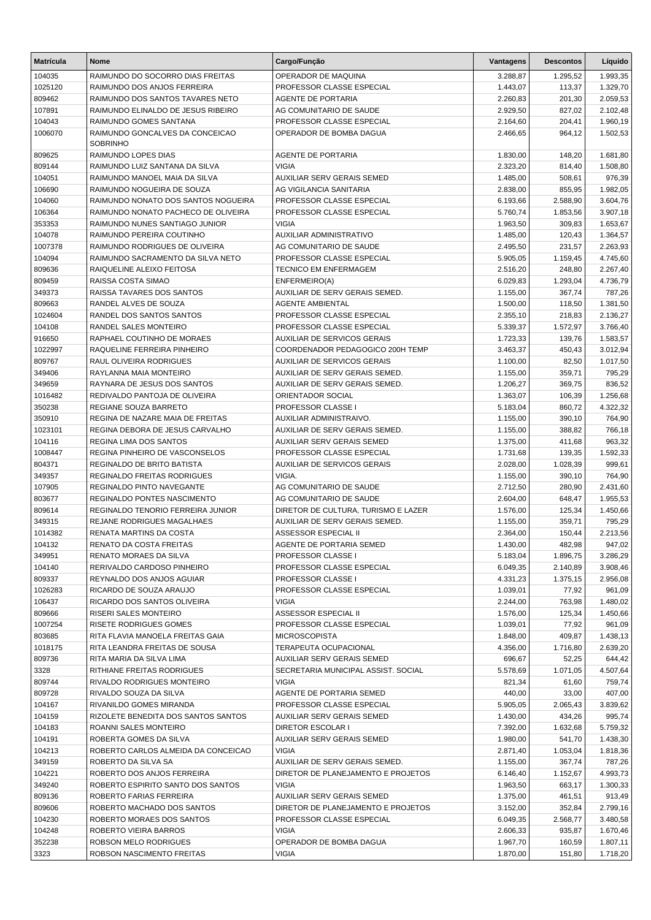| Matrícula | Nome | Cargo/Função | Vantagens | Descontos | Líquido |
|---|---|---|---|---|---|
| 104035 | RAIMUNDO DO SOCORRO DIAS FREITAS | OPERADOR DE MAQUINA | 3.288,87 | 1.295,52 | 1.993,35 |
| 1025120 | RAIMUNDO DOS ANJOS FERREIRA | PROFESSOR CLASSE ESPECIAL | 1.443,07 | 113,37 | 1.329,70 |
| 809462 | RAIMUNDO DOS SANTOS TAVARES NETO | AGENTE DE PORTARIA | 2.260,83 | 201,30 | 2.059,53 |
| 107891 | RAIMUNDO ELINALDO DE JESUS RIBEIRO | AG COMUNITARIO DE SAUDE | 2.929,50 | 827,02 | 2.102,48 |
| 104043 | RAIMUNDO GOMES SANTANA | PROFESSOR CLASSE ESPECIAL | 2.164,60 | 204,41 | 1.960,19 |
| 1006070 | RAIMUNDO GONCALVES DA CONCEICAO SOBRINHO | OPERADOR DE BOMBA DAGUA | 2.466,65 | 964,12 | 1.502,53 |
| 809625 | RAIMUNDO LOPES DIAS | AGENTE DE PORTARIA | 1.830,00 | 148,20 | 1.681,80 |
| 809144 | RAIMUNDO LUIZ SANTANA DA SILVA | VIGIA | 2.323,20 | 814,40 | 1.508,80 |
| 104051 | RAIMUNDO MANOEL MAIA DA SILVA | AUXILIAR SERV GERAIS SEMED | 1.485,00 | 508,61 | 976,39 |
| 106690 | RAIMUNDO NOGUEIRA DE SOUZA | AG VIGILANCIA SANITARIA | 2.838,00 | 855,95 | 1.982,05 |
| 104060 | RAIMUNDO NONATO DOS SANTOS NOGUEIRA | PROFESSOR CLASSE ESPECIAL | 6.193,66 | 2.588,90 | 3.604,76 |
| 106364 | RAIMUNDO NONATO PACHECO DE OLIVEIRA | PROFESSOR CLASSE ESPECIAL | 5.760,74 | 1.853,56 | 3.907,18 |
| 353353 | RAIMUNDO NUNES SANTIAGO JUNIOR | VIGIA | 1.963,50 | 309,83 | 1.653,67 |
| 104078 | RAIMUNDO PEREIRA COUTINHO | AUXILIAR ADMINISTRATIVO | 1.485,00 | 120,43 | 1.364,57 |
| 1007378 | RAIMUNDO RODRIGUES DE OLIVEIRA | AG COMUNITARIO DE SAUDE | 2.495,50 | 231,57 | 2.263,93 |
| 104094 | RAIMUNDO SACRAMENTO DA SILVA NETO | PROFESSOR CLASSE ESPECIAL | 5.905,05 | 1.159,45 | 4.745,60 |
| 809636 | RAIQUELINE ALEIXO FEITOSA | TECNICO EM ENFERMAGEM | 2.516,20 | 248,80 | 2.267,40 |
| 809459 | RAISSA COSTA SIMAO | ENFERMEIRO(A) | 6.029,83 | 1.293,04 | 4.736,79 |
| 349373 | RAISSA TAVARES DOS SANTOS | AUXILIAR DE SERV GERAIS SEMED. | 1.155,00 | 367,74 | 787,26 |
| 809663 | RANDEL ALVES DE SOUZA | AGENTE AMBIENTAL | 1.500,00 | 118,50 | 1.381,50 |
| 1024604 | RANDEL DOS SANTOS SANTOS | PROFESSOR CLASSE ESPECIAL | 2.355,10 | 218,83 | 2.136,27 |
| 104108 | RANDEL SALES MONTEIRO | PROFESSOR CLASSE ESPECIAL | 5.339,37 | 1.572,97 | 3.766,40 |
| 916650 | RAPHAEL COUTINHO DE MORAES | AUXILIAR DE SERVICOS GERAIS | 1.723,33 | 139,76 | 1.583,57 |
| 1022997 | RAQUELINE FERREIRA PINHEIRO | COORDENADOR PEDAGOGICO 200H TEMP | 3.463,37 | 450,43 | 3.012,94 |
| 809767 | RAUL OLIVEIRA RODRIGUES | AUXILIAR DE SERVICOS GERAIS | 1.100,00 | 82,50 | 1.017,50 |
| 349406 | RAYLANNA MAIA MONTEIRO | AUXILIAR DE SERV GERAIS SEMED. | 1.155,00 | 359,71 | 795,29 |
| 349659 | RAYNARA DE JESUS DOS SANTOS | AUXILIAR DE SERV GERAIS SEMED. | 1.206,27 | 369,75 | 836,52 |
| 1016482 | REDIVALDO PANTOJA DE OLIVEIRA | ORIENTADOR SOCIAL | 1.363,07 | 106,39 | 1.256,68 |
| 350238 | REGIANE SOUZA BARRETO | PROFESSOR CLASSE I | 5.183,04 | 860,72 | 4.322,32 |
| 350910 | REGINA DE NAZARE MAIA DE FREITAS | AUXILIAR ADMINISTRAIVO. | 1.155,00 | 390,10 | 764,90 |
| 1023101 | REGINA DEBORA DE JESUS CARVALHO | AUXILIAR DE SERV GERAIS SEMED. | 1.155,00 | 388,82 | 766,18 |
| 104116 | REGINA LIMA DOS SANTOS | AUXILIAR SERV GERAIS SEMED | 1.375,00 | 411,68 | 963,32 |
| 1008447 | REGINA PINHEIRO DE VASCONSELOS | PROFESSOR CLASSE ESPECIAL | 1.731,68 | 139,35 | 1.592,33 |
| 804371 | REGINALDO DE BRITO BATISTA | AUXILIAR DE SERVICOS GERAIS | 2.028,00 | 1.028,39 | 999,61 |
| 349357 | REGINALDO FREITAS RODRIGUES | VIGIA. | 1.155,00 | 390,10 | 764,90 |
| 107905 | REGINALDO PINTO NAVEGANTE | AG COMUNITARIO DE SAUDE | 2.712,50 | 280,90 | 2.431,60 |
| 803677 | REGINALDO PONTES NASCIMENTO | AG COMUNITARIO DE SAUDE | 2.604,00 | 648,47 | 1.955,53 |
| 809614 | REGINALDO TENORIO FERREIRA JUNIOR | DIRETOR DE CULTURA, TURISMO E LAZER | 1.576,00 | 125,34 | 1.450,66 |
| 349315 | REJANE RODRIGUES MAGALHAES | AUXILIAR DE SERV GERAIS SEMED. | 1.155,00 | 359,71 | 795,29 |
| 1014382 | RENATA MARTINS DA COSTA | ASSESSOR ESPECIAL II | 2.364,00 | 150,44 | 2.213,56 |
| 104132 | RENATO DA COSTA FREITAS | AGENTE DE PORTARIA SEMED | 1.430,00 | 482,98 | 947,02 |
| 349951 | RENATO MORAES DA SILVA | PROFESSOR CLASSE I | 5.183,04 | 1.896,75 | 3.286,29 |
| 104140 | RERIVALDO CARDOSO PINHEIRO | PROFESSOR CLASSE ESPECIAL | 6.049,35 | 2.140,89 | 3.908,46 |
| 809337 | REYNALDO DOS ANJOS AGUIAR | PROFESSOR CLASSE I | 4.331,23 | 1.375,15 | 2.956,08 |
| 1026283 | RICARDO DE SOUZA ARAUJO | PROFESSOR CLASSE ESPECIAL | 1.039,01 | 77,92 | 961,09 |
| 106437 | RICARDO DOS SANTOS OLIVEIRA | VIGIA | 2.244,00 | 763,98 | 1.480,02 |
| 809666 | RISERI SALES MONTEIRO | ASSESSOR ESPECIAL II | 1.576,00 | 125,34 | 1.450,66 |
| 1007254 | RISETE RODRIGUES GOMES | PROFESSOR CLASSE ESPECIAL | 1.039,01 | 77,92 | 961,09 |
| 803685 | RITA FLAVIA MANOELA FREITAS GAIA | MICROSCOPISTA | 1.848,00 | 409,87 | 1.438,13 |
| 1018175 | RITA LEANDRA FREITAS DE SOUSA | TERAPEUTA OCUPACIONAL | 4.356,00 | 1.716,80 | 2.639,20 |
| 809736 | RITA MARIA DA SILVA LIMA | AUXILIAR SERV GERAIS SEMED | 696,67 | 52,25 | 644,42 |
| 3328 | RITHIANE FREITAS RODRIGUES | SECRETARIA MUNICIPAL ASSIST. SOCIAL | 5.578,69 | 1.071,05 | 4.507,64 |
| 809744 | RIVALDO RODRIGUES MONTEIRO | VIGIA | 821,34 | 61,60 | 759,74 |
| 809728 | RIVALDO SOUZA DA SILVA | AGENTE DE PORTARIA SEMED | 440,00 | 33,00 | 407,00 |
| 104167 | RIVANILDO GOMES MIRANDA | PROFESSOR CLASSE ESPECIAL | 5.905,05 | 2.065,43 | 3.839,62 |
| 104159 | RIZOLETE BENEDITA DOS SANTOS SANTOS | AUXILIAR SERV GERAIS SEMED | 1.430,00 | 434,26 | 995,74 |
| 104183 | ROANNI SALES MONTEIRO | DIRETOR ESCOLAR I | 7.392,00 | 1.632,68 | 5.759,32 |
| 104191 | ROBERTA GOMES DA SILVA | AUXILIAR SERV GERAIS SEMED | 1.980,00 | 541,70 | 1.438,30 |
| 104213 | ROBERTO CARLOS ALMEIDA DA CONCEICAO | VIGIA | 2.871,40 | 1.053,04 | 1.818,36 |
| 349159 | ROBERTO DA SILVA SA | AUXILIAR DE SERV GERAIS SEMED. | 1.155,00 | 367,74 | 787,26 |
| 104221 | ROBERTO DOS ANJOS FERREIRA | DIRETOR DE PLANEJAMENTO E PROJETOS | 6.146,40 | 1.152,67 | 4.993,73 |
| 349240 | ROBERTO ESPIRITO SANTO DOS SANTOS | VIGIA | 1.963,50 | 663,17 | 1.300,33 |
| 809136 | ROBERTO FARIAS FERREIRA | AUXILIAR SERV GERAIS SEMED | 1.375,00 | 461,51 | 913,49 |
| 809606 | ROBERTO MACHADO DOS SANTOS | DIRETOR DE PLANEJAMENTO E PROJETOS | 3.152,00 | 352,84 | 2.799,16 |
| 104230 | ROBERTO MORAES DOS SANTOS | PROFESSOR CLASSE ESPECIAL | 6.049,35 | 2.568,77 | 3.480,58 |
| 104248 | ROBERTO VIEIRA BARROS | VIGIA | 2.606,33 | 935,87 | 1.670,46 |
| 352238 | ROBSON MELO RODRIGUES | OPERADOR DE BOMBA DAGUA | 1.967,70 | 160,59 | 1.807,11 |
| 3323 | ROBSON NASCIMENTO FREITAS | VIGIA | 1.870,00 | 151,80 | 1.718,20 |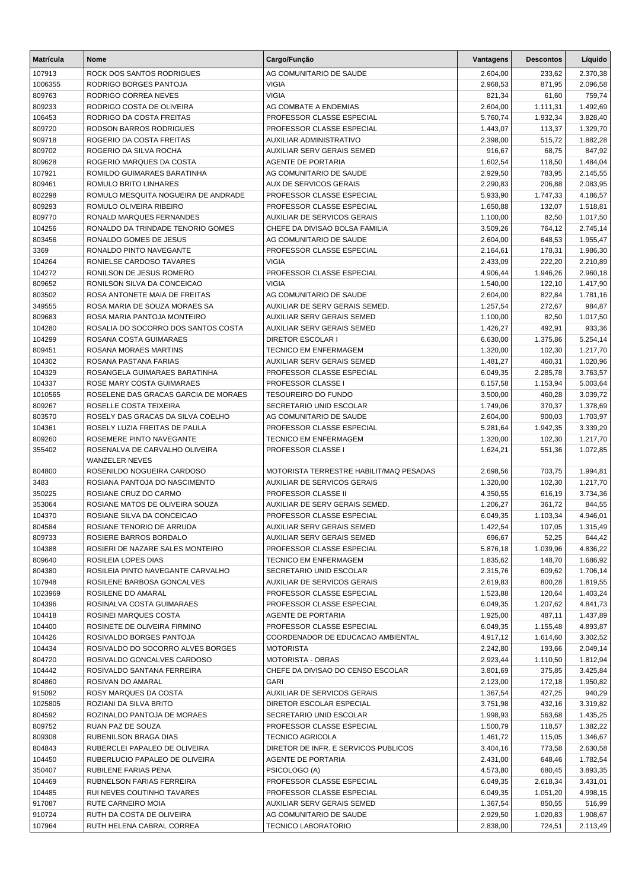| Matrícula | Nome | Cargo/Função | Vantagens | Descontos | Líquido |
|---|---|---|---|---|---|
| 107913 | ROCK DOS SANTOS RODRIGUES | AG COMUNITARIO DE SAUDE | 2.604,00 | 233,62 | 2.370,38 |
| 1006355 | RODRIGO BORGES PANTOJA | VIGIA | 2.968,53 | 871,95 | 2.096,58 |
| 809763 | RODRIGO CORREA NEVES | VIGIA | 821,34 | 61,60 | 759,74 |
| 809233 | RODRIGO COSTA DE OLIVEIRA | AG COMBATE A ENDEMIAS | 2.604,00 | 1.111,31 | 1.492,69 |
| 106453 | RODRIGO DA COSTA FREITAS | PROFESSOR CLASSE ESPECIAL | 5.760,74 | 1.932,34 | 3.828,40 |
| 809720 | RODSON BARROS RODRIGUES | PROFESSOR CLASSE ESPECIAL | 1.443,07 | 113,37 | 1.329,70 |
| 909718 | ROGERIO DA COSTA FREITAS | AUXILIAR ADMINISTRATIVO | 2.398,00 | 515,72 | 1.882,28 |
| 809702 | ROGERIO DA SILVA ROCHA | AUXILIAR SERV GERAIS SEMED | 916,67 | 68,75 | 847,92 |
| 809628 | ROGERIO MARQUES DA COSTA | AGENTE DE PORTARIA | 1.602,54 | 118,50 | 1.484,04 |
| 107921 | ROMILDO GUIMARAES BARATINHA | AG COMUNITARIO DE SAUDE | 2.929,50 | 783,95 | 2.145,55 |
| 809461 | ROMULO BRITO LINHARES | AUX DE SERVICOS GERAIS | 2.290,83 | 206,88 | 2.083,95 |
| 802298 | ROMULO MESQUITA NOGUEIRA DE ANDRADE | PROFESSOR CLASSE ESPECIAL | 5.933,90 | 1.747,33 | 4.186,57 |
| 809293 | ROMULO OLIVEIRA RIBEIRO | PROFESSOR CLASSE ESPECIAL | 1.650,88 | 132,07 | 1.518,81 |
| 809770 | RONALD MARQUES FERNANDES | AUXILIAR DE SERVICOS GERAIS | 1.100,00 | 82,50 | 1.017,50 |
| 104256 | RONALDO DA TRINDADE TENORIO GOMES | CHEFE DA DIVISAO BOLSA FAMILIA | 3.509,26 | 764,12 | 2.745,14 |
| 803456 | RONALDO GOMES DE JESUS | AG COMUNITARIO DE SAUDE | 2.604,00 | 648,53 | 1.955,47 |
| 3369 | RONALDO PINTO NAVEGANTE | PROFESSOR CLASSE ESPECIAL | 2.164,61 | 178,31 | 1.986,30 |
| 104264 | RONIELSE CARDOSO TAVARES | VIGIA | 2.433,09 | 222,20 | 2.210,89 |
| 104272 | RONILSON DE JESUS ROMERO | PROFESSOR CLASSE ESPECIAL | 4.906,44 | 1.946,26 | 2.960,18 |
| 809652 | RONILSON SILVA DA CONCEICAO | VIGIA | 1.540,00 | 122,10 | 1.417,90 |
| 803502 | ROSA ANTONETE MAIA DE FREITAS | AG COMUNITARIO DE SAUDE | 2.604,00 | 822,84 | 1.781,16 |
| 349555 | ROSA MARIA DE SOUZA MORAES SA | AUXILIAR DE SERV GERAIS SEMED. | 1.257,54 | 272,67 | 984,87 |
| 809683 | ROSA MARIA PANTOJA MONTEIRO | AUXILIAR SERV GERAIS SEMED | 1.100,00 | 82,50 | 1.017,50 |
| 104280 | ROSALIA DO SOCORRO DOS SANTOS COSTA | AUXILIAR SERV GERAIS SEMED | 1.426,27 | 492,91 | 933,36 |
| 104299 | ROSANA COSTA GUIMARAES | DIRETOR ESCOLAR I | 6.630,00 | 1.375,86 | 5.254,14 |
| 809451 | ROSANA MORAES MARTINS | TECNICO EM ENFERMAGEM | 1.320,00 | 102,30 | 1.217,70 |
| 104302 | ROSANA PASTANA FARIAS | AUXILIAR SERV GERAIS SEMED | 1.481,27 | 460,31 | 1.020,96 |
| 104329 | ROSANGELA GUIMARAES BARATINHA | PROFESSOR CLASSE ESPECIAL | 6.049,35 | 2.285,78 | 3.763,57 |
| 104337 | ROSE MARY COSTA GUIMARAES | PROFESSOR CLASSE I | 6.157,58 | 1.153,94 | 5.003,64 |
| 1010565 | ROSELENE DAS GRACAS GARCIA DE MORAES | TESOUREIRO DO FUNDO | 3.500,00 | 460,28 | 3.039,72 |
| 809267 | ROSELLE COSTA TEIXEIRA | SECRETARIO UNID ESCOLAR | 1.749,06 | 370,37 | 1.378,69 |
| 803570 | ROSELY DAS GRACAS DA SILVA COELHO | AG COMUNITARIO DE SAUDE | 2.604,00 | 900,03 | 1.703,97 |
| 104361 | ROSELY LUZIA FREITAS DE PAULA | PROFESSOR CLASSE ESPECIAL | 5.281,64 | 1.942,35 | 3.339,29 |
| 809260 | ROSEMERE PINTO NAVEGANTE | TECNICO EM ENFERMAGEM | 1.320,00 | 102,30 | 1.217,70 |
| 355402 | ROSENALVA DE CARVALHO OLIVEIRA WANZELER NEVES | PROFESSOR CLASSE I | 1.624,21 | 551,36 | 1.072,85 |
| 804800 | ROSENILDO NOGUEIRA CARDOSO | MOTORISTA TERRESTRE HABILIT/MAQ PESADAS | 2.698,56 | 703,75 | 1.994,81 |
| 3483 | ROSIANA PANTOJA DO NASCIMENTO | AUXILIAR DE SERVICOS GERAIS | 1.320,00 | 102,30 | 1.217,70 |
| 350225 | ROSIANE CRUZ DO CARMO | PROFESSOR CLASSE II | 4.350,55 | 616,19 | 3.734,36 |
| 353064 | ROSIANE MATOS DE OLIVEIRA SOUZA | AUXILIAR DE SERV GERAIS SEMED. | 1.206,27 | 361,72 | 844,55 |
| 104370 | ROSIANE SILVA DA CONCEICAO | PROFESSOR CLASSE ESPECIAL | 6.049,35 | 1.103,34 | 4.946,01 |
| 804584 | ROSIANE TENORIO DE ARRUDA | AUXILIAR SERV GERAIS SEMED | 1.422,54 | 107,05 | 1.315,49 |
| 809733 | ROSIERE BARROS BORDALO | AUXILIAR SERV GERAIS SEMED | 696,67 | 52,25 | 644,42 |
| 104388 | ROSIERI DE NAZARE SALES MONTEIRO | PROFESSOR CLASSE ESPECIAL | 5.876,18 | 1.039,96 | 4.836,22 |
| 809640 | ROSILEIA LOPES DIAS | TECNICO EM ENFERMAGEM | 1.835,62 | 148,70 | 1.686,92 |
| 804380 | ROSILEIA PINTO NAVEGANTE CARVALHO | SECRETARIO UNID ESCOLAR | 2.315,76 | 609,62 | 1.706,14 |
| 107948 | ROSILENE BARBOSA GONCALVES | AUXILIAR DE SERVICOS GERAIS | 2.619,83 | 800,28 | 1.819,55 |
| 1023969 | ROSILENE DO AMARAL | PROFESSOR CLASSE ESPECIAL | 1.523,88 | 120,64 | 1.403,24 |
| 104396 | ROSINALVA COSTA GUIMARAES | PROFESSOR CLASSE ESPECIAL | 6.049,35 | 1.207,62 | 4.841,73 |
| 104418 | ROSINEI MARQUES COSTA | AGENTE DE PORTARIA | 1.925,00 | 487,11 | 1.437,89 |
| 104400 | ROSINETE DE OLIVEIRA FIRMINO | PROFESSOR CLASSE ESPECIAL | 6.049,35 | 1.155,48 | 4.893,87 |
| 104426 | ROSIVALDO BORGES PANTOJA | COORDENADOR DE EDUCACAO AMBIENTAL | 4.917,12 | 1.614,60 | 3.302,52 |
| 104434 | ROSIVALDO DO SOCORRO ALVES BORGES | MOTORISTA | 2.242,80 | 193,66 | 2.049,14 |
| 804720 | ROSIVALDO GONCALVES CARDOSO | MOTORISTA - OBRAS | 2.923,44 | 1.110,50 | 1.812,94 |
| 104442 | ROSIVALDO SANTANA FERREIRA | CHEFE DA DIVISAO DO CENSO ESCOLAR | 3.801,69 | 375,85 | 3.425,84 |
| 804860 | ROSIVAN DO AMARAL | GARI | 2.123,00 | 172,18 | 1.950,82 |
| 915092 | ROSY MARQUES DA COSTA | AUXILIAR DE SERVICOS GERAIS | 1.367,54 | 427,25 | 940,29 |
| 1025805 | ROZIANI DA SILVA BRITO | DIRETOR ESCOLAR ESPECIAL | 3.751,98 | 432,16 | 3.319,82 |
| 804592 | ROZINALDO PANTOJA DE MORAES | SECRETARIO UNID ESCOLAR | 1.998,93 | 563,68 | 1.435,25 |
| 809752 | RUAN PAZ DE SOUZA | PROFESSOR CLASSE ESPECIAL | 1.500,79 | 118,57 | 1.382,22 |
| 809308 | RUBENILSON BRAGA DIAS | TECNICO AGRICOLA | 1.461,72 | 115,05 | 1.346,67 |
| 804843 | RUBERCLEI PAPALEO DE OLIVEIRA | DIRETOR DE INFR. E SERVICOS PUBLICOS | 3.404,16 | 773,58 | 2.630,58 |
| 104450 | RUBERLUCIO PAPALEO DE OLIVEIRA | AGENTE DE PORTARIA | 2.431,00 | 648,46 | 1.782,54 |
| 350407 | RUBILENE FARIAS PENA | PSICOLOGO (A) | 4.573,80 | 680,45 | 3.893,35 |
| 104469 | RUBNELSON FARIAS FERREIRA | PROFESSOR CLASSE ESPECIAL | 6.049,35 | 2.618,34 | 3.431,01 |
| 104485 | RUI NEVES COUTINHO TAVARES | PROFESSOR CLASSE ESPECIAL | 6.049,35 | 1.051,20 | 4.998,15 |
| 917087 | RUTE CARNEIRO MOIA | AUXILIAR SERV GERAIS SEMED | 1.367,54 | 850,55 | 516,99 |
| 910724 | RUTH DA COSTA DE OLIVEIRA | AG COMUNITARIO DE SAUDE | 2.929,50 | 1.020,83 | 1.908,67 |
| 107964 | RUTH HELENA CABRAL CORREA | TECNICO LABORATORIO | 2.838,00 | 724,51 | 2.113,49 |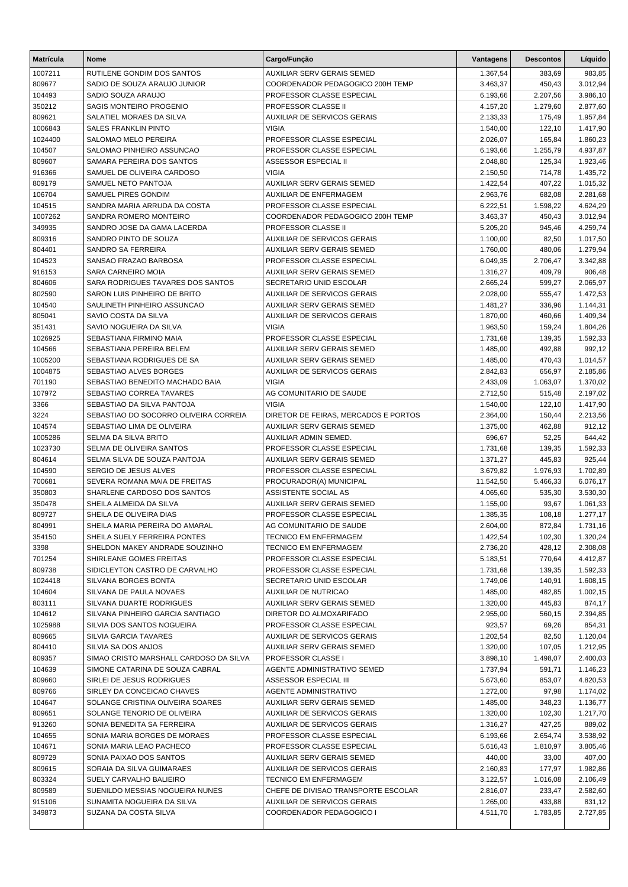| Matrícula | Nome | Cargo/Função | Vantagens | Descontos | Líquido |
|---|---|---|---|---|---|
| 1007211 | RUTILENE GONDIM DOS SANTOS | AUXILIAR SERV GERAIS SEMED | 1.367,54 | 383,69 | 983,85 |
| 809677 | SADIO DE SOUZA ARAUJO JUNIOR | COORDENADOR PEDAGOGICO 200H TEMP | 3.463,37 | 450,43 | 3.012,94 |
| 104493 | SADIO SOUZA ARAUJO | PROFESSOR CLASSE ESPECIAL | 6.193,66 | 2.207,56 | 3.986,10 |
| 350212 | SAGIS MONTEIRO PROGENIO | PROFESSOR CLASSE II | 4.157,20 | 1.279,60 | 2.877,60 |
| 809621 | SALATIEL MORAES DA SILVA | AUXILIAR DE SERVICOS GERAIS | 2.133,33 | 175,49 | 1.957,84 |
| 1006843 | SALES FRANKLIN PINTO | VIGIA | 1.540,00 | 122,10 | 1.417,90 |
| 1024400 | SALOMAO MELO PEREIRA | PROFESSOR CLASSE ESPECIAL | 2.026,07 | 165,84 | 1.860,23 |
| 104507 | SALOMAO PINHEIRO ASSUNCAO | PROFESSOR CLASSE ESPECIAL | 6.193,66 | 1.255,79 | 4.937,87 |
| 809607 | SAMARA PEREIRA DOS SANTOS | ASSESSOR ESPECIAL II | 2.048,80 | 125,34 | 1.923,46 |
| 916366 | SAMUEL DE OLIVEIRA CARDOSO | VIGIA | 2.150,50 | 714,78 | 1.435,72 |
| 809179 | SAMUEL NETO PANTOJA | AUXILIAR SERV GERAIS SEMED | 1.422,54 | 407,22 | 1.015,32 |
| 106704 | SAMUEL PIRES GONDIM | AUXILIAR DE ENFERMAGEM | 2.963,76 | 682,08 | 2.281,68 |
| 104515 | SANDRA MARIA ARRUDA DA COSTA | PROFESSOR CLASSE ESPECIAL | 6.222,51 | 1.598,22 | 4.624,29 |
| 1007262 | SANDRA ROMERO MONTEIRO | COORDENADOR PEDAGOGICO 200H TEMP | 3.463,37 | 450,43 | 3.012,94 |
| 349935 | SANDRO JOSE DA GAMA LACERDA | PROFESSOR CLASSE II | 5.205,20 | 945,46 | 4.259,74 |
| 809316 | SANDRO PINTO DE SOUZA | AUXILIAR DE SERVICOS GERAIS | 1.100,00 | 82,50 | 1.017,50 |
| 804401 | SANDRO SA FERREIRA | AUXILIAR SERV GERAIS SEMED | 1.760,00 | 480,06 | 1.279,94 |
| 104523 | SANSAO FRAZAO BARBOSA | PROFESSOR CLASSE ESPECIAL | 6.049,35 | 2.706,47 | 3.342,88 |
| 916153 | SARA CARNEIRO MOIA | AUXILIAR SERV GERAIS SEMED | 1.316,27 | 409,79 | 906,48 |
| 804606 | SARA RODRIGUES TAVARES DOS SANTOS | SECRETARIO UNID ESCOLAR | 2.665,24 | 599,27 | 2.065,97 |
| 802590 | SARON LUIS PINHEIRO DE BRITO | AUXILIAR DE SERVICOS GERAIS | 2.028,00 | 555,47 | 1.472,53 |
| 104540 | SAULINETH PINHEIRO ASSUNCAO | AUXILIAR SERV GERAIS SEMED | 1.481,27 | 336,96 | 1.144,31 |
| 805041 | SAVIO COSTA DA SILVA | AUXILIAR DE SERVICOS GERAIS | 1.870,00 | 460,66 | 1.409,34 |
| 351431 | SAVIO NOGUEIRA DA SILVA | VIGIA | 1.963,50 | 159,24 | 1.804,26 |
| 1026925 | SEBASTIANA FIRMINO MAIA | PROFESSOR CLASSE ESPECIAL | 1.731,68 | 139,35 | 1.592,33 |
| 104566 | SEBASTIANA PEREIRA BELEM | AUXILIAR SERV GERAIS SEMED | 1.485,00 | 492,88 | 992,12 |
| 1005200 | SEBASTIANA RODRIGUES DE SA | AUXILIAR SERV GERAIS SEMED | 1.485,00 | 470,43 | 1.014,57 |
| 1004875 | SEBASTIAO ALVES BORGES | AUXILIAR DE SERVICOS GERAIS | 2.842,83 | 656,97 | 2.185,86 |
| 701190 | SEBASTIAO BENEDITO MACHADO BAIA | VIGIA | 2.433,09 | 1.063,07 | 1.370,02 |
| 107972 | SEBASTIAO CORREA TAVARES | AG COMUNITARIO DE SAUDE | 2.712,50 | 515,48 | 2.197,02 |
| 3366 | SEBASTIAO DA SILVA PANTOJA | VIGIA | 1.540,00 | 122,10 | 1.417,90 |
| 3224 | SEBASTIAO DO SOCORRO OLIVEIRA CORREIA | DIRETOR DE FEIRAS, MERCADOS E PORTOS | 2.364,00 | 150,44 | 2.213,56 |
| 104574 | SEBASTIAO LIMA DE OLIVEIRA | AUXILIAR SERV GERAIS SEMED | 1.375,00 | 462,88 | 912,12 |
| 1005286 | SELMA DA SILVA BRITO | AUXILIAR ADMIN SEMED. | 696,67 | 52,25 | 644,42 |
| 1023730 | SELMA DE OLIVEIRA SANTOS | PROFESSOR CLASSE ESPECIAL | 1.731,68 | 139,35 | 1.592,33 |
| 804614 | SELMA SILVA DE SOUZA PANTOJA | AUXILIAR SERV GERAIS SEMED | 1.371,27 | 445,83 | 925,44 |
| 104590 | SERGIO DE JESUS ALVES | PROFESSOR CLASSE ESPECIAL | 3.679,82 | 1.976,93 | 1.702,89 |
| 700681 | SEVERA ROMANA MAIA DE FREITAS | PROCURADOR(A) MUNICIPAL | 11.542,50 | 5.466,33 | 6.076,17 |
| 350803 | SHARLENE CARDOSO DOS SANTOS | ASSISTENTE SOCIAL AS | 4.065,60 | 535,30 | 3.530,30 |
| 350478 | SHEILA ALMEIDA DA SILVA | AUXILIAR SERV GERAIS SEMED | 1.155,00 | 93,67 | 1.061,33 |
| 809727 | SHEILA DE OLIVEIRA DIAS | PROFESSOR CLASSE ESPECIAL | 1.385,35 | 108,18 | 1.277,17 |
| 804991 | SHEILA MARIA PEREIRA DO AMARAL | AG COMUNITARIO DE SAUDE | 2.604,00 | 872,84 | 1.731,16 |
| 354150 | SHEILA SUELY FERREIRA PONTES | TECNICO EM ENFERMAGEM | 1.422,54 | 102,30 | 1.320,24 |
| 3398 | SHELDON MAKEY ANDRADE SOUZINHO | TECNICO EM ENFERMAGEM | 2.736,20 | 428,12 | 2.308,08 |
| 701254 | SHIRLEANE GOMES FREITAS | PROFESSOR CLASSE ESPECIAL | 5.183,51 | 770,64 | 4.412,87 |
| 809738 | SIDICLEYTON CASTRO DE CARVALHO | PROFESSOR CLASSE ESPECIAL | 1.731,68 | 139,35 | 1.592,33 |
| 1024418 | SILVANA BORGES BONTA | SECRETARIO UNID ESCOLAR | 1.749,06 | 140,91 | 1.608,15 |
| 104604 | SILVANA DE PAULA NOVAES | AUXILIAR DE NUTRICAO | 1.485,00 | 482,85 | 1.002,15 |
| 803111 | SILVANA DUARTE RODRIGUES | AUXILIAR SERV GERAIS SEMED | 1.320,00 | 445,83 | 874,17 |
| 104612 | SILVANA PINHEIRO GARCIA SANTIAGO | DIRETOR DO ALMOXARIFADO | 2.955,00 | 560,15 | 2.394,85 |
| 1025988 | SILVIA DOS SANTOS NOGUEIRA | PROFESSOR CLASSE ESPECIAL | 923,57 | 69,26 | 854,31 |
| 809665 | SILVIA GARCIA TAVARES | AUXILIAR DE SERVICOS GERAIS | 1.202,54 | 82,50 | 1.120,04 |
| 804410 | SILVIA SA DOS ANJOS | AUXILIAR SERV GERAIS SEMED | 1.320,00 | 107,05 | 1.212,95 |
| 809357 | SIMAO CRISTO MARSHALL CARDOSO DA SILVA | PROFESSOR CLASSE I | 3.898,10 | 1.498,07 | 2.400,03 |
| 104639 | SIMONE CATARINA DE SOUZA CABRAL | AGENTE ADMINISTRATIVO SEMED | 1.737,94 | 591,71 | 1.146,23 |
| 809660 | SIRLEI DE JESUS RODRIGUES | ASSESSOR ESPECIAL III | 5.673,60 | 853,07 | 4.820,53 |
| 809766 | SIRLEY DA CONCEICAO CHAVES | AGENTE ADMINISTRATIVO | 1.272,00 | 97,98 | 1.174,02 |
| 104647 | SOLANGE CRISTINA OLIVEIRA SOARES | AUXILIAR SERV GERAIS SEMED | 1.485,00 | 348,23 | 1.136,77 |
| 809651 | SOLANGE TENORIO DE OLIVEIRA | AUXILIAR DE SERVICOS GERAIS | 1.320,00 | 102,30 | 1.217,70 |
| 913260 | SONIA BENEDITA SA FERREIRA | AUXILIAR DE SERVICOS GERAIS | 1.316,27 | 427,25 | 889,02 |
| 104655 | SONIA MARIA BORGES DE MORAES | PROFESSOR CLASSE ESPECIAL | 6.193,66 | 2.654,74 | 3.538,92 |
| 104671 | SONIA MARIA LEAO PACHECO | PROFESSOR CLASSE ESPECIAL | 5.616,43 | 1.810,97 | 3.805,46 |
| 809729 | SONIA PAIXAO DOS SANTOS | AUXILIAR SERV GERAIS SEMED | 440,00 | 33,00 | 407,00 |
| 809615 | SORAIA DA SILVA GUIMARAES | AUXILIAR DE SERVICOS GERAIS | 2.160,83 | 177,97 | 1.982,86 |
| 803324 | SUELY CARVALHO BALIEIRO | TECNICO EM ENFERMAGEM | 3.122,57 | 1.016,08 | 2.106,49 |
| 809589 | SUENILDO MESSIAS NOGUEIRA NUNES | CHEFE DE DIVISAO TRANSPORTE ESCOLAR | 2.816,07 | 233,47 | 2.582,60 |
| 915106 | SUNAMITA NOGUEIRA DA SILVA | AUXILIAR DE SERVICOS GERAIS | 1.265,00 | 433,88 | 831,12 |
| 349873 | SUZANA DA COSTA SILVA | COORDENADOR PEDAGOGICO I | 4.511,70 | 1.783,85 | 2.727,85 |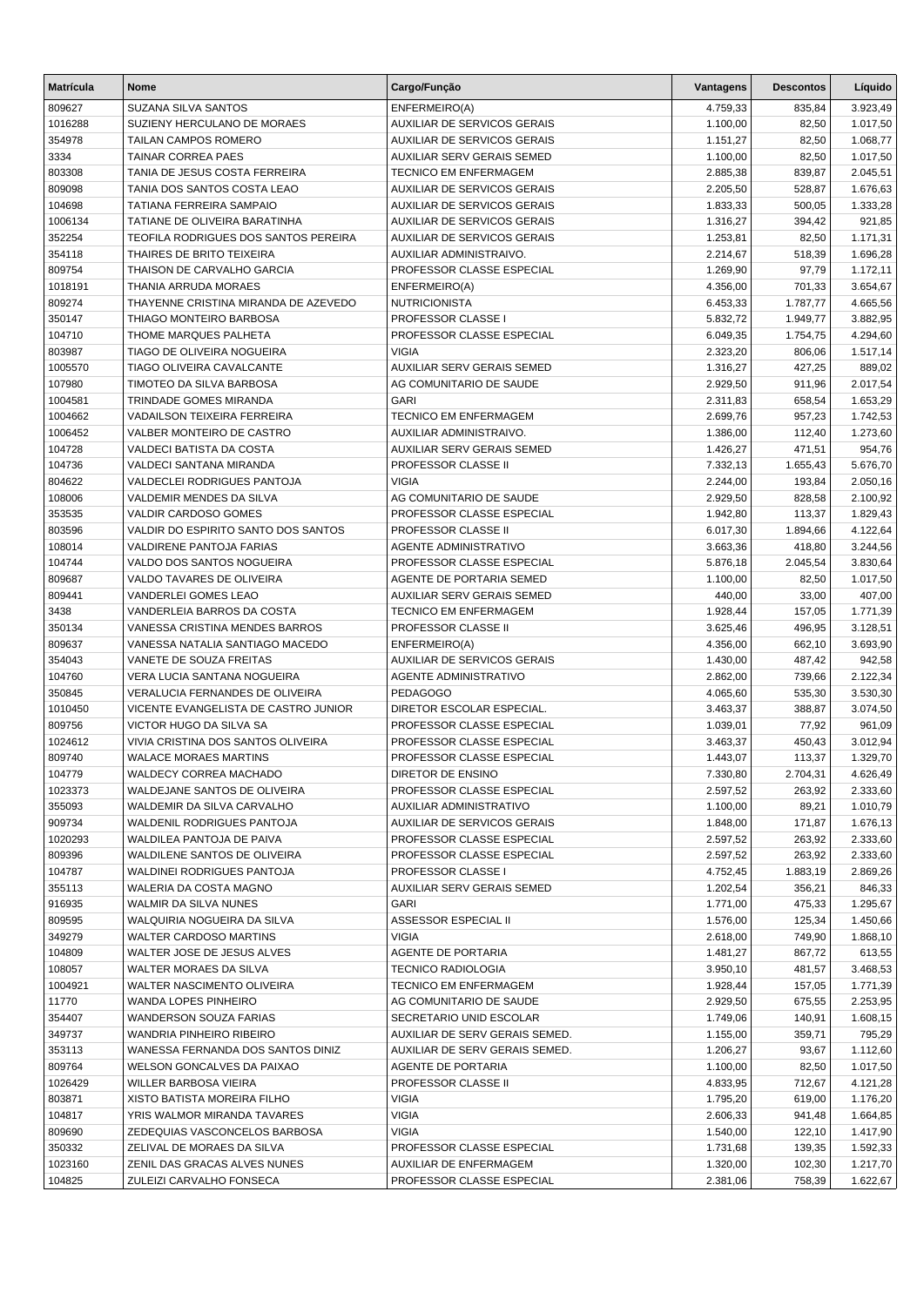| Matrícula | Nome | Cargo/Função | Vantagens | Descontos | Líquido |
|---|---|---|---|---|---|
| 809627 | SUZANA SILVA SANTOS | ENFERMEIRO(A) | 4.759,33 | 835,84 | 3.923,49 |
| 1016288 | SUZIENY HERCULANO DE MORAES | AUXILIAR DE SERVICOS GERAIS | 1.100,00 | 82,50 | 1.017,50 |
| 354978 | TAILAN CAMPOS ROMERO | AUXILIAR DE SERVICOS GERAIS | 1.151,27 | 82,50 | 1.068,77 |
| 3334 | TAINAR CORREA PAES | AUXILIAR SERV GERAIS SEMED | 1.100,00 | 82,50 | 1.017,50 |
| 803308 | TANIA DE JESUS COSTA FERREIRA | TECNICO EM ENFERMAGEM | 2.885,38 | 839,87 | 2.045,51 |
| 809098 | TANIA DOS SANTOS COSTA LEAO | AUXILIAR DE SERVICOS GERAIS | 2.205,50 | 528,87 | 1.676,63 |
| 104698 | TATIANA FERREIRA SAMPAIO | AUXILIAR DE SERVICOS GERAIS | 1.833,33 | 500,05 | 1.333,28 |
| 1006134 | TATIANE DE OLIVEIRA BARATINHA | AUXILIAR DE SERVICOS GERAIS | 1.316,27 | 394,42 | 921,85 |
| 352254 | TEOFILA RODRIGUES DOS SANTOS PEREIRA | AUXILIAR DE SERVICOS GERAIS | 1.253,81 | 82,50 | 1.171,31 |
| 354118 | THAIRES DE BRITO TEIXEIRA | AUXILIAR ADMINISTRAIVO. | 2.214,67 | 518,39 | 1.696,28 |
| 809754 | THAISON DE CARVALHO GARCIA | PROFESSOR CLASSE ESPECIAL | 1.269,90 | 97,79 | 1.172,11 |
| 1018191 | THANIA ARRUDA MORAES | ENFERMEIRO(A) | 4.356,00 | 701,33 | 3.654,67 |
| 809274 | THAYENNE CRISTINA MIRANDA DE AZEVEDO | NUTRICIONISTA | 6.453,33 | 1.787,77 | 4.665,56 |
| 350147 | THIAGO MONTEIRO BARBOSA | PROFESSOR CLASSE I | 5.832,72 | 1.949,77 | 3.882,95 |
| 104710 | THOME MARQUES PALHETA | PROFESSOR CLASSE ESPECIAL | 6.049,35 | 1.754,75 | 4.294,60 |
| 803987 | TIAGO DE OLIVEIRA NOGUEIRA | VIGIA | 2.323,20 | 806,06 | 1.517,14 |
| 1005570 | TIAGO OLIVEIRA CAVALCANTE | AUXILIAR SERV GERAIS SEMED | 1.316,27 | 427,25 | 889,02 |
| 107980 | TIMOTEO DA SILVA BARBOSA | AG COMUNITARIO DE SAUDE | 2.929,50 | 911,96 | 2.017,54 |
| 1004581 | TRINDADE GOMES MIRANDA | GARI | 2.311,83 | 658,54 | 1.653,29 |
| 1004662 | VADAILSON TEIXEIRA FERREIRA | TECNICO EM ENFERMAGEM | 2.699,76 | 957,23 | 1.742,53 |
| 1006452 | VALBER MONTEIRO DE CASTRO | AUXILIAR ADMINISTRAIVO. | 1.386,00 | 112,40 | 1.273,60 |
| 104728 | VALDECI BATISTA DA COSTA | AUXILIAR SERV GERAIS SEMED | 1.426,27 | 471,51 | 954,76 |
| 104736 | VALDECI SANTANA MIRANDA | PROFESSOR CLASSE II | 7.332,13 | 1.655,43 | 5.676,70 |
| 804622 | VALDECLEI RODRIGUES PANTOJA | VIGIA | 2.244,00 | 193,84 | 2.050,16 |
| 108006 | VALDEMIR MENDES DA SILVA | AG COMUNITARIO DE SAUDE | 2.929,50 | 828,58 | 2.100,92 |
| 353535 | VALDIR CARDOSO GOMES | PROFESSOR CLASSE ESPECIAL | 1.942,80 | 113,37 | 1.829,43 |
| 803596 | VALDIR DO ESPIRITO SANTO DOS SANTOS | PROFESSOR CLASSE II | 6.017,30 | 1.894,66 | 4.122,64 |
| 108014 | VALDIRENE PANTOJA FARIAS | AGENTE ADMINISTRATIVO | 3.663,36 | 418,80 | 3.244,56 |
| 104744 | VALDO DOS SANTOS NOGUEIRA | PROFESSOR CLASSE ESPECIAL | 5.876,18 | 2.045,54 | 3.830,64 |
| 809687 | VALDO TAVARES DE OLIVEIRA | AGENTE DE PORTARIA SEMED | 1.100,00 | 82,50 | 1.017,50 |
| 809441 | VANDERLEI GOMES LEAO | AUXILIAR SERV GERAIS SEMED | 440,00 | 33,00 | 407,00 |
| 3438 | VANDERLEIA BARROS DA COSTA | TECNICO EM ENFERMAGEM | 1.928,44 | 157,05 | 1.771,39 |
| 350134 | VANESSA CRISTINA MENDES BARROS | PROFESSOR CLASSE II | 3.625,46 | 496,95 | 3.128,51 |
| 809637 | VANESSA NATALIA SANTIAGO MACEDO | ENFERMEIRO(A) | 4.356,00 | 662,10 | 3.693,90 |
| 354043 | VANETE DE SOUZA FREITAS | AUXILIAR DE SERVICOS GERAIS | 1.430,00 | 487,42 | 942,58 |
| 104760 | VERA LUCIA SANTANA NOGUEIRA | AGENTE ADMINISTRATIVO | 2.862,00 | 739,66 | 2.122,34 |
| 350845 | VERALUCIA FERNANDES DE OLIVEIRA | PEDAGOGO | 4.065,60 | 535,30 | 3.530,30 |
| 1010450 | VICENTE EVANGELISTA DE CASTRO JUNIOR | DIRETOR ESCOLAR ESPECIAL. | 3.463,37 | 388,87 | 3.074,50 |
| 809756 | VICTOR HUGO DA SILVA SA | PROFESSOR CLASSE ESPECIAL | 1.039,01 | 77,92 | 961,09 |
| 1024612 | VIVIA CRISTINA DOS SANTOS OLIVEIRA | PROFESSOR CLASSE ESPECIAL | 3.463,37 | 450,43 | 3.012,94 |
| 809740 | WALACE MORAES MARTINS | PROFESSOR CLASSE ESPECIAL | 1.443,07 | 113,37 | 1.329,70 |
| 104779 | WALDECY CORREA MACHADO | DIRETOR DE ENSINO | 7.330,80 | 2.704,31 | 4.626,49 |
| 1023373 | WALDEJANE SANTOS DE OLIVEIRA | PROFESSOR CLASSE ESPECIAL | 2.597,52 | 263,92 | 2.333,60 |
| 355093 | WALDEMIR DA SILVA CARVALHO | AUXILIAR ADMINISTRATIVO | 1.100,00 | 89,21 | 1.010,79 |
| 909734 | WALDENIL RODRIGUES PANTOJA | AUXILIAR DE SERVICOS GERAIS | 1.848,00 | 171,87 | 1.676,13 |
| 1020293 | WALDILEA PANTOJA DE PAIVA | PROFESSOR CLASSE ESPECIAL | 2.597,52 | 263,92 | 2.333,60 |
| 809396 | WALDILENE SANTOS DE OLIVEIRA | PROFESSOR CLASSE ESPECIAL | 2.597,52 | 263,92 | 2.333,60 |
| 104787 | WALDINEI RODRIGUES PANTOJA | PROFESSOR CLASSE I | 4.752,45 | 1.883,19 | 2.869,26 |
| 355113 | WALERIA DA COSTA MAGNO | AUXILIAR SERV GERAIS SEMED | 1.202,54 | 356,21 | 846,33 |
| 916935 | WALMIR DA SILVA NUNES | GARI | 1.771,00 | 475,33 | 1.295,67 |
| 809595 | WALQUIRIA NOGUEIRA DA SILVA | ASSESSOR ESPECIAL II | 1.576,00 | 125,34 | 1.450,66 |
| 349279 | WALTER CARDOSO MARTINS | VIGIA | 2.618,00 | 749,90 | 1.868,10 |
| 104809 | WALTER JOSE DE JESUS ALVES | AGENTE DE PORTARIA | 1.481,27 | 867,72 | 613,55 |
| 108057 | WALTER MORAES DA SILVA | TECNICO RADIOLOGIA | 3.950,10 | 481,57 | 3.468,53 |
| 1004921 | WALTER NASCIMENTO OLIVEIRA | TECNICO EM ENFERMAGEM | 1.928,44 | 157,05 | 1.771,39 |
| 11770 | WANDA LOPES PINHEIRO | AG COMUNITARIO DE SAUDE | 2.929,50 | 675,55 | 2.253,95 |
| 354407 | WANDERSON SOUZA FARIAS | SECRETARIO UNID ESCOLAR | 1.749,06 | 140,91 | 1.608,15 |
| 349737 | WANDRIA PINHEIRO RIBEIRO | AUXILIAR DE SERV GERAIS SEMED. | 1.155,00 | 359,71 | 795,29 |
| 353113 | WANESSA FERNANDA DOS SANTOS DINIZ | AUXILIAR DE SERV GERAIS SEMED. | 1.206,27 | 93,67 | 1.112,60 |
| 809764 | WELSON GONCALVES DA PAIXAO | AGENTE DE PORTARIA | 1.100,00 | 82,50 | 1.017,50 |
| 1026429 | WILLER BARBOSA VIEIRA | PROFESSOR CLASSE II | 4.833,95 | 712,67 | 4.121,28 |
| 803871 | XISTO BATISTA MOREIRA FILHO | VIGIA | 1.795,20 | 619,00 | 1.176,20 |
| 104817 | YRIS WALMOR MIRANDA TAVARES | VIGIA | 2.606,33 | 941,48 | 1.664,85 |
| 809690 | ZEDEQUIAS VASCONCELOS BARBOSA | VIGIA | 1.540,00 | 122,10 | 1.417,90 |
| 350332 | ZELIVAL DE MORAES DA SILVA | PROFESSOR CLASSE ESPECIAL | 1.731,68 | 139,35 | 1.592,33 |
| 1023160 | ZENIL DAS GRACAS ALVES NUNES | AUXILIAR DE ENFERMAGEM | 1.320,00 | 102,30 | 1.217,70 |
| 104825 | ZULEIZI CARVALHO FONSECA | PROFESSOR CLASSE ESPECIAL | 2.381,06 | 758,39 | 1.622,67 |